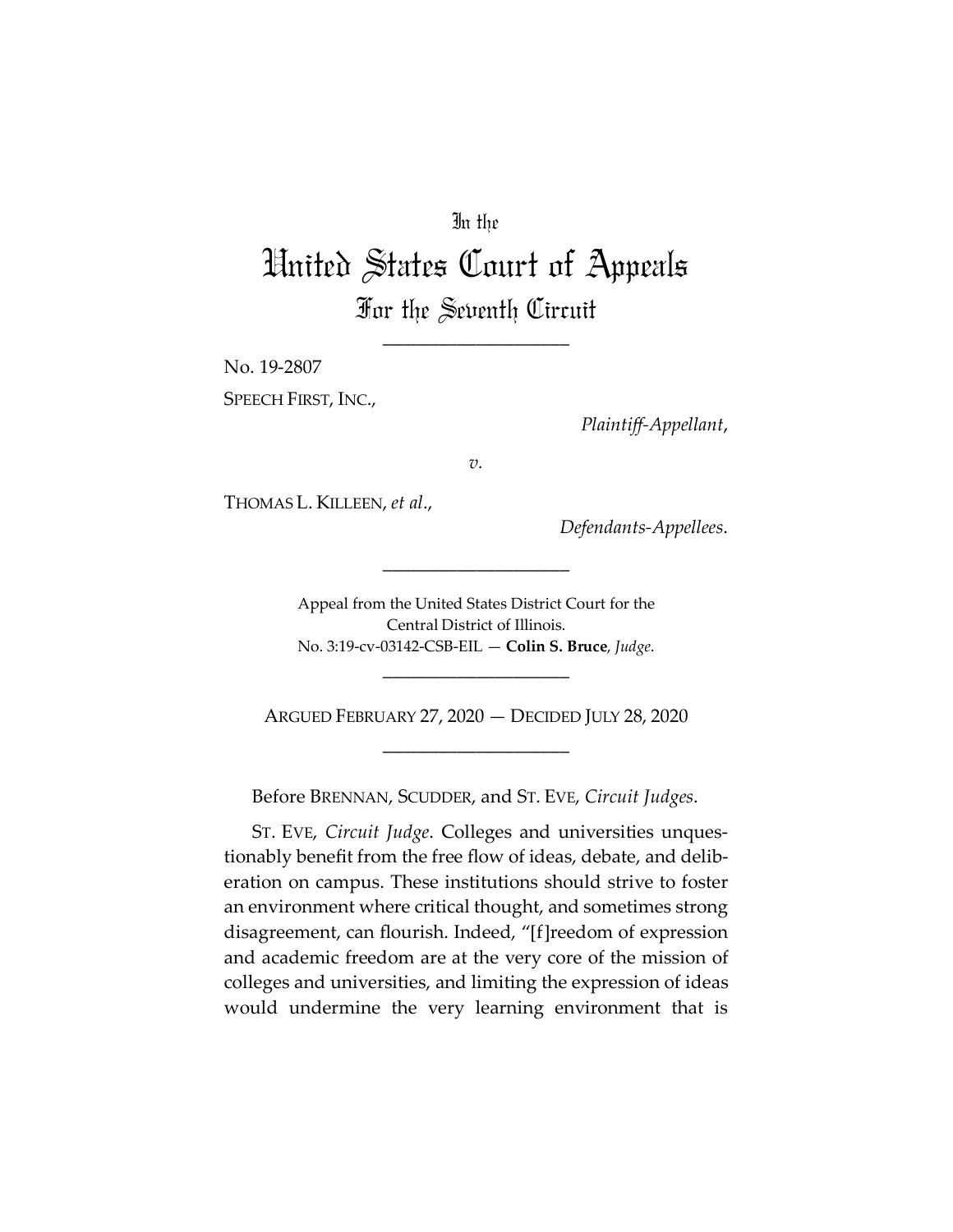In the

# United States Court of Appeals

## For the Seventh Circuit

---

No. 19-2807

SPEECH FIRST, INC.,

*Plaintiff-Appellant*,

*v.*

THOMAS L. KILLEEN, *et al*.,

*Defendants-Appellees*.

---

Appeal from the United States District Court for the Central District of Illinois.
No. 3:19-cv-03142-CSB-EIL — **Colin S. Bruce**, *Judge*.

---

ARGUED FEBRUARY 27, 2020 — DECIDED JULY 28, 2020

---

Before BRENNAN, SCUDDER, and ST. EVE, *Circuit Judges*.

ST. EVE, *Circuit Judge*. Colleges and universities unquestionably benefit from the free flow of ideas, debate, and deliberation on campus. These institutions should strive to foster an environment where critical thought, and sometimes strong disagreement, can flourish. Indeed, "[f]reedom of expression and academic freedom are at the very core of the mission of colleges and universities, and limiting the expression of ideas would undermine the very learning environment that is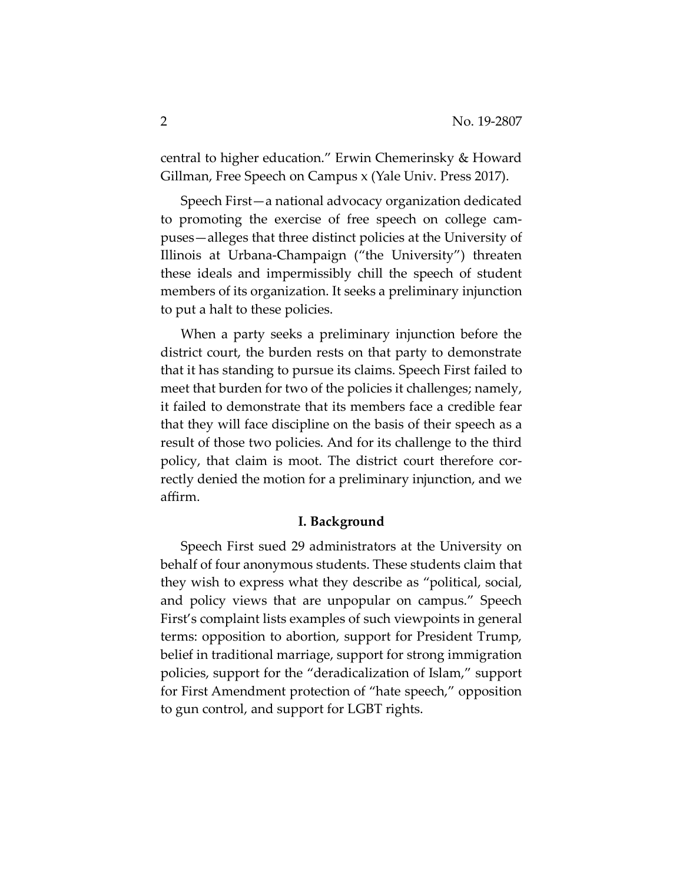central to higher education." Erwin Chemerinsky & Howard Gillman, Free Speech on Campus x (Yale Univ. Press 2017).

Speech First—a national advocacy organization dedicated to promoting the exercise of free speech on college campuses—alleges that three distinct policies at the University of Illinois at Urbana-Champaign ("the University") threaten these ideals and impermissibly chill the speech of student members of its organization. It seeks a preliminary injunction to put a halt to these policies.

When a party seeks a preliminary injunction before the district court, the burden rests on that party to demonstrate that it has standing to pursue its claims. Speech First failed to meet that burden for two of the policies it challenges; namely, it failed to demonstrate that its members face a credible fear that they will face discipline on the basis of their speech as a result of those two policies. And for its challenge to the third policy, that claim is moot. The district court therefore correctly denied the motion for a preliminary injunction, and we affirm.

## I. Background

Speech First sued 29 administrators at the University on behalf of four anonymous students. These students claim that they wish to express what they describe as "political, social, and policy views that are unpopular on campus." Speech First's complaint lists examples of such viewpoints in general terms: opposition to abortion, support for President Trump, belief in traditional marriage, support for strong immigration policies, support for the "deradicalization of Islam," support for First Amendment protection of "hate speech," opposition to gun control, and support for LGBT rights.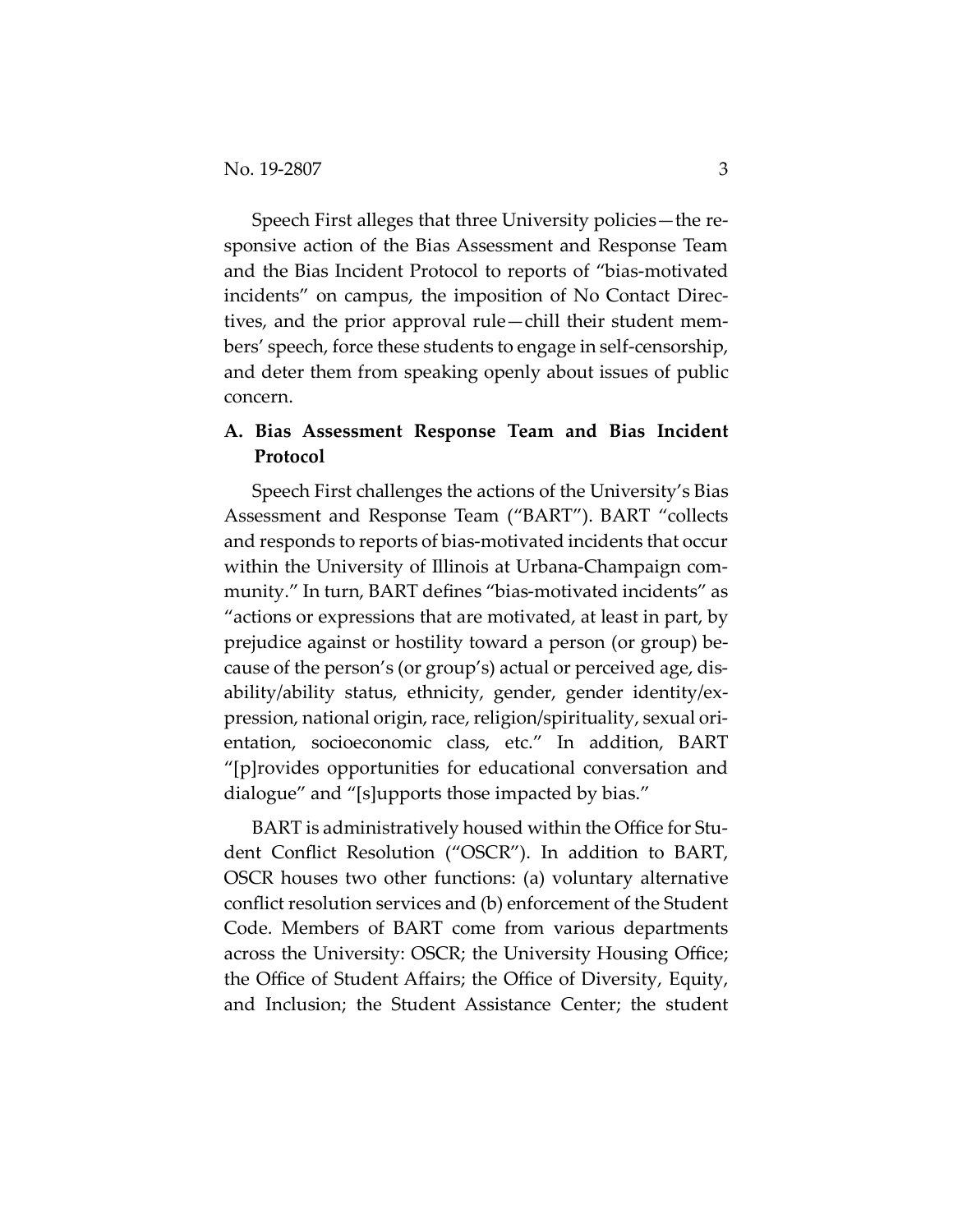Speech First alleges that three University policies—the responsive action of the Bias Assessment and Response Team and the Bias Incident Protocol to reports of "bias-motivated incidents" on campus, the imposition of No Contact Directives, and the prior approval rule—chill their student members' speech, force these students to engage in self-censorship, and deter them from speaking openly about issues of public concern.

### A. Bias Assessment Response Team and Bias Incident Protocol

Speech First challenges the actions of the University's Bias Assessment and Response Team ("BART"). BART "collects and responds to reports of bias-motivated incidents that occur within the University of Illinois at Urbana-Champaign community." In turn, BART defines "bias-motivated incidents" as "actions or expressions that are motivated, at least in part, by prejudice against or hostility toward a person (or group) because of the person's (or group's) actual or perceived age, disability/ability status, ethnicity, gender, gender identity/expression, national origin, race, religion/spirituality, sexual orientation, socioeconomic class, etc." In addition, BART "[p]rovides opportunities for educational conversation and dialogue" and "[s]upports those impacted by bias."

BART is administratively housed within the Office for Student Conflict Resolution ("OSCR"). In addition to BART, OSCR houses two other functions: (a) voluntary alternative conflict resolution services and (b) enforcement of the Student Code. Members of BART come from various departments across the University: OSCR; the University Housing Office; the Office of Student Affairs; the Office of Diversity, Equity, and Inclusion; the Student Assistance Center; the student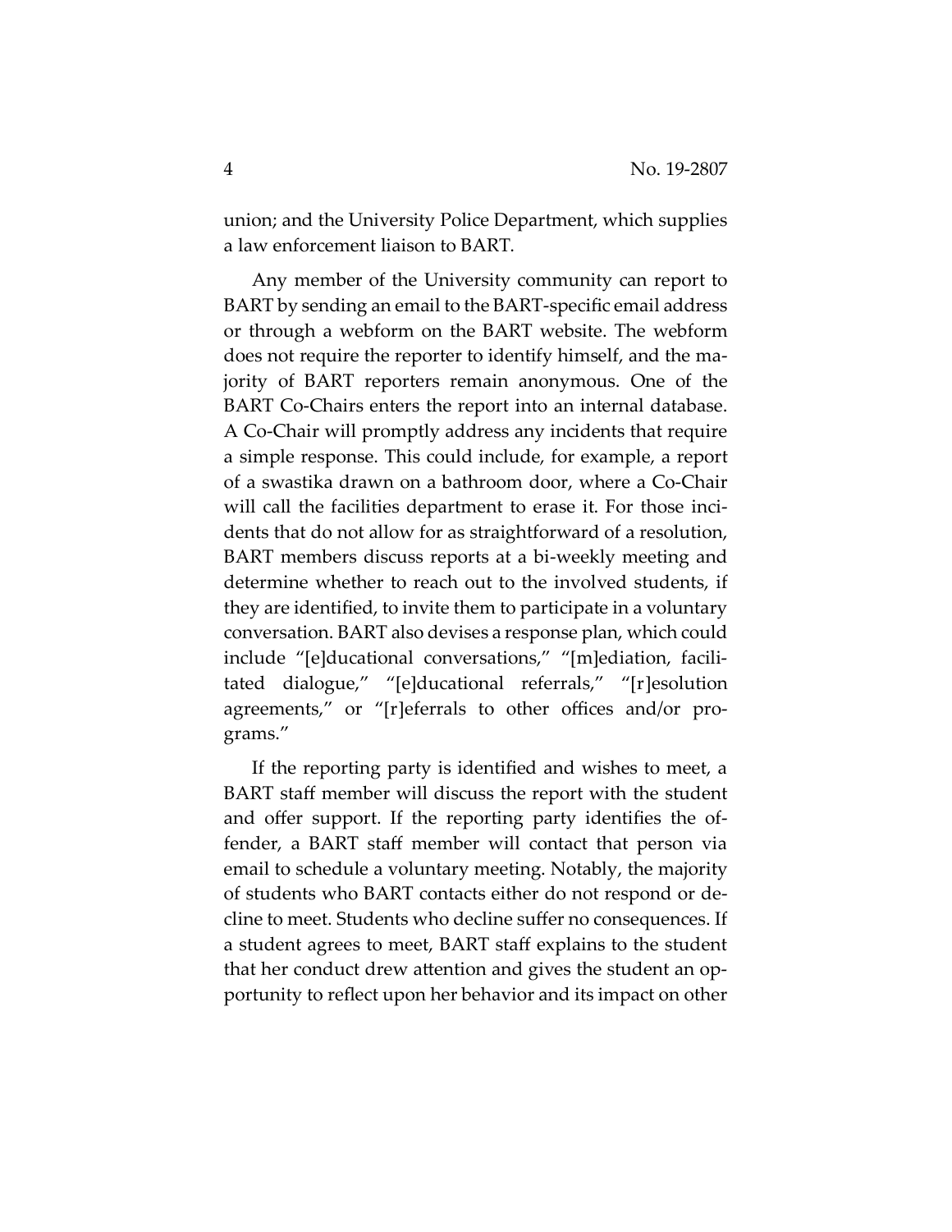union; and the University Police Department, which supplies a law enforcement liaison to BART.

Any member of the University community can report to BART by sending an email to the BART-specific email address or through a webform on the BART website. The webform does not require the reporter to identify himself, and the majority of BART reporters remain anonymous. One of the BART Co-Chairs enters the report into an internal database. A Co-Chair will promptly address any incidents that require a simple response. This could include, for example, a report of a swastika drawn on a bathroom door, where a Co-Chair will call the facilities department to erase it. For those incidents that do not allow for as straightforward of a resolution, BART members discuss reports at a bi-weekly meeting and determine whether to reach out to the involved students, if they are identified, to invite them to participate in a voluntary conversation. BART also devises a response plan, which could include "[e]ducational conversations," "[m]ediation, facilitated dialogue," "[e]ducational referrals," "[r]esolution agreements," or "[r]eferrals to other offices and/or programs."

If the reporting party is identified and wishes to meet, a BART staff member will discuss the report with the student and offer support. If the reporting party identifies the offender, a BART staff member will contact that person via email to schedule a voluntary meeting. Notably, the majority of students who BART contacts either do not respond or decline to meet. Students who decline suffer no consequences. If a student agrees to meet, BART staff explains to the student that her conduct drew attention and gives the student an opportunity to reflect upon her behavior and its impact on other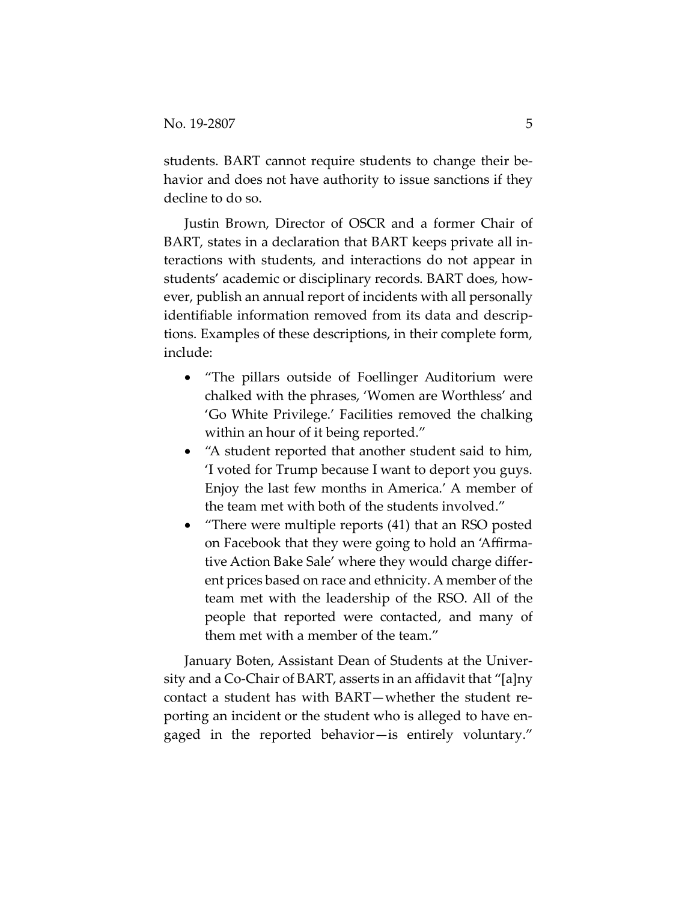students. BART cannot require students to change their behavior and does not have authority to issue sanctions if they decline to do so.

Justin Brown, Director of OSCR and a former Chair of BART, states in a declaration that BART keeps private all interactions with students, and interactions do not appear in students' academic or disciplinary records. BART does, however, publish an annual report of incidents with all personally identifiable information removed from its data and descriptions. Examples of these descriptions, in their complete form, include:

- "The pillars outside of Foellinger Auditorium were chalked with the phrases, 'Women are Worthless' and 'Go White Privilege.' Facilities removed the chalking within an hour of it being reported."
- "A student reported that another student said to him, 'I voted for Trump because I want to deport you guys. Enjoy the last few months in America.' A member of the team met with both of the students involved."
- "There were multiple reports (41) that an RSO posted on Facebook that they were going to hold an 'Affirmative Action Bake Sale' where they would charge different prices based on race and ethnicity. A member of the team met with the leadership of the RSO. All of the people that reported were contacted, and many of them met with a member of the team."

January Boten, Assistant Dean of Students at the University and a Co-Chair of BART, asserts in an affidavit that "[a]ny contact a student has with BART—whether the student reporting an incident or the student who is alleged to have engaged in the reported behavior—is entirely voluntary."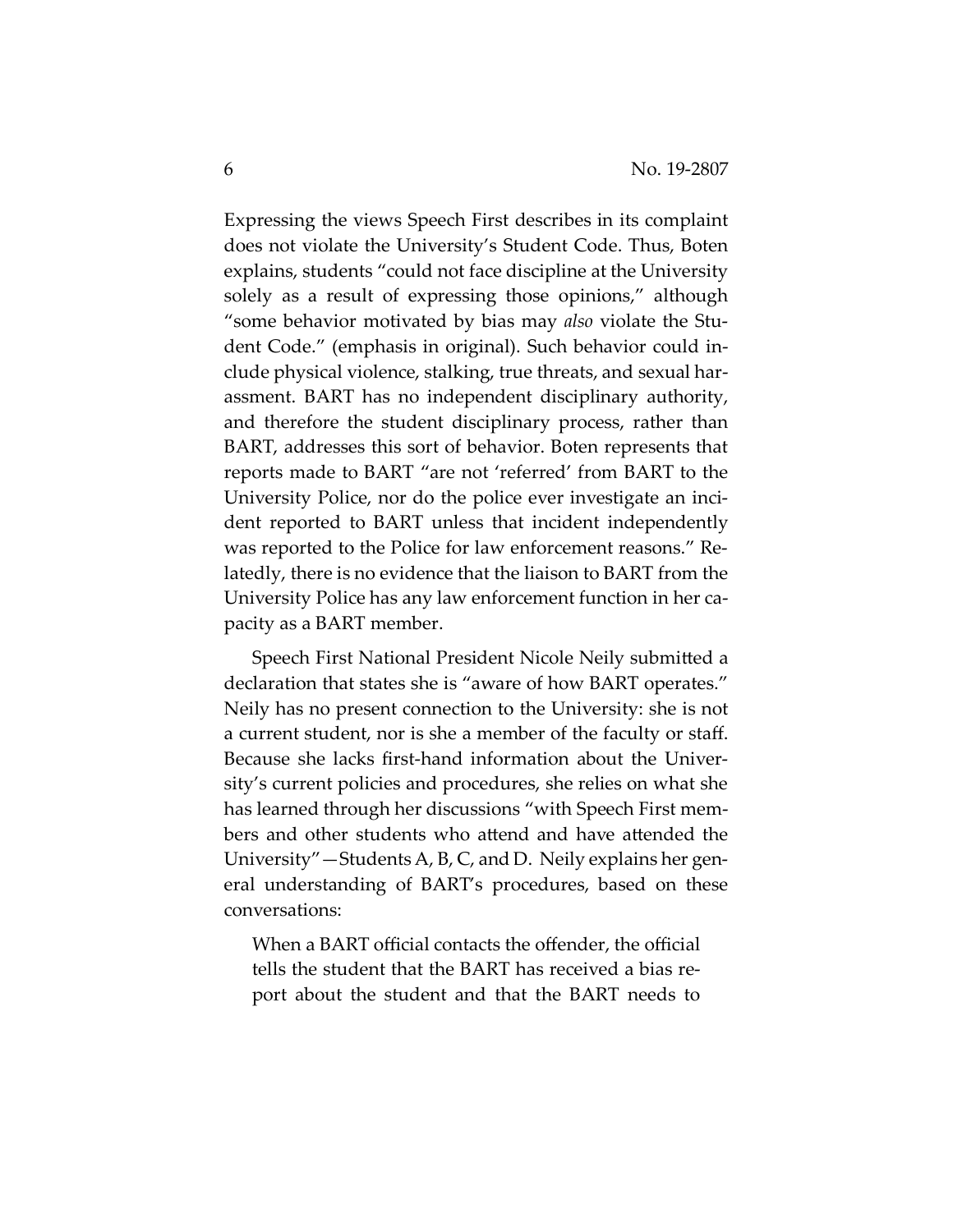Expressing the views Speech First describes in its complaint does not violate the University's Student Code. Thus, Boten explains, students "could not face discipline at the University solely as a result of expressing those opinions," although "some behavior motivated by bias may *also* violate the Student Code." (emphasis in original). Such behavior could include physical violence, stalking, true threats, and sexual harassment. BART has no independent disciplinary authority, and therefore the student disciplinary process, rather than BART, addresses this sort of behavior. Boten represents that reports made to BART "are not 'referred' from BART to the University Police, nor do the police ever investigate an incident reported to BART unless that incident independently was reported to the Police for law enforcement reasons." Relatedly, there is no evidence that the liaison to BART from the University Police has any law enforcement function in her capacity as a BART member.

Speech First National President Nicole Neily submitted a declaration that states she is "aware of how BART operates." Neily has no present connection to the University: she is not a current student, nor is she a member of the faculty or staff. Because she lacks first-hand information about the University's current policies and procedures, she relies on what she has learned through her discussions "with Speech First members and other students who attend and have attended the University"—Students A, B, C, and D. Neily explains her general understanding of BART's procedures, based on these conversations:

> When a BART official contacts the offender, the official tells the student that the BART has received a bias report about the student and that the BART needs to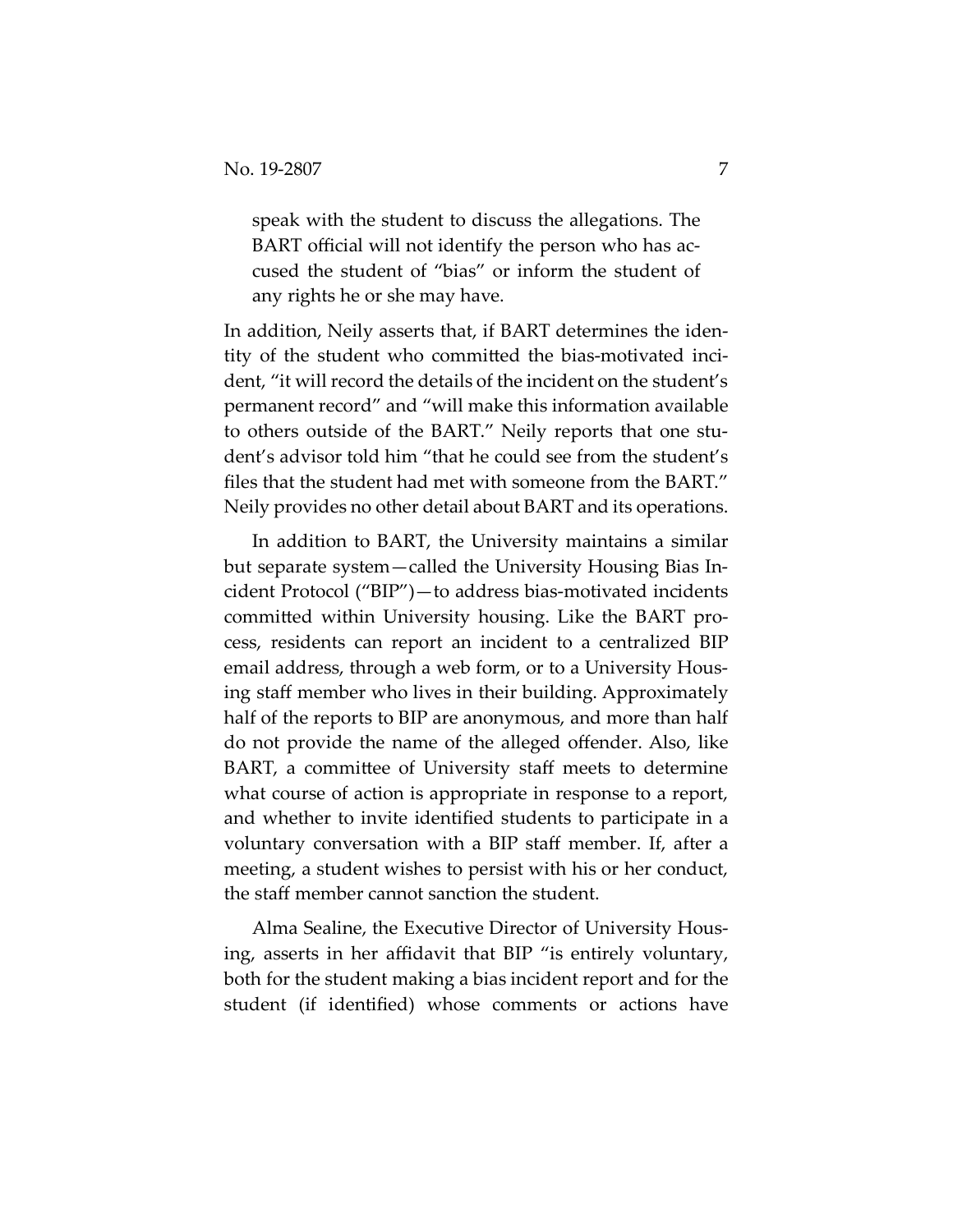> speak with the student to discuss the allegations. The BART official will not identify the person who has accused the student of "bias" or inform the student of any rights he or she may have.

In addition, Neily asserts that, if BART determines the identity of the student who committed the bias-motivated incident, "it will record the details of the incident on the student's permanent record" and "will make this information available to others outside of the BART." Neily reports that one student's advisor told him "that he could see from the student's files that the student had met with someone from the BART." Neily provides no other detail about BART and its operations.

In addition to BART, the University maintains a similar but separate system—called the University Housing Bias Incident Protocol ("BIP")—to address bias-motivated incidents committed within University housing. Like the BART process, residents can report an incident to a centralized BIP email address, through a web form, or to a University Housing staff member who lives in their building. Approximately half of the reports to BIP are anonymous, and more than half do not provide the name of the alleged offender. Also, like BART, a committee of University staff meets to determine what course of action is appropriate in response to a report, and whether to invite identified students to participate in a voluntary conversation with a BIP staff member. If, after a meeting, a student wishes to persist with his or her conduct, the staff member cannot sanction the student.

Alma Sealine, the Executive Director of University Housing, asserts in her affidavit that BIP "is entirely voluntary, both for the student making a bias incident report and for the student (if identified) whose comments or actions have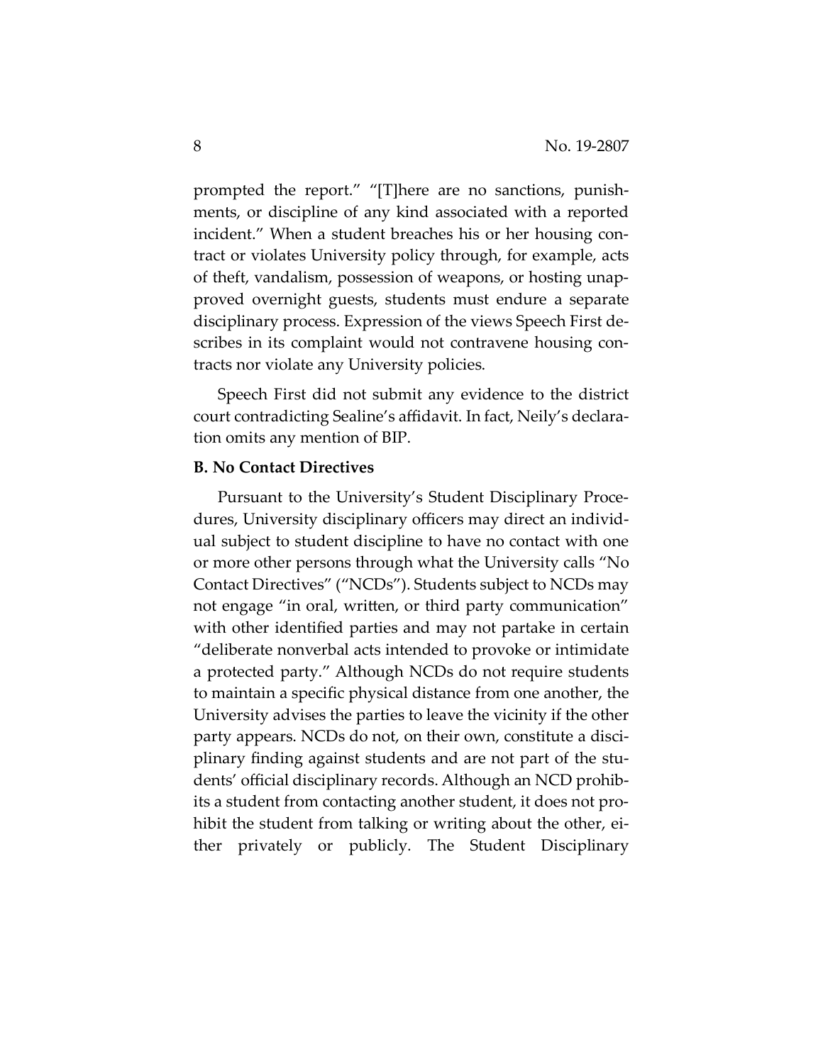prompted the report." "[T]here are no sanctions, punishments, or discipline of any kind associated with a reported incident." When a student breaches his or her housing contract or violates University policy through, for example, acts of theft, vandalism, possession of weapons, or hosting unapproved overnight guests, students must endure a separate disciplinary process. Expression of the views Speech First describes in its complaint would not contravene housing contracts nor violate any University policies.

Speech First did not submit any evidence to the district court contradicting Sealine's affidavit. In fact, Neily's declaration omits any mention of BIP.

**B. No Contact Directives**

Pursuant to the University's Student Disciplinary Procedures, University disciplinary officers may direct an individual subject to student discipline to have no contact with one or more other persons through what the University calls "No Contact Directives" ("NCDs"). Students subject to NCDs may not engage "in oral, written, or third party communication" with other identified parties and may not partake in certain "deliberate nonverbal acts intended to provoke or intimidate a protected party." Although NCDs do not require students to maintain a specific physical distance from one another, the University advises the parties to leave the vicinity if the other party appears. NCDs do not, on their own, constitute a disciplinary finding against students and are not part of the students' official disciplinary records. Although an NCD prohibits a student from contacting another student, it does not prohibit the student from talking or writing about the other, either privately or publicly. The Student Disciplinary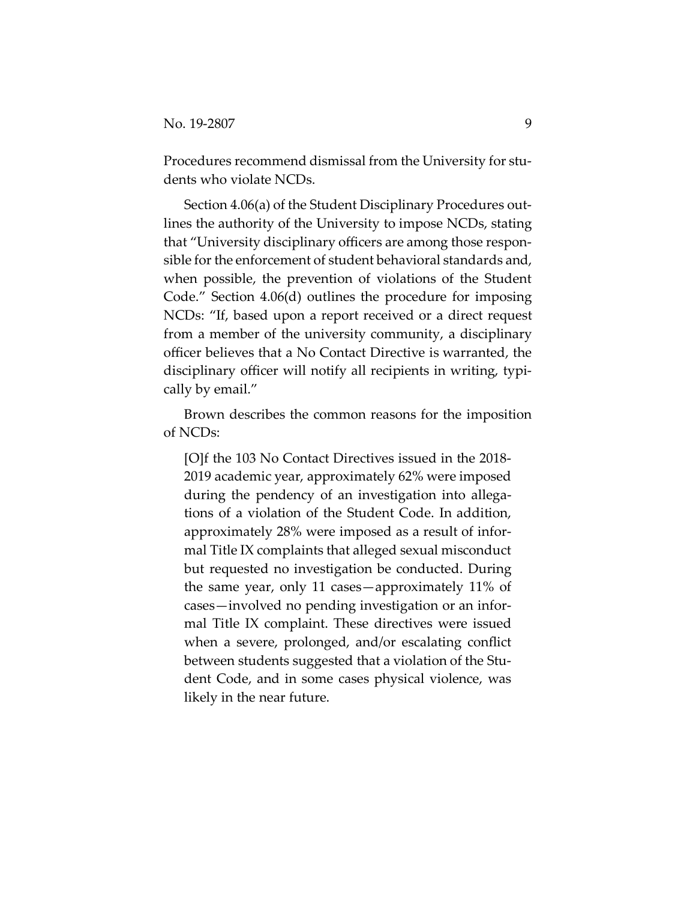Procedures recommend dismissal from the University for students who violate NCDs.

Section 4.06(a) of the Student Disciplinary Procedures outlines the authority of the University to impose NCDs, stating that "University disciplinary officers are among those responsible for the enforcement of student behavioral standards and, when possible, the prevention of violations of the Student Code." Section 4.06(d) outlines the procedure for imposing NCDs: "If, based upon a report received or a direct request from a member of the university community, a disciplinary officer believes that a No Contact Directive is warranted, the disciplinary officer will notify all recipients in writing, typically by email."

Brown describes the common reasons for the imposition of NCDs:

> [O]f the 103 No Contact Directives issued in the 2018-2019 academic year, approximately 62% were imposed during the pendency of an investigation into allegations of a violation of the Student Code. In addition, approximately 28% were imposed as a result of informal Title IX complaints that alleged sexual misconduct but requested no investigation be conducted. During the same year, only 11 cases—approximately 11% of cases—involved no pending investigation or an informal Title IX complaint. These directives were issued when a severe, prolonged, and/or escalating conflict between students suggested that a violation of the Student Code, and in some cases physical violence, was likely in the near future.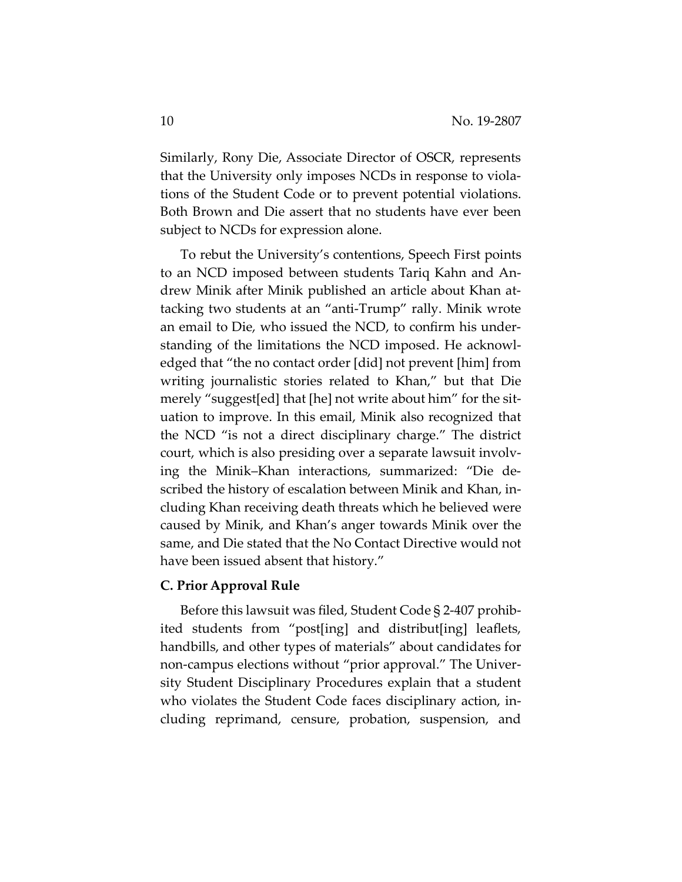Similarly, Rony Die, Associate Director of OSCR, represents that the University only imposes NCDs in response to violations of the Student Code or to prevent potential violations. Both Brown and Die assert that no students have ever been subject to NCDs for expression alone.

To rebut the University's contentions, Speech First points to an NCD imposed between students Tariq Kahn and Andrew Minik after Minik published an article about Khan attacking two students at an "anti-Trump" rally. Minik wrote an email to Die, who issued the NCD, to confirm his understanding of the limitations the NCD imposed. He acknowledged that "the no contact order [did] not prevent [him] from writing journalistic stories related to Khan," but that Die merely "suggest[ed] that [he] not write about him" for the situation to improve. In this email, Minik also recognized that the NCD "is not a direct disciplinary charge." The district court, which is also presiding over a separate lawsuit involving the Minik–Khan interactions, summarized: "Die described the history of escalation between Minik and Khan, including Khan receiving death threats which he believed were caused by Minik, and Khan's anger towards Minik over the same, and Die stated that the No Contact Directive would not have been issued absent that history."

### C. Prior Approval Rule

Before this lawsuit was filed, Student Code § 2-407 prohibited students from "post[ing] and distribut[ing] leaflets, handbills, and other types of materials" about candidates for non-campus elections without "prior approval." The University Student Disciplinary Procedures explain that a student who violates the Student Code faces disciplinary action, including reprimand, censure, probation, suspension, and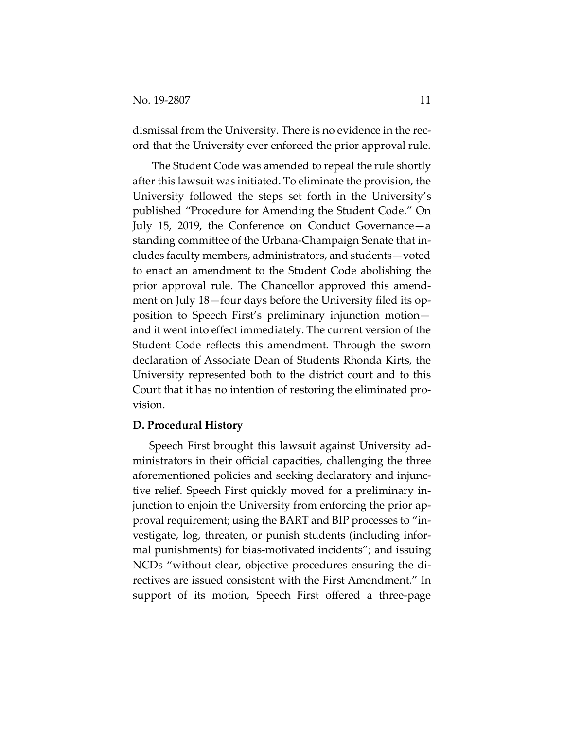dismissal from the University. There is no evidence in the record that the University ever enforced the prior approval rule.

The Student Code was amended to repeal the rule shortly after this lawsuit was initiated. To eliminate the provision, the University followed the steps set forth in the University's published "Procedure for Amending the Student Code." On July 15, 2019, the Conference on Conduct Governance—a standing committee of the Urbana-Champaign Senate that includes faculty members, administrators, and students—voted to enact an amendment to the Student Code abolishing the prior approval rule. The Chancellor approved this amendment on July 18—four days before the University filed its opposition to Speech First's preliminary injunction motion—and it went into effect immediately. The current version of the Student Code reflects this amendment. Through the sworn declaration of Associate Dean of Students Rhonda Kirts, the University represented both to the district court and to this Court that it has no intention of restoring the eliminated provision.

**D. Procedural History**

Speech First brought this lawsuit against University administrators in their official capacities, challenging the three aforementioned policies and seeking declaratory and injunctive relief. Speech First quickly moved for a preliminary injunction to enjoin the University from enforcing the prior approval requirement; using the BART and BIP processes to "investigate, log, threaten, or punish students (including informal punishments) for bias-motivated incidents"; and issuing NCDs "without clear, objective procedures ensuring the directives are issued consistent with the First Amendment." In support of its motion, Speech First offered a three-page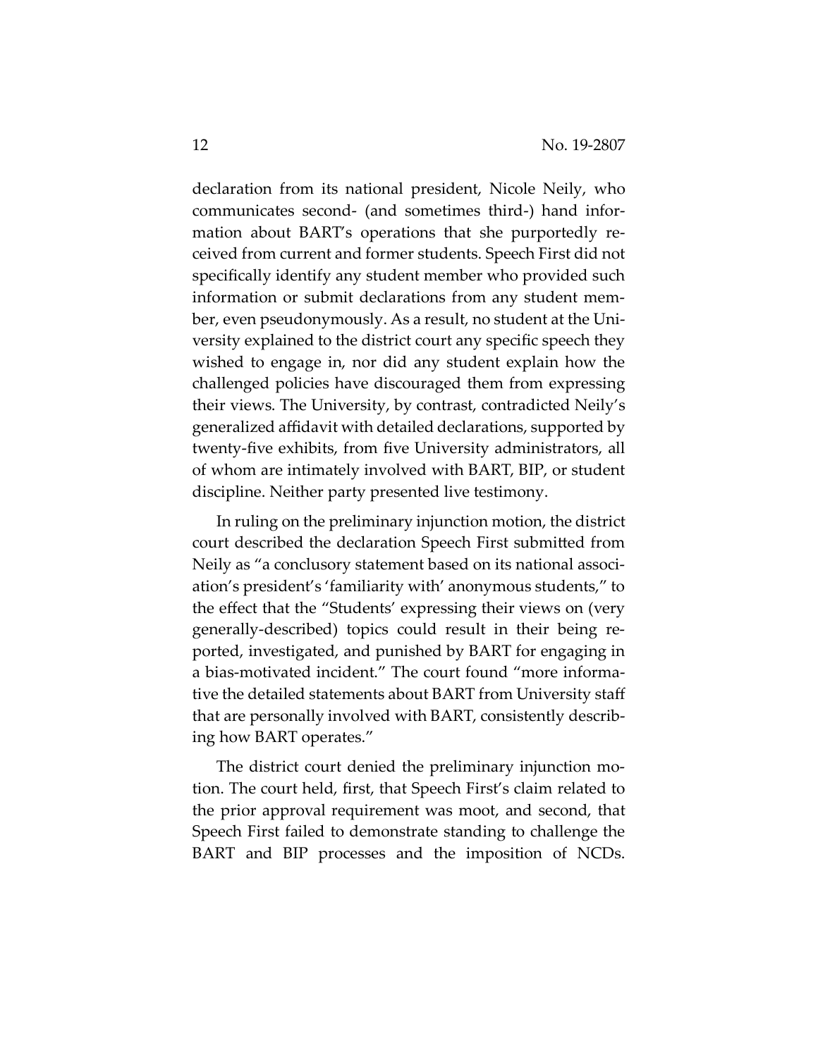declaration from its national president, Nicole Neily, who communicates second- (and sometimes third-) hand information about BART's operations that she purportedly received from current and former students. Speech First did not specifically identify any student member who provided such information or submit declarations from any student member, even pseudonymously. As a result, no student at the University explained to the district court any specific speech they wished to engage in, nor did any student explain how the challenged policies have discouraged them from expressing their views. The University, by contrast, contradicted Neily's generalized affidavit with detailed declarations, supported by twenty-five exhibits, from five University administrators, all of whom are intimately involved with BART, BIP, or student discipline. Neither party presented live testimony.

In ruling on the preliminary injunction motion, the district court described the declaration Speech First submitted from Neily as "a conclusory statement based on its national association's president's 'familiarity with' anonymous students," to the effect that the "Students' expressing their views on (very generally-described) topics could result in their being reported, investigated, and punished by BART for engaging in a bias-motivated incident." The court found "more informative the detailed statements about BART from University staff that are personally involved with BART, consistently describing how BART operates."

The district court denied the preliminary injunction motion. The court held, first, that Speech First's claim related to the prior approval requirement was moot, and second, that Speech First failed to demonstrate standing to challenge the BART and BIP processes and the imposition of NCDs.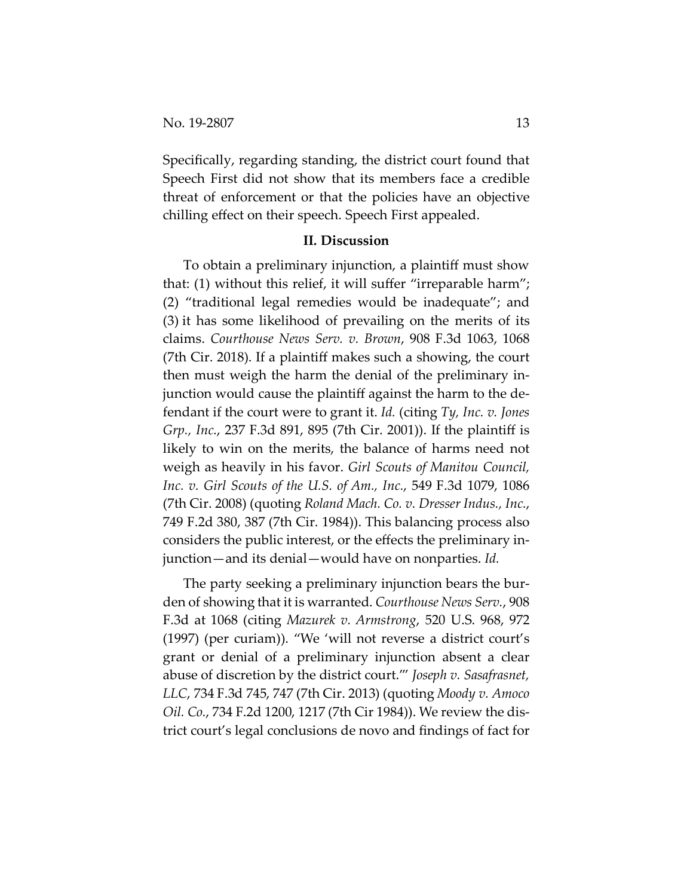Specifically, regarding standing, the district court found that Speech First did not show that its members face a credible threat of enforcement or that the policies have an objective chilling effect on their speech. Speech First appealed.

## II. Discussion

To obtain a preliminary injunction, a plaintiff must show that: (1) without this relief, it will suffer "irreparable harm"; (2) "traditional legal remedies would be inadequate"; and (3) it has some likelihood of prevailing on the merits of its claims. *Courthouse News Serv. v. Brown*, 908 F.3d 1063, 1068 (7th Cir. 2018). If a plaintiff makes such a showing, the court then must weigh the harm the denial of the preliminary injunction would cause the plaintiff against the harm to the defendant if the court were to grant it. *Id.* (citing *Ty, Inc. v. Jones Grp., Inc.*, 237 F.3d 891, 895 (7th Cir. 2001)). If the plaintiff is likely to win on the merits, the balance of harms need not weigh as heavily in his favor. *Girl Scouts of Manitou Council, Inc. v. Girl Scouts of the U.S. of Am., Inc.*, 549 F.3d 1079, 1086 (7th Cir. 2008) (quoting *Roland Mach. Co. v. Dresser Indus., Inc.*, 749 F.2d 380, 387 (7th Cir. 1984)). This balancing process also considers the public interest, or the effects the preliminary injunction—and its denial—would have on nonparties. *Id.*

The party seeking a preliminary injunction bears the burden of showing that it is warranted. *Courthouse News Serv.*, 908 F.3d at 1068 (citing *Mazurek v. Armstrong*, 520 U.S. 968, 972 (1997) (per curiam)). "We 'will not reverse a district court's grant or denial of a preliminary injunction absent a clear abuse of discretion by the district court.'" *Joseph v. Sasafrasnet, LLC*, 734 F.3d 745, 747 (7th Cir. 2013) (quoting *Moody v. Amoco Oil. Co.*, 734 F.2d 1200, 1217 (7th Cir 1984)). We review the district court's legal conclusions de novo and findings of fact for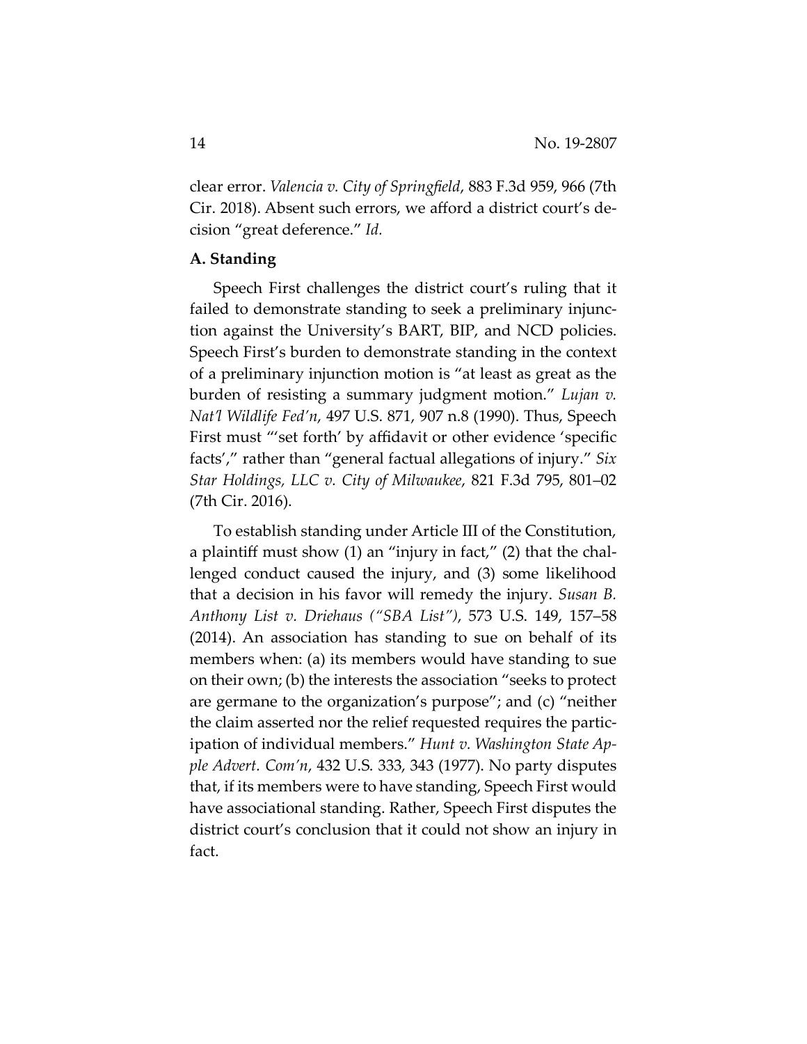clear error. *Valencia v. City of Springfield*, 883 F.3d 959, 966 (7th Cir. 2018). Absent such errors, we afford a district court's decision "great deference." *Id.*

**A. Standing**

Speech First challenges the district court's ruling that it failed to demonstrate standing to seek a preliminary injunction against the University's BART, BIP, and NCD policies. Speech First's burden to demonstrate standing in the context of a preliminary injunction motion is "at least as great as the burden of resisting a summary judgment motion." *Lujan v. Nat'l Wildlife Fed'n*, 497 U.S. 871, 907 n.8 (1990). Thus, Speech First must "'set forth' by affidavit or other evidence 'specific facts'," rather than "general factual allegations of injury." *Six Star Holdings, LLC v. City of Milwaukee*, 821 F.3d 795, 801–02 (7th Cir. 2016).

To establish standing under Article III of the Constitution, a plaintiff must show (1) an "injury in fact," (2) that the challenged conduct caused the injury, and (3) some likelihood that a decision in his favor will remedy the injury. *Susan B. Anthony List v. Driehaus ("SBA List")*, 573 U.S. 149, 157–58 (2014). An association has standing to sue on behalf of its members when: (a) its members would have standing to sue on their own; (b) the interests the association "seeks to protect are germane to the organization's purpose"; and (c) "neither the claim asserted nor the relief requested requires the participation of individual members." *Hunt v. Washington State Apple Advert. Com'n*, 432 U.S. 333, 343 (1977). No party disputes that, if its members were to have standing, Speech First would have associational standing. Rather, Speech First disputes the district court's conclusion that it could not show an injury in fact.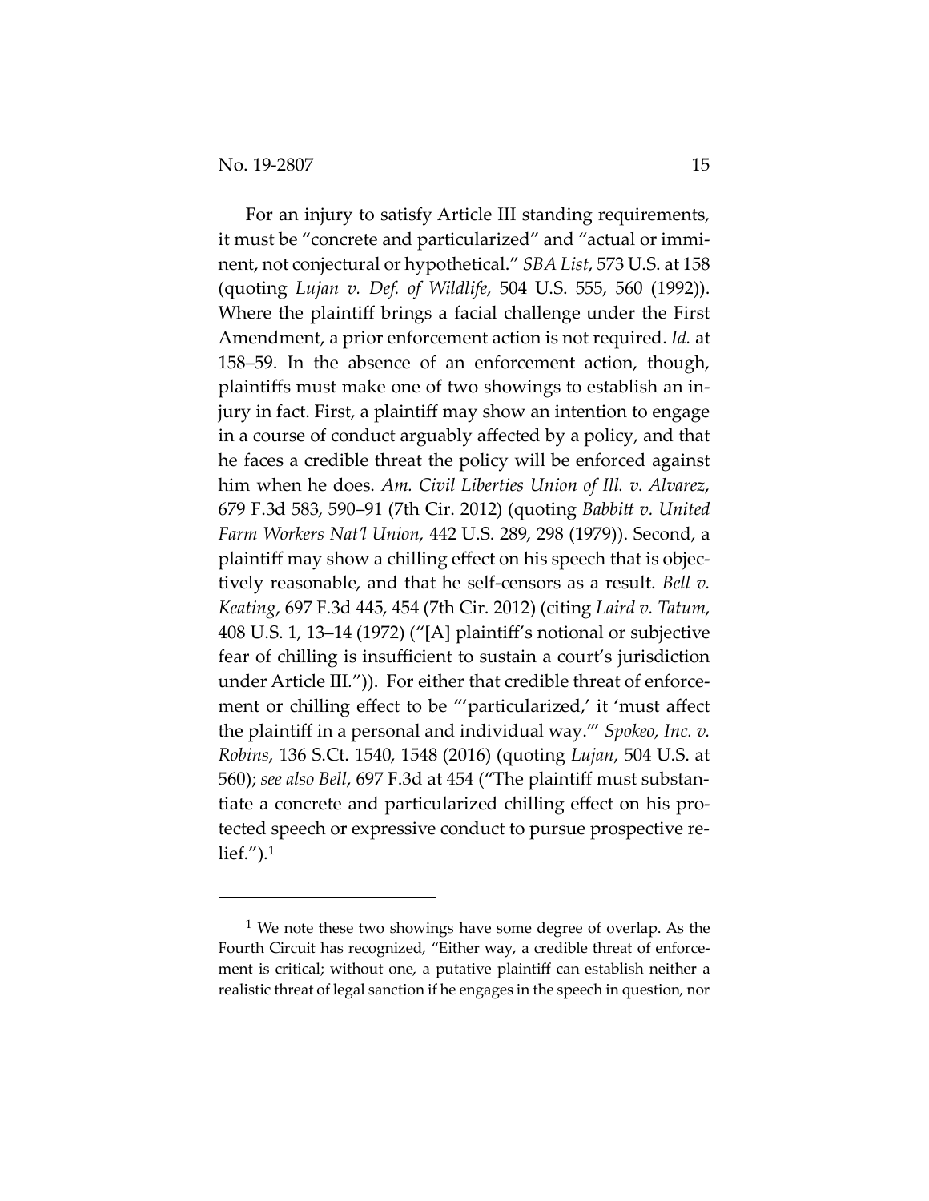For an injury to satisfy Article III standing requirements, it must be "concrete and particularized" and "actual or imminent, not conjectural or hypothetical." *SBA List*, 573 U.S. at 158 (quoting *Lujan v. Def. of Wildlife*, 504 U.S. 555, 560 (1992)). Where the plaintiff brings a facial challenge under the First Amendment, a prior enforcement action is not required. *Id.* at 158–59. In the absence of an enforcement action, though, plaintiffs must make one of two showings to establish an injury in fact. First, a plaintiff may show an intention to engage in a course of conduct arguably affected by a policy, and that he faces a credible threat the policy will be enforced against him when he does. *Am. Civil Liberties Union of Ill. v. Alvarez*, 679 F.3d 583, 590–91 (7th Cir. 2012) (quoting *Babbitt v. United Farm Workers Nat'l Union*, 442 U.S. 289, 298 (1979)). Second, a plaintiff may show a chilling effect on his speech that is objectively reasonable, and that he self-censors as a result. *Bell v. Keating*, 697 F.3d 445, 454 (7th Cir. 2012) (citing *Laird v. Tatum*, 408 U.S. 1, 13–14 (1972) ("[A] plaintiff's notional or subjective fear of chilling is insufficient to sustain a court's jurisdiction under Article III.")). For either that credible threat of enforcement or chilling effect to be "'particularized,' it 'must affect the plaintiff in a personal and individual way.'" *Spokeo, Inc. v. Robins*, 136 S.Ct. 1540, 1548 (2016) (quoting *Lujan*, 504 U.S. at 560); *see also Bell*, 697 F.3d at 454 ("The plaintiff must substantiate a concrete and particularized chilling effect on his protected speech or expressive conduct to pursue prospective relief.").[1]

[1] We note these two showings have some degree of overlap. As the Fourth Circuit has recognized, "Either way, a credible threat of enforcement is critical; without one, a putative plaintiff can establish neither a realistic threat of legal sanction if he engages in the speech in question, nor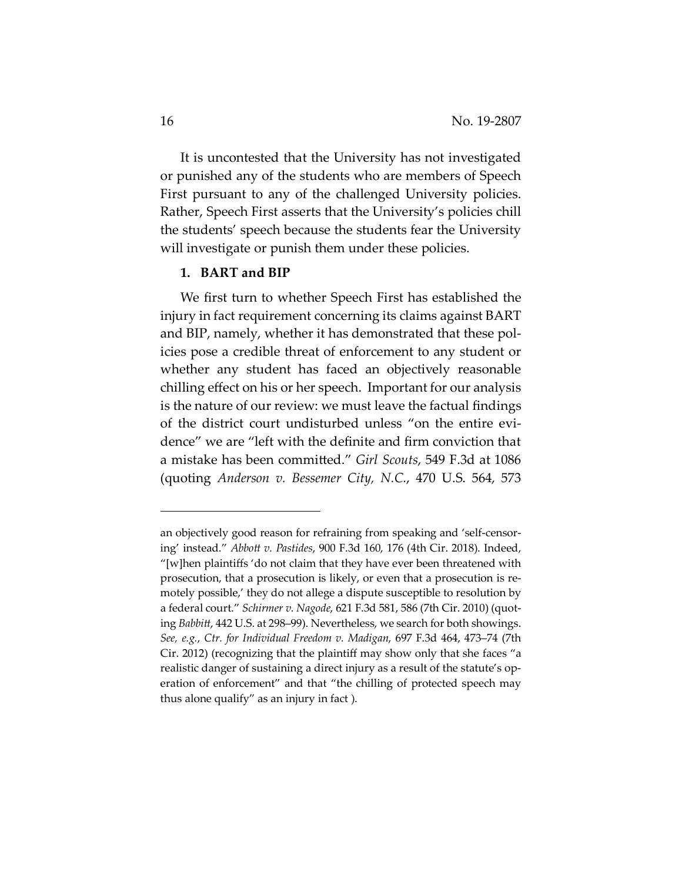It is uncontested that the University has not investigated or punished any of the students who are members of Speech First pursuant to any of the challenged University policies. Rather, Speech First asserts that the University's policies chill the students' speech because the students fear the University will investigate or punish them under these policies.

### 1. BART and BIP

We first turn to whether Speech First has established the injury in fact requirement concerning its claims against BART and BIP, namely, whether it has demonstrated that these policies pose a credible threat of enforcement to any student or whether any student has faced an objectively reasonable chilling effect on his or her speech. Important for our analysis is the nature of our review: we must leave the factual findings of the district court undisturbed unless "on the entire evidence" we are "left with the definite and firm conviction that a mistake has been committed." *Girl Scouts*, 549 F.3d at 1086 (quoting *Anderson v. Bessemer City, N.C.*, 470 U.S. 564, 573

---

an objectively good reason for refraining from speaking and 'self-censoring' instead." *Abbott v. Pastides*, 900 F.3d 160, 176 (4th Cir. 2018). Indeed, "[w]hen plaintiffs 'do not claim that they have ever been threatened with prosecution, that a prosecution is likely, or even that a prosecution is remotely possible,' they do not allege a dispute susceptible to resolution by a federal court." *Schirmer v. Nagode*, 621 F.3d 581, 586 (7th Cir. 2010) (quoting *Babbitt*, 442 U.S. at 298–99). Nevertheless, we search for both showings. *See, e.g.*, *Ctr. for Individual Freedom v. Madigan*, 697 F.3d 464, 473–74 (7th Cir. 2012) (recognizing that the plaintiff may show only that she faces "a realistic danger of sustaining a direct injury as a result of the statute's operation of enforcement" and that "the chilling of protected speech may thus alone qualify" as an injury in fact ).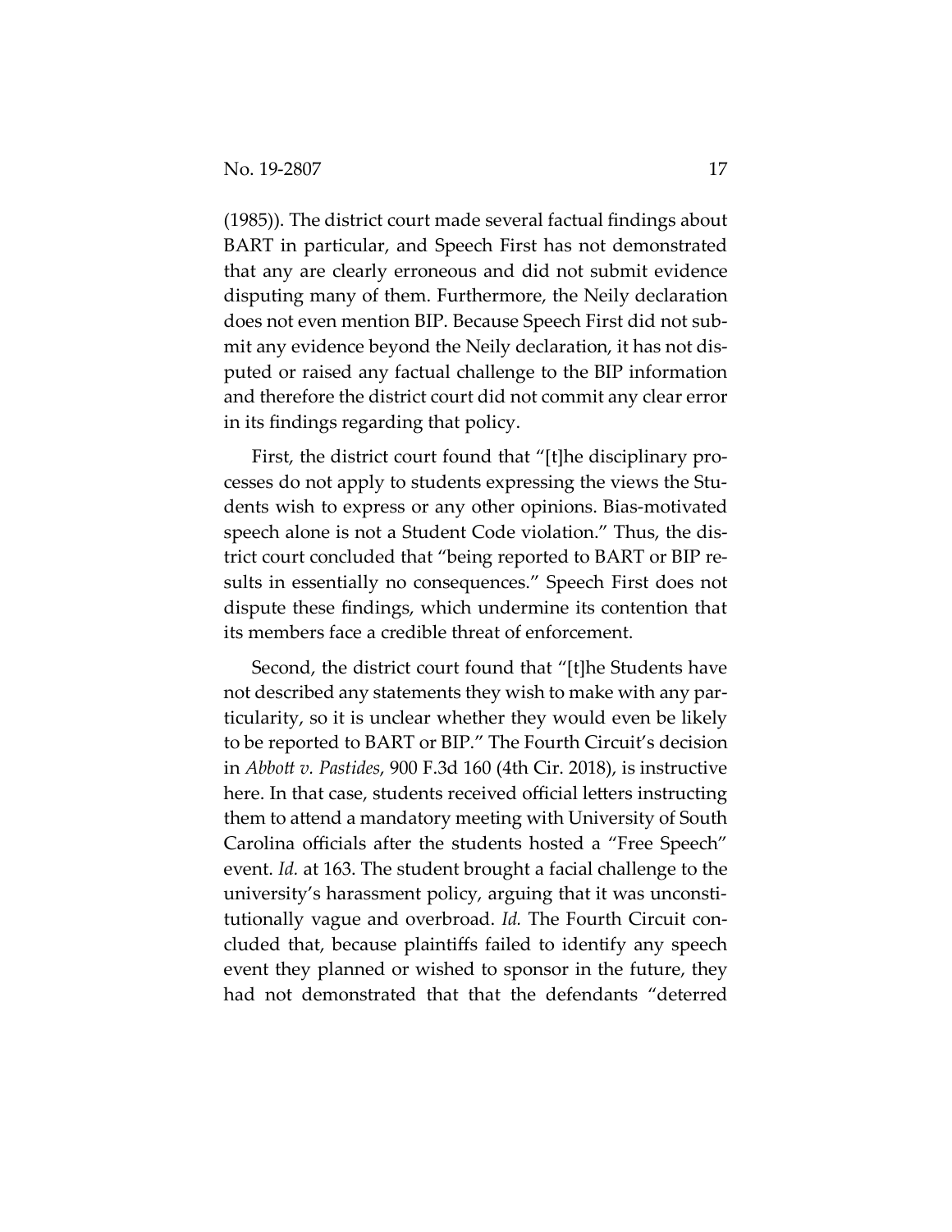(1985)). The district court made several factual findings about BART in particular, and Speech First has not demonstrated that any are clearly erroneous and did not submit evidence disputing many of them. Furthermore, the Neily declaration does not even mention BIP. Because Speech First did not submit any evidence beyond the Neily declaration, it has not disputed or raised any factual challenge to the BIP information and therefore the district court did not commit any clear error in its findings regarding that policy.

First, the district court found that "[t]he disciplinary processes do not apply to students expressing the views the Students wish to express or any other opinions. Bias-motivated speech alone is not a Student Code violation." Thus, the district court concluded that "being reported to BART or BIP results in essentially no consequences." Speech First does not dispute these findings, which undermine its contention that its members face a credible threat of enforcement.

Second, the district court found that "[t]he Students have not described any statements they wish to make with any particularity, so it is unclear whether they would even be likely to be reported to BART or BIP." The Fourth Circuit's decision in *Abbott v. Pastides*, 900 F.3d 160 (4th Cir. 2018), is instructive here. In that case, students received official letters instructing them to attend a mandatory meeting with University of South Carolina officials after the students hosted a "Free Speech" event. *Id.* at 163. The student brought a facial challenge to the university's harassment policy, arguing that it was unconstitutionally vague and overbroad. *Id.* The Fourth Circuit concluded that, because plaintiffs failed to identify any speech event they planned or wished to sponsor in the future, they had not demonstrated that that the defendants "deterred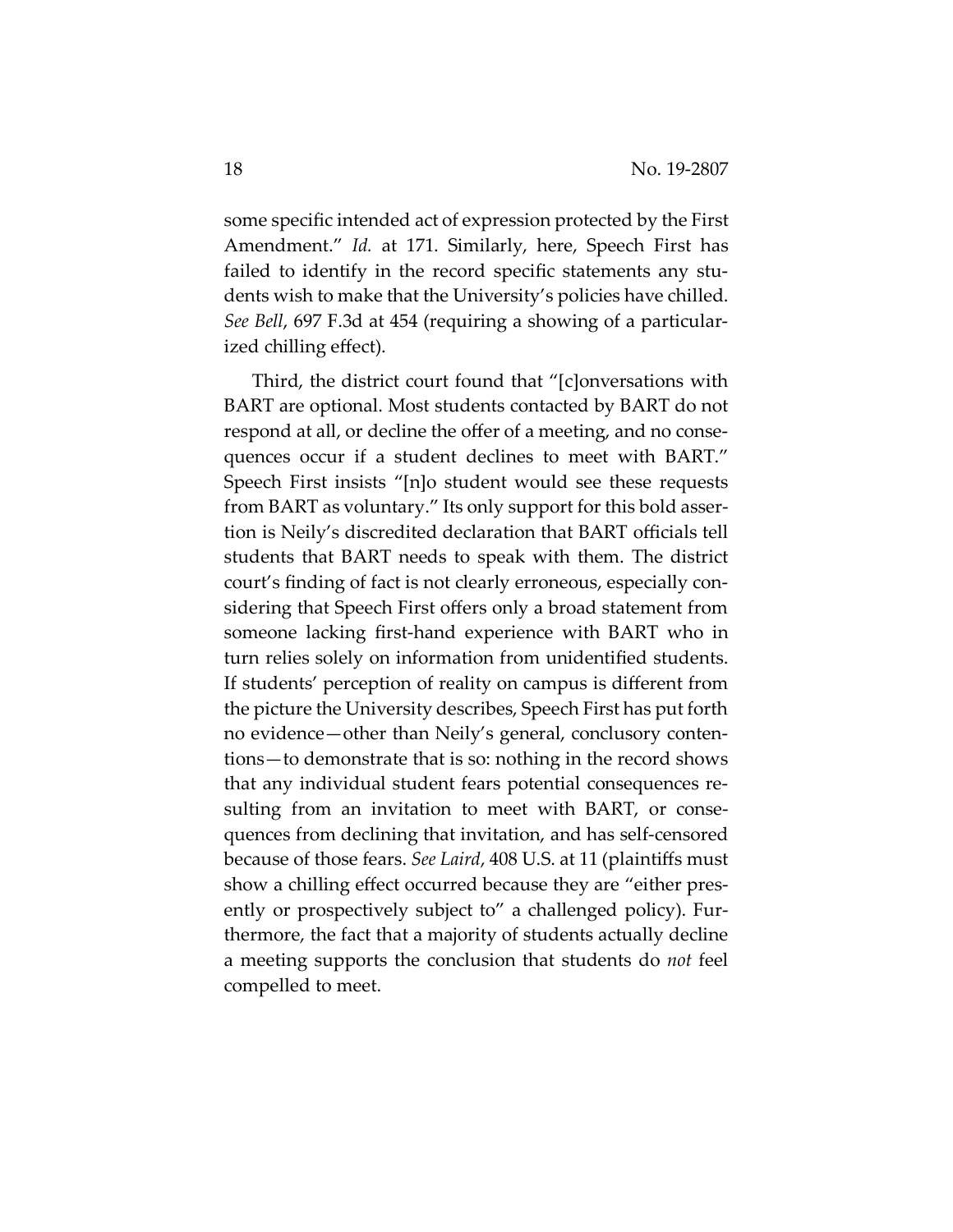some specific intended act of expression protected by the First Amendment." *Id.* at 171. Similarly, here, Speech First has failed to identify in the record specific statements any students wish to make that the University's policies have chilled. *See Bell*, 697 F.3d at 454 (requiring a showing of a particularized chilling effect).

Third, the district court found that "[c]onversations with BART are optional. Most students contacted by BART do not respond at all, or decline the offer of a meeting, and no consequences occur if a student declines to meet with BART." Speech First insists "[n]o student would see these requests from BART as voluntary." Its only support for this bold assertion is Neily's discredited declaration that BART officials tell students that BART needs to speak with them. The district court's finding of fact is not clearly erroneous, especially considering that Speech First offers only a broad statement from someone lacking first-hand experience with BART who in turn relies solely on information from unidentified students. If students' perception of reality on campus is different from the picture the University describes, Speech First has put forth no evidence—other than Neily's general, conclusory contentions—to demonstrate that is so: nothing in the record shows that any individual student fears potential consequences resulting from an invitation to meet with BART, or consequences from declining that invitation, and has self-censored because of those fears. *See Laird*, 408 U.S. at 11 (plaintiffs must show a chilling effect occurred because they are "either presently or prospectively subject to" a challenged policy). Furthermore, the fact that a majority of students actually decline a meeting supports the conclusion that students do *not* feel compelled to meet.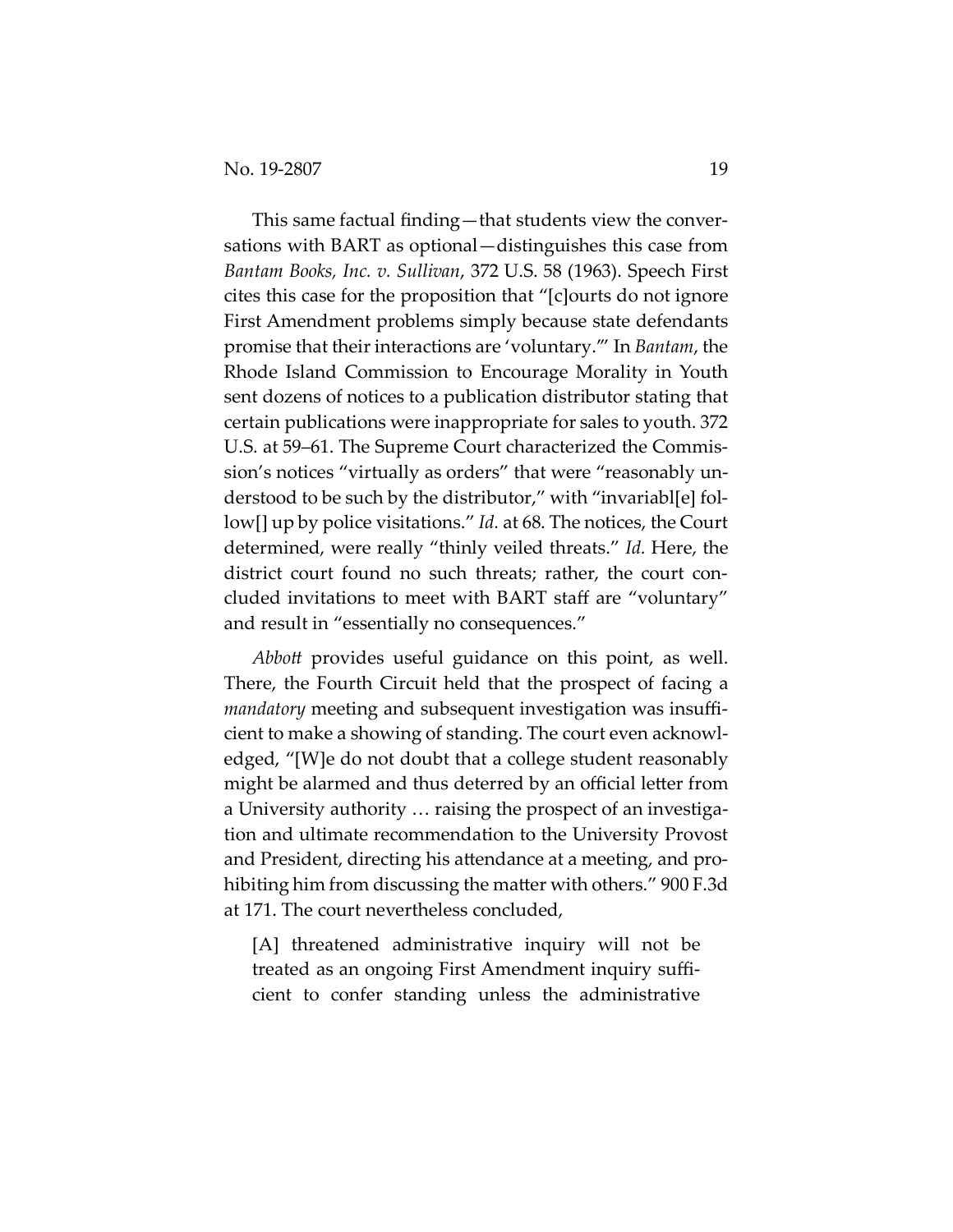This same factual finding—that students view the conversations with BART as optional—distinguishes this case from *Bantam Books, Inc. v. Sullivan*, 372 U.S. 58 (1963). Speech First cites this case for the proposition that "[c]ourts do not ignore First Amendment problems simply because state defendants promise that their interactions are 'voluntary.'" In *Bantam*, the Rhode Island Commission to Encourage Morality in Youth sent dozens of notices to a publication distributor stating that certain publications were inappropriate for sales to youth. 372 U.S. at 59–61. The Supreme Court characterized the Commission's notices "virtually as orders" that were "reasonably understood to be such by the distributor," with "invariabl[e] follow[] up by police visitations." *Id.* at 68. The notices, the Court determined, were really "thinly veiled threats." *Id.* Here, the district court found no such threats; rather, the court concluded invitations to meet with BART staff are "voluntary" and result in "essentially no consequences."

*Abbott* provides useful guidance on this point, as well. There, the Fourth Circuit held that the prospect of facing a *mandatory* meeting and subsequent investigation was insufficient to make a showing of standing. The court even acknowledged, "[W]e do not doubt that a college student reasonably might be alarmed and thus deterred by an official letter from a University authority … raising the prospect of an investigation and ultimate recommendation to the University Provost and President, directing his attendance at a meeting, and prohibiting him from discussing the matter with others." 900 F.3d at 171. The court nevertheless concluded,

> [A] threatened administrative inquiry will not be treated as an ongoing First Amendment inquiry sufficient to confer standing unless the administrative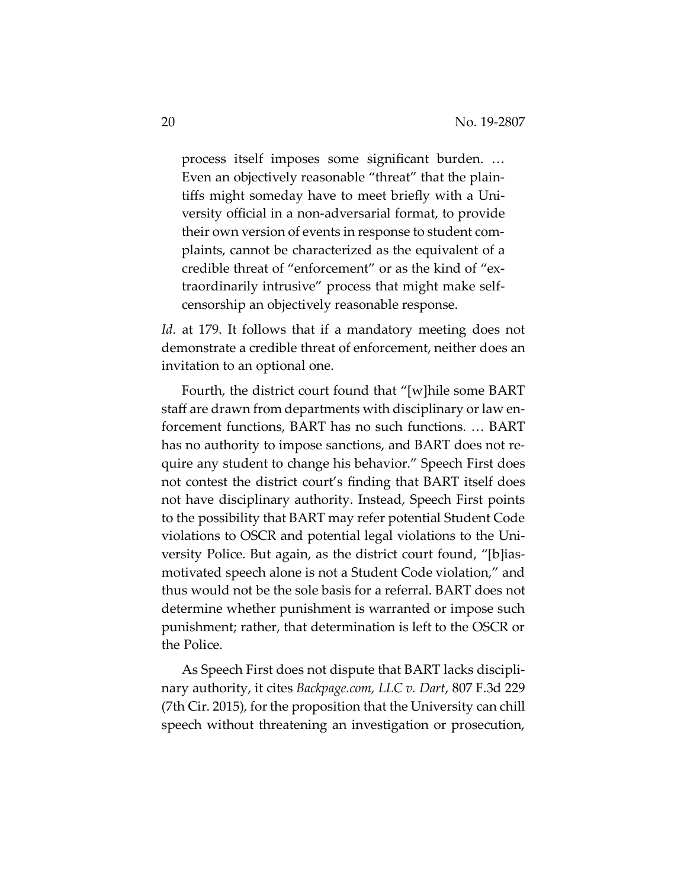> process itself imposes some significant burden. … Even an objectively reasonable "threat" that the plaintiffs might someday have to meet briefly with a University official in a non-adversarial format, to provide their own version of events in response to student complaints, cannot be characterized as the equivalent of a credible threat of "enforcement" or as the kind of "extraordinarily intrusive" process that might make self-censorship an objectively reasonable response.

*Id.* at 179. It follows that if a mandatory meeting does not demonstrate a credible threat of enforcement, neither does an invitation to an optional one.

Fourth, the district court found that "[w]hile some BART staff are drawn from departments with disciplinary or law enforcement functions, BART has no such functions. … BART has no authority to impose sanctions, and BART does not require any student to change his behavior." Speech First does not contest the district court's finding that BART itself does not have disciplinary authority. Instead, Speech First points to the possibility that BART may refer potential Student Code violations to OSCR and potential legal violations to the University Police. But again, as the district court found, "[b]ias-motivated speech alone is not a Student Code violation," and thus would not be the sole basis for a referral. BART does not determine whether punishment is warranted or impose such punishment; rather, that determination is left to the OSCR or the Police.

As Speech First does not dispute that BART lacks disciplinary authority, it cites *Backpage.com, LLC v. Dart*, 807 F.3d 229 (7th Cir. 2015), for the proposition that the University can chill speech without threatening an investigation or prosecution,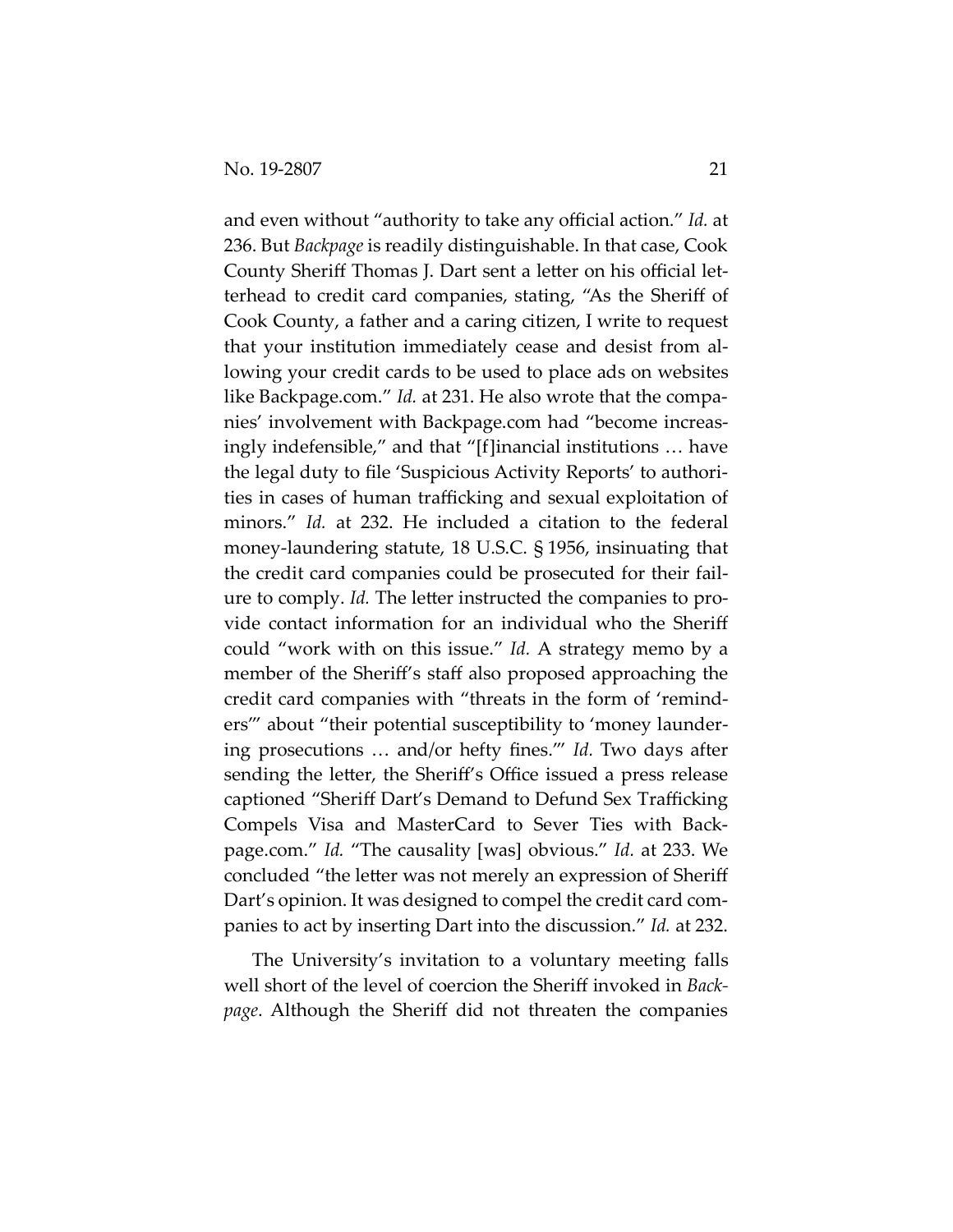and even without "authority to take any official action." *Id.* at 236. But *Backpage* is readily distinguishable. In that case, Cook County Sheriff Thomas J. Dart sent a letter on his official letterhead to credit card companies, stating, "As the Sheriff of Cook County, a father and a caring citizen, I write to request that your institution immediately cease and desist from allowing your credit cards to be used to place ads on websites like Backpage.com." *Id.* at 231. He also wrote that the companies' involvement with Backpage.com had "become increasingly indefensible," and that "[f]inancial institutions … have the legal duty to file 'Suspicious Activity Reports' to authorities in cases of human trafficking and sexual exploitation of minors." *Id.* at 232. He included a citation to the federal money-laundering statute, 18 U.S.C. § 1956, insinuating that the credit card companies could be prosecuted for their failure to comply. *Id.* The letter instructed the companies to provide contact information for an individual who the Sheriff could "work with on this issue." *Id.* A strategy memo by a member of the Sheriff's staff also proposed approaching the credit card companies with "threats in the form of 'reminders'" about "their potential susceptibility to 'money laundering prosecutions … and/or hefty fines.'" *Id.* Two days after sending the letter, the Sheriff's Office issued a press release captioned "Sheriff Dart's Demand to Defund Sex Trafficking Compels Visa and MasterCard to Sever Ties with Backpage.com." *Id.* "The causality [was] obvious." *Id.* at 233. We concluded "the letter was not merely an expression of Sheriff Dart's opinion. It was designed to compel the credit card companies to act by inserting Dart into the discussion." *Id.* at 232.

The University's invitation to a voluntary meeting falls well short of the level of coercion the Sheriff invoked in *Backpage*. Although the Sheriff did not threaten the companies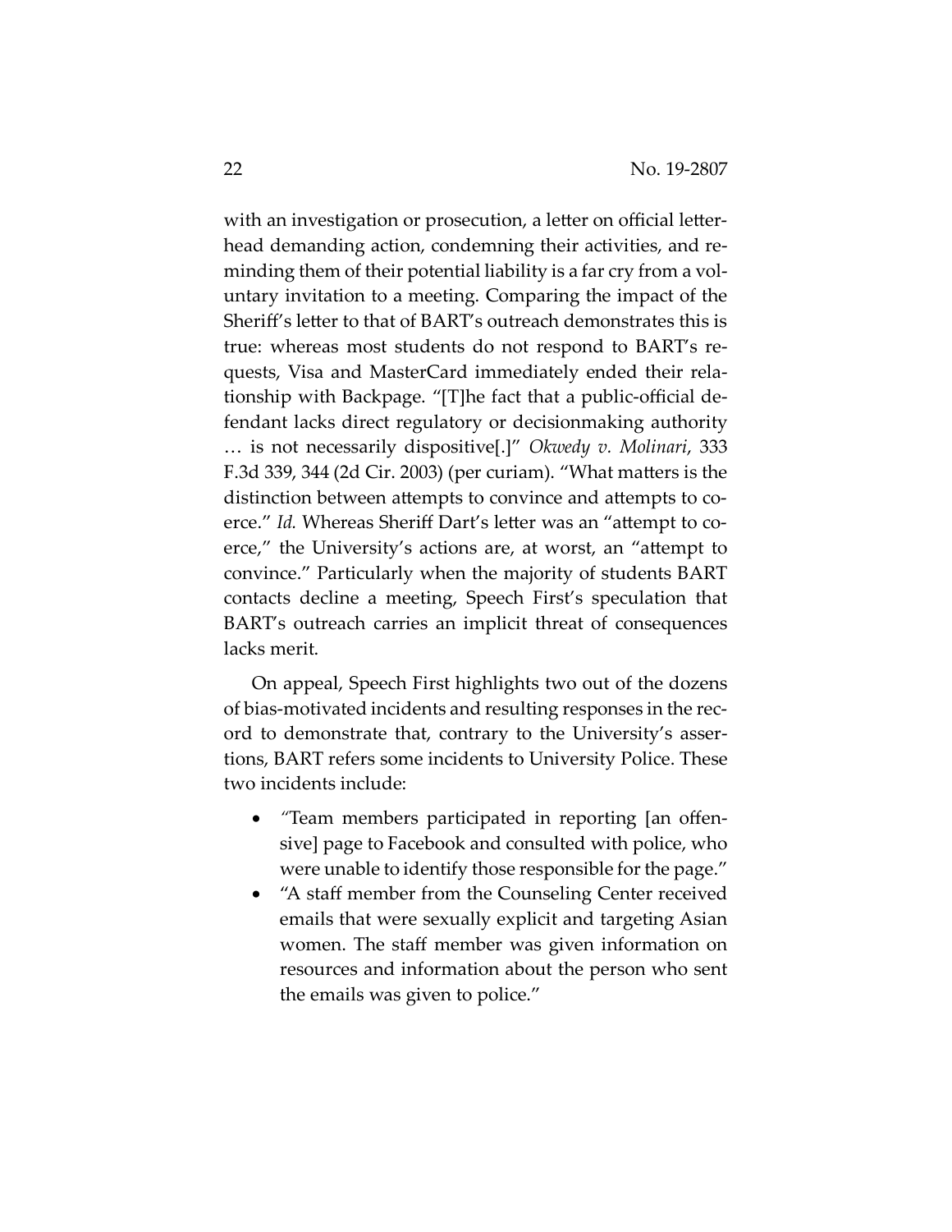with an investigation or prosecution, a letter on official letterhead demanding action, condemning their activities, and reminding them of their potential liability is a far cry from a voluntary invitation to a meeting. Comparing the impact of the Sheriff's letter to that of BART's outreach demonstrates this is true: whereas most students do not respond to BART's requests, Visa and MasterCard immediately ended their relationship with Backpage. "[T]he fact that a public-official defendant lacks direct regulatory or decisionmaking authority … is not necessarily dispositive[.]" *Okwedy v. Molinari*, 333 F.3d 339, 344 (2d Cir. 2003) (per curiam). "What matters is the distinction between attempts to convince and attempts to coerce." *Id.* Whereas Sheriff Dart's letter was an "attempt to coerce," the University's actions are, at worst, an "attempt to convince." Particularly when the majority of students BART contacts decline a meeting, Speech First's speculation that BART's outreach carries an implicit threat of consequences lacks merit.

On appeal, Speech First highlights two out of the dozens of bias-motivated incidents and resulting responses in the record to demonstrate that, contrary to the University's assertions, BART refers some incidents to University Police. These two incidents include:

- "Team members participated in reporting [an offensive] page to Facebook and consulted with police, who were unable to identify those responsible for the page."
- "A staff member from the Counseling Center received emails that were sexually explicit and targeting Asian women. The staff member was given information on resources and information about the person who sent the emails was given to police."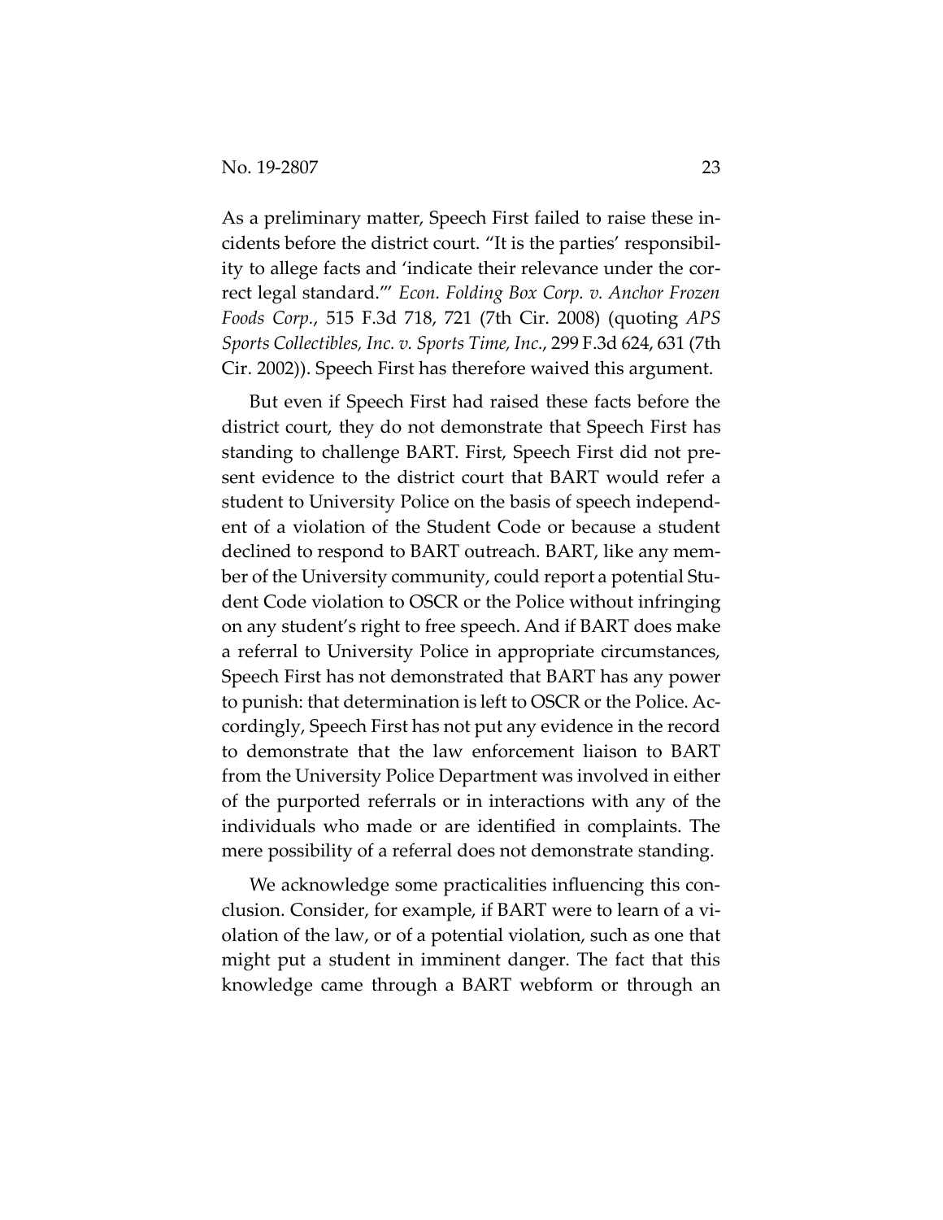As a preliminary matter, Speech First failed to raise these incidents before the district court. "It is the parties' responsibility to allege facts and 'indicate their relevance under the correct legal standard.'" *Econ. Folding Box Corp. v. Anchor Frozen Foods Corp.*, 515 F.3d 718, 721 (7th Cir. 2008) (quoting *APS Sports Collectibles, Inc. v. Sports Time, Inc.*, 299 F.3d 624, 631 (7th Cir. 2002)). Speech First has therefore waived this argument.

But even if Speech First had raised these facts before the district court, they do not demonstrate that Speech First has standing to challenge BART. First, Speech First did not present evidence to the district court that BART would refer a student to University Police on the basis of speech independent of a violation of the Student Code or because a student declined to respond to BART outreach. BART, like any member of the University community, could report a potential Student Code violation to OSCR or the Police without infringing on any student's right to free speech. And if BART does make a referral to University Police in appropriate circumstances, Speech First has not demonstrated that BART has any power to punish: that determination is left to OSCR or the Police. Accordingly, Speech First has not put any evidence in the record to demonstrate that the law enforcement liaison to BART from the University Police Department was involved in either of the purported referrals or in interactions with any of the individuals who made or are identified in complaints. The mere possibility of a referral does not demonstrate standing.

We acknowledge some practicalities influencing this conclusion. Consider, for example, if BART were to learn of a violation of the law, or of a potential violation, such as one that might put a student in imminent danger. The fact that this knowledge came through a BART webform or through an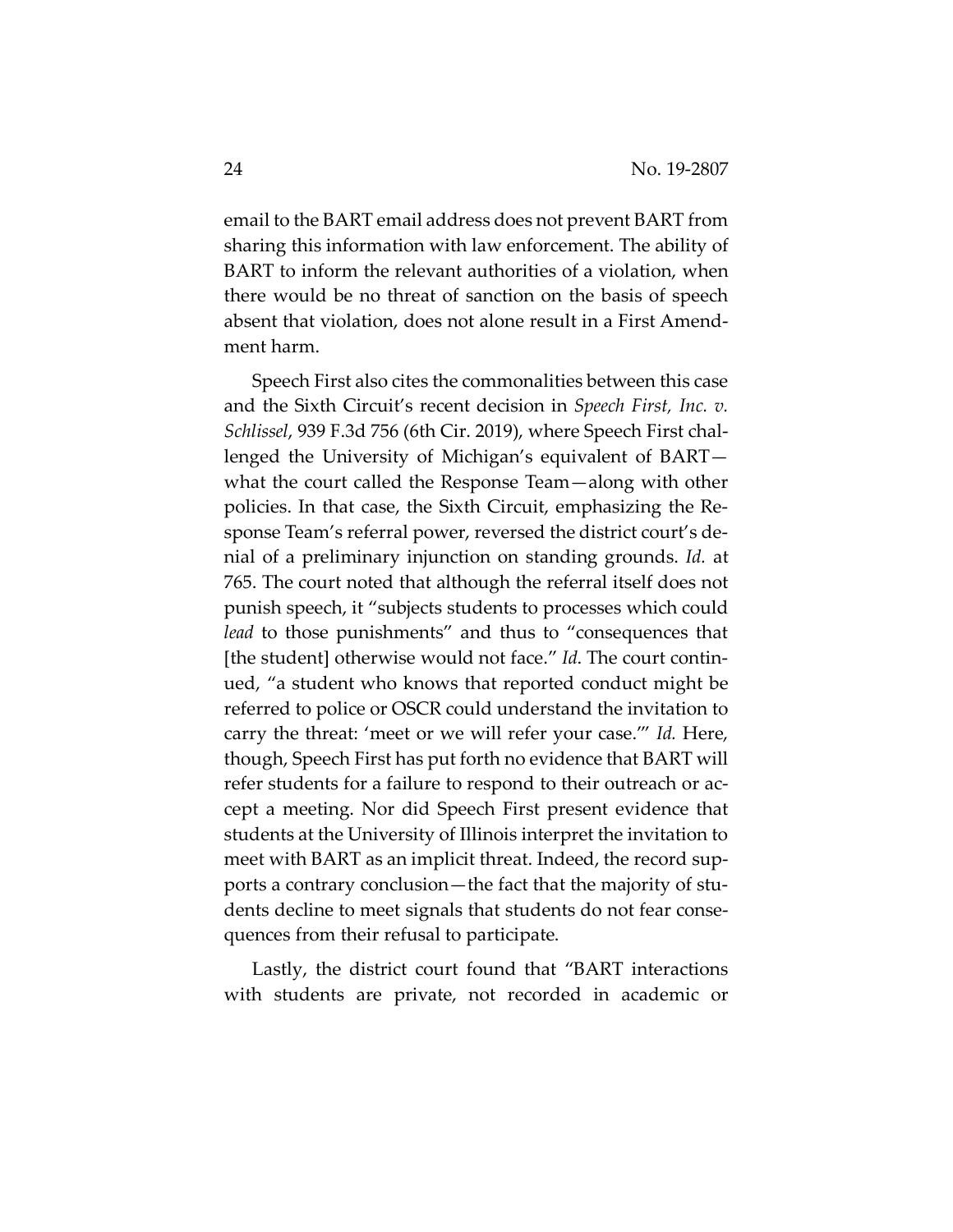email to the BART email address does not prevent BART from sharing this information with law enforcement. The ability of BART to inform the relevant authorities of a violation, when there would be no threat of sanction on the basis of speech absent that violation, does not alone result in a First Amendment harm.

Speech First also cites the commonalities between this case and the Sixth Circuit's recent decision in *Speech First, Inc. v. Schlissel*, 939 F.3d 756 (6th Cir. 2019), where Speech First challenged the University of Michigan's equivalent of BART—what the court called the Response Team—along with other policies. In that case, the Sixth Circuit, emphasizing the Response Team's referral power, reversed the district court's denial of a preliminary injunction on standing grounds. *Id.* at 765. The court noted that although the referral itself does not punish speech, it "subjects students to processes which could *lead* to those punishments" and thus to "consequences that [the student] otherwise would not face." *Id*. The court continued, "a student who knows that reported conduct might be referred to police or OSCR could understand the invitation to carry the threat: 'meet or we will refer your case.'" *Id.* Here, though, Speech First has put forth no evidence that BART will refer students for a failure to respond to their outreach or accept a meeting. Nor did Speech First present evidence that students at the University of Illinois interpret the invitation to meet with BART as an implicit threat. Indeed, the record supports a contrary conclusion—the fact that the majority of students decline to meet signals that students do not fear consequences from their refusal to participate.

Lastly, the district court found that "BART interactions with students are private, not recorded in academic or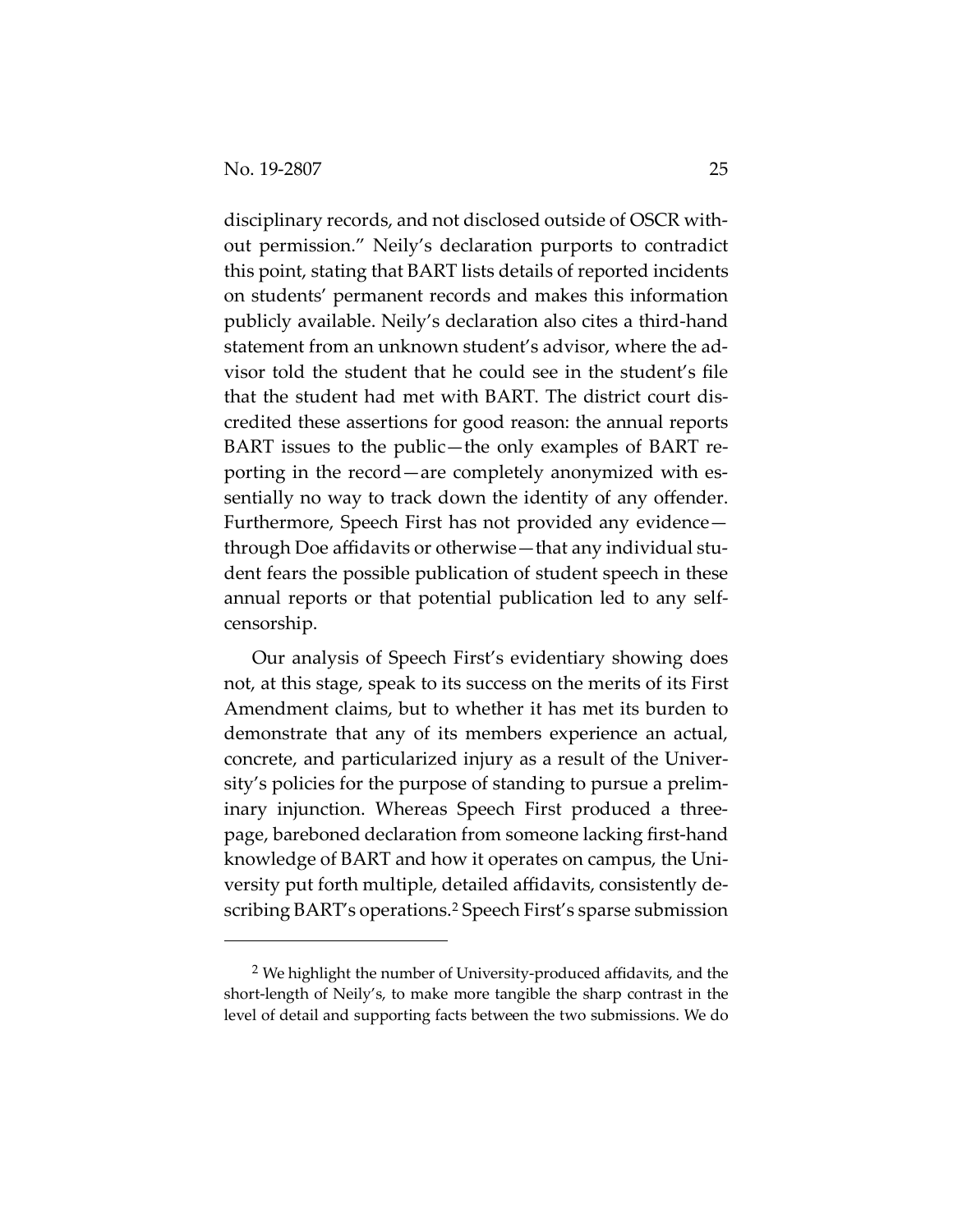disciplinary records, and not disclosed outside of OSCR without permission." Neily's declaration purports to contradict this point, stating that BART lists details of reported incidents on students' permanent records and makes this information publicly available. Neily's declaration also cites a third-hand statement from an unknown student's advisor, where the advisor told the student that he could see in the student's file that the student had met with BART. The district court discredited these assertions for good reason: the annual reports BART issues to the public—the only examples of BART reporting in the record—are completely anonymized with essentially no way to track down the identity of any offender. Furthermore, Speech First has not provided any evidence—through Doe affidavits or otherwise—that any individual student fears the possible publication of student speech in these annual reports or that potential publication led to any self-censorship.

Our analysis of Speech First's evidentiary showing does not, at this stage, speak to its success on the merits of its First Amendment claims, but to whether it has met its burden to demonstrate that any of its members experience an actual, concrete, and particularized injury as a result of the University's policies for the purpose of standing to pursue a preliminary injunction. Whereas Speech First produced a three-page, bareboned declaration from someone lacking first-hand knowledge of BART and how it operates on campus, the University put forth multiple, detailed affidavits, consistently describing BART's operations.[2] Speech First's sparse submission

[2] We highlight the number of University-produced affidavits, and the short-length of Neily's, to make more tangible the sharp contrast in the level of detail and supporting facts between the two submissions. We do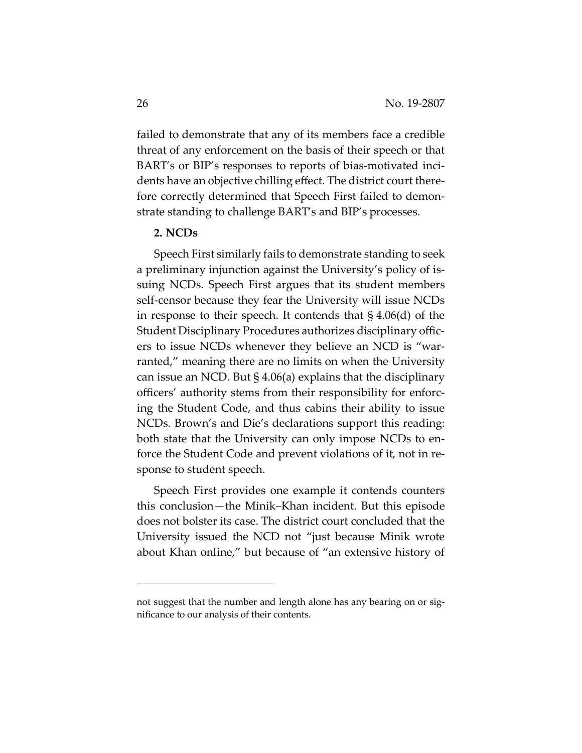failed to demonstrate that any of its members face a credible threat of any enforcement on the basis of their speech or that BART's or BIP's responses to reports of bias-motivated incidents have an objective chilling effect. The district court therefore correctly determined that Speech First failed to demonstrate standing to challenge BART's and BIP's processes.

**2. NCDs**

Speech First similarly fails to demonstrate standing to seek a preliminary injunction against the University's policy of issuing NCDs. Speech First argues that its student members self-censor because they fear the University will issue NCDs in response to their speech. It contends that § 4.06(d) of the Student Disciplinary Procedures authorizes disciplinary officers to issue NCDs whenever they believe an NCD is "warranted," meaning there are no limits on when the University can issue an NCD. But § 4.06(a) explains that the disciplinary officers' authority stems from their responsibility for enforcing the Student Code, and thus cabins their ability to issue NCDs. Brown's and Die's declarations support this reading: both state that the University can only impose NCDs to enforce the Student Code and prevent violations of it, not in response to student speech.

Speech First provides one example it contends counters this conclusion—the Minik–Khan incident. But this episode does not bolster its case. The district court concluded that the University issued the NCD not "just because Minik wrote about Khan online," but because of "an extensive history of

---

not suggest that the number and length alone has any bearing on or significance to our analysis of their contents.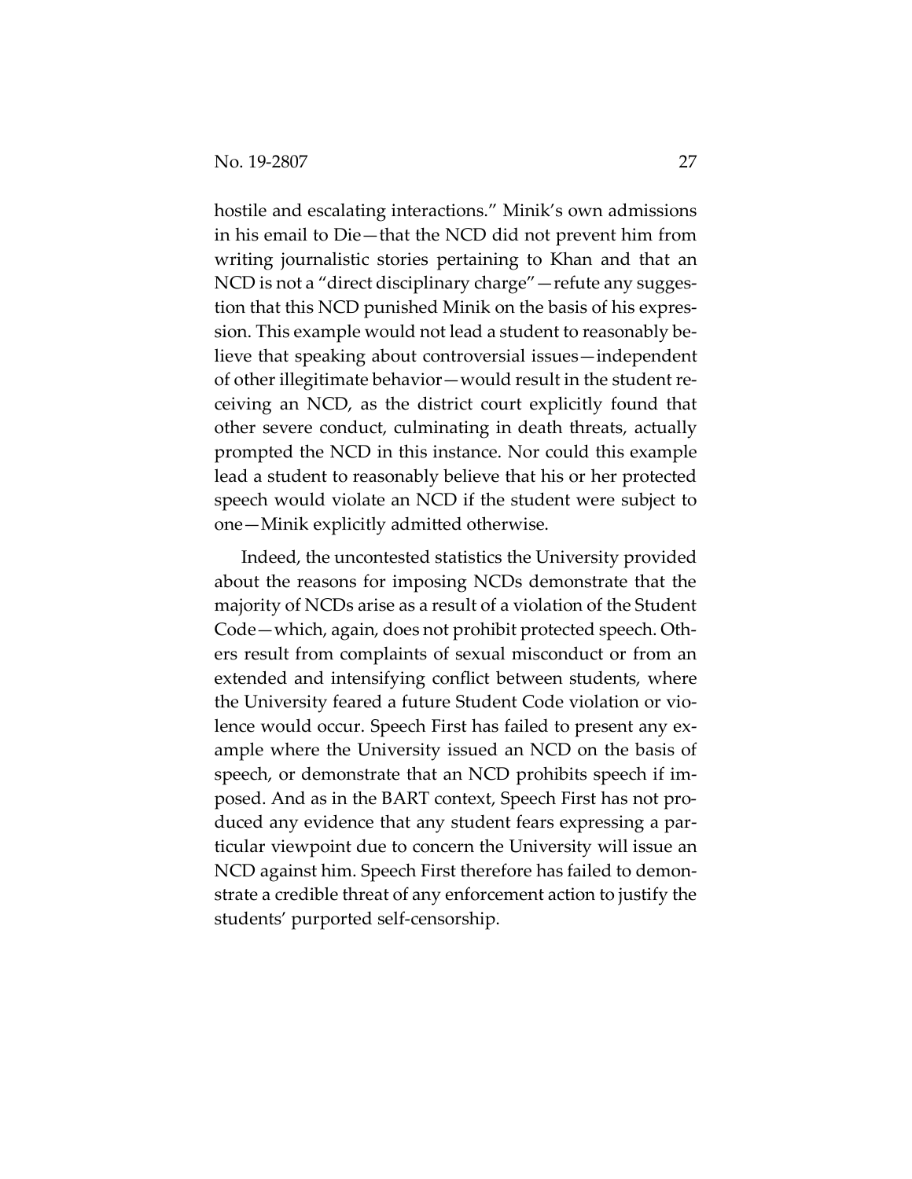hostile and escalating interactions." Minik's own admissions in his email to Die—that the NCD did not prevent him from writing journalistic stories pertaining to Khan and that an NCD is not a "direct disciplinary charge"—refute any suggestion that this NCD punished Minik on the basis of his expression. This example would not lead a student to reasonably believe that speaking about controversial issues—independent of other illegitimate behavior—would result in the student receiving an NCD, as the district court explicitly found that other severe conduct, culminating in death threats, actually prompted the NCD in this instance. Nor could this example lead a student to reasonably believe that his or her protected speech would violate an NCD if the student were subject to one—Minik explicitly admitted otherwise.

Indeed, the uncontested statistics the University provided about the reasons for imposing NCDs demonstrate that the majority of NCDs arise as a result of a violation of the Student Code—which, again, does not prohibit protected speech. Others result from complaints of sexual misconduct or from an extended and intensifying conflict between students, where the University feared a future Student Code violation or violence would occur. Speech First has failed to present any example where the University issued an NCD on the basis of speech, or demonstrate that an NCD prohibits speech if imposed. And as in the BART context, Speech First has not produced any evidence that any student fears expressing a particular viewpoint due to concern the University will issue an NCD against him. Speech First therefore has failed to demonstrate a credible threat of any enforcement action to justify the students' purported self-censorship.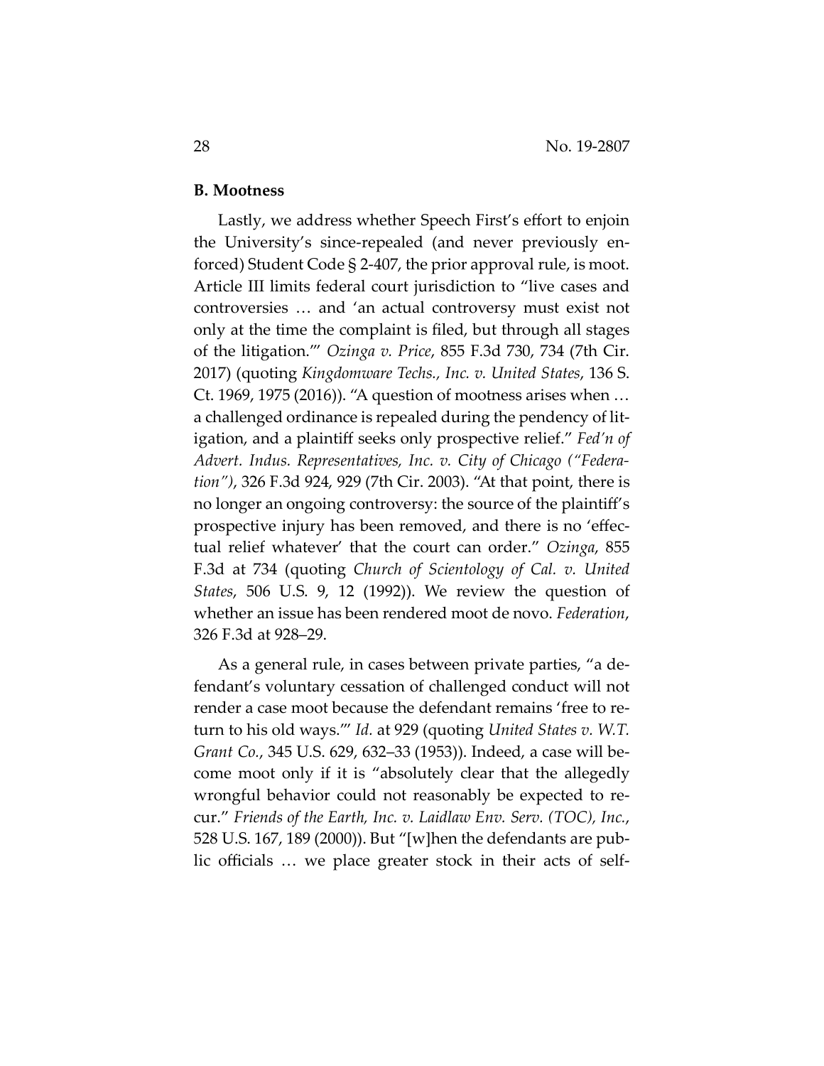### B. Mootness

Lastly, we address whether Speech First's effort to enjoin the University's since-repealed (and never previously enforced) Student Code § 2-407, the prior approval rule, is moot. Article III limits federal court jurisdiction to "live cases and controversies … and 'an actual controversy must exist not only at the time the complaint is filed, but through all stages of the litigation.'" *Ozinga v. Price*, 855 F.3d 730, 734 (7th Cir. 2017) (quoting *Kingdomware Techs., Inc. v. United States*, 136 S. Ct. 1969, 1975 (2016)). "A question of mootness arises when … a challenged ordinance is repealed during the pendency of litigation, and a plaintiff seeks only prospective relief." *Fed'n of Advert. Indus. Representatives, Inc. v. City of Chicago ("Federation")*, 326 F.3d 924, 929 (7th Cir. 2003). "At that point, there is no longer an ongoing controversy: the source of the plaintiff's prospective injury has been removed, and there is no 'effectual relief whatever' that the court can order." *Ozinga*, 855 F.3d at 734 (quoting *Church of Scientology of Cal. v. United States*, 506 U.S. 9, 12 (1992)). We review the question of whether an issue has been rendered moot de novo. *Federation*, 326 F.3d at 928–29.

As a general rule, in cases between private parties, "a defendant's voluntary cessation of challenged conduct will not render a case moot because the defendant remains 'free to return to his old ways.'" *Id.* at 929 (quoting *United States v. W.T. Grant Co.*, 345 U.S. 629, 632–33 (1953)). Indeed, a case will become moot only if it is "absolutely clear that the allegedly wrongful behavior could not reasonably be expected to recur." *Friends of the Earth, Inc. v. Laidlaw Env. Serv. (TOC), Inc.*, 528 U.S. 167, 189 (2000)). But "[w]hen the defendants are public officials … we place greater stock in their acts of self-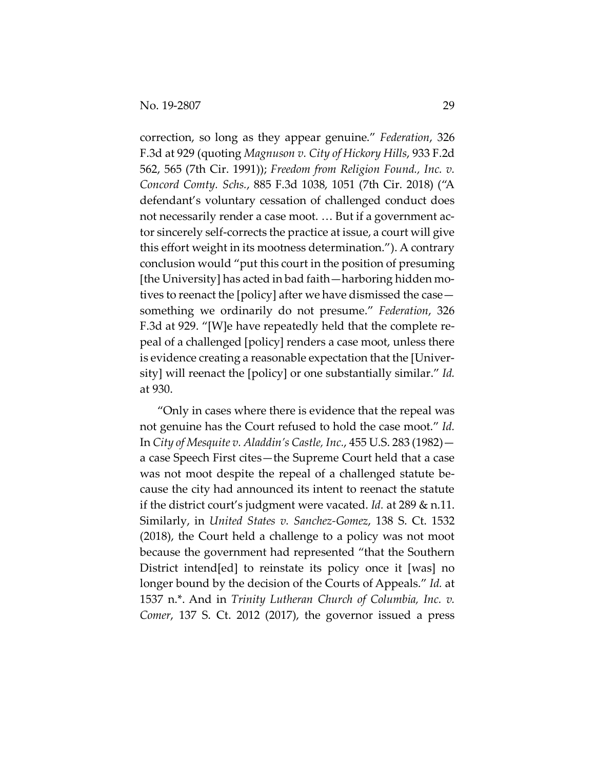correction, so long as they appear genuine." *Federation*, 326 F.3d at 929 (quoting *Magnuson v. City of Hickory Hills*, 933 F.2d 562, 565 (7th Cir. 1991)); *Freedom from Religion Found., Inc. v. Concord Comty. Schs.*, 885 F.3d 1038, 1051 (7th Cir. 2018) ("A defendant's voluntary cessation of challenged conduct does not necessarily render a case moot. … But if a government actor sincerely self-corrects the practice at issue, a court will give this effort weight in its mootness determination."). A contrary conclusion would "put this court in the position of presuming [the University] has acted in bad faith—harboring hidden motives to reenact the [policy] after we have dismissed the case—something we ordinarily do not presume." *Federation*, 326 F.3d at 929. "[W]e have repeatedly held that the complete repeal of a challenged [policy] renders a case moot, unless there is evidence creating a reasonable expectation that the [University] will reenact the [policy] or one substantially similar." *Id.* at 930.

"Only in cases where there is evidence that the repeal was not genuine has the Court refused to hold the case moot." *Id.* In *City of Mesquite v. Aladdin's Castle, Inc.*, 455 U.S. 283 (1982)—a case Speech First cites—the Supreme Court held that a case was not moot despite the repeal of a challenged statute because the city had announced its intent to reenact the statute if the district court's judgment were vacated. *Id.* at 289 & n.11. Similarly, in *United States v. Sanchez-Gomez*, 138 S. Ct. 1532 (2018), the Court held a challenge to a policy was not moot because the government had represented "that the Southern District intend[ed] to reinstate its policy once it [was] no longer bound by the decision of the Courts of Appeals." *Id.* at 1537 n.*. And in *Trinity Lutheran Church of Columbia, Inc. v. Comer*, 137 S. Ct. 2012 (2017), the governor issued a press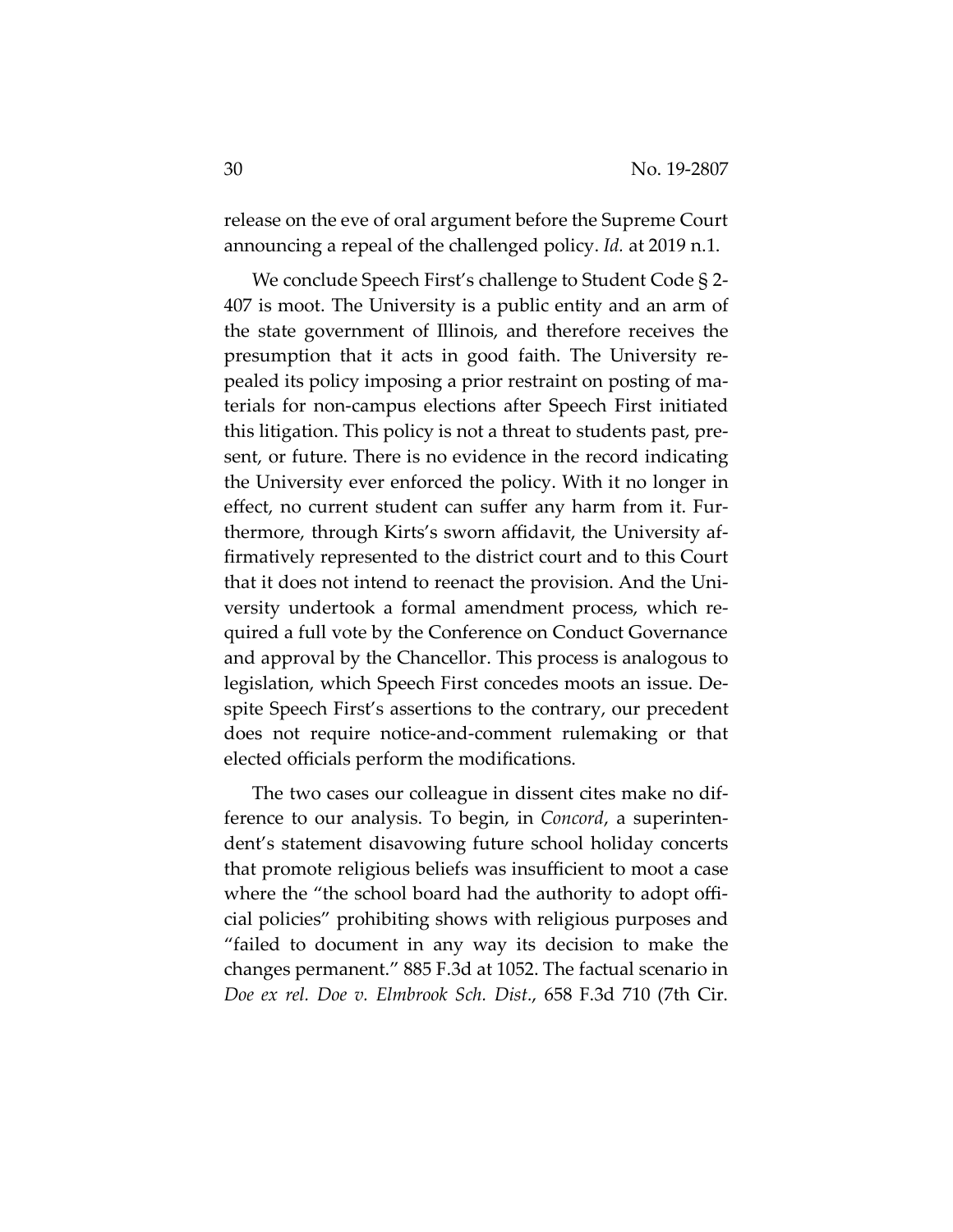release on the eve of oral argument before the Supreme Court announcing a repeal of the challenged policy. *Id.* at 2019 n.1.

We conclude Speech First's challenge to Student Code § 2-407 is moot. The University is a public entity and an arm of the state government of Illinois, and therefore receives the presumption that it acts in good faith. The University repealed its policy imposing a prior restraint on posting of materials for non-campus elections after Speech First initiated this litigation. This policy is not a threat to students past, present, or future. There is no evidence in the record indicating the University ever enforced the policy. With it no longer in effect, no current student can suffer any harm from it. Furthermore, through Kirts's sworn affidavit, the University affirmatively represented to the district court and to this Court that it does not intend to reenact the provision. And the University undertook a formal amendment process, which required a full vote by the Conference on Conduct Governance and approval by the Chancellor. This process is analogous to legislation, which Speech First concedes moots an issue. Despite Speech First's assertions to the contrary, our precedent does not require notice-and-comment rulemaking or that elected officials perform the modifications.

The two cases our colleague in dissent cites make no difference to our analysis. To begin, in *Concord*, a superintendent's statement disavowing future school holiday concerts that promote religious beliefs was insufficient to moot a case where the "the school board had the authority to adopt official policies" prohibiting shows with religious purposes and "failed to document in any way its decision to make the changes permanent." 885 F.3d at 1052. The factual scenario in *Doe ex rel. Doe v. Elmbrook Sch. Dist.*, 658 F.3d 710 (7th Cir.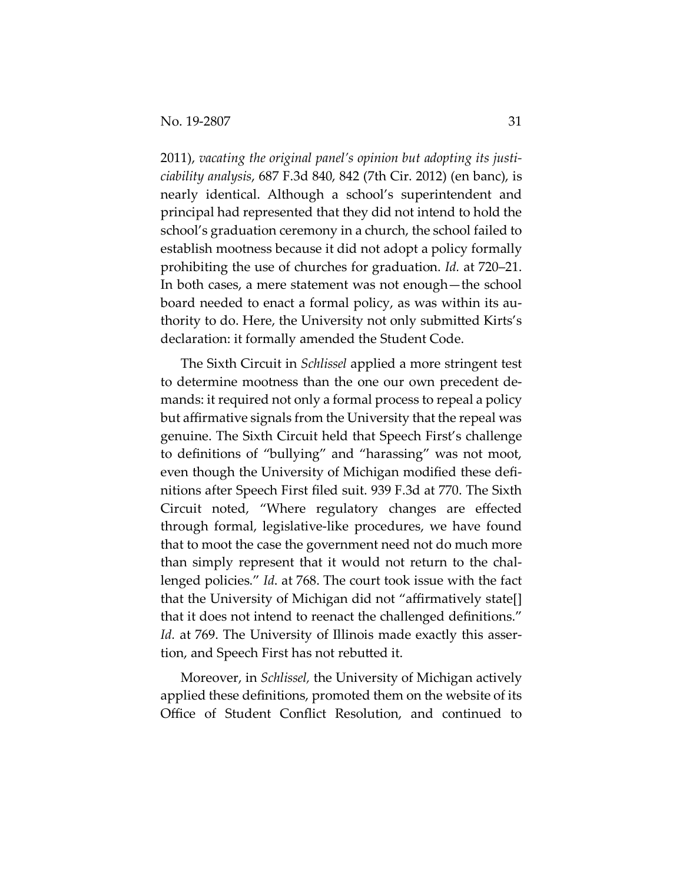2011), *vacating the original panel's opinion but adopting its justiciability analysis*, 687 F.3d 840, 842 (7th Cir. 2012) (en banc), is nearly identical. Although a school's superintendent and principal had represented that they did not intend to hold the school's graduation ceremony in a church, the school failed to establish mootness because it did not adopt a policy formally prohibiting the use of churches for graduation. *Id.* at 720–21. In both cases, a mere statement was not enough—the school board needed to enact a formal policy, as was within its authority to do. Here, the University not only submitted Kirts's declaration: it formally amended the Student Code.

The Sixth Circuit in *Schlissel* applied a more stringent test to determine mootness than the one our own precedent demands: it required not only a formal process to repeal a policy but affirmative signals from the University that the repeal was genuine. The Sixth Circuit held that Speech First's challenge to definitions of "bullying" and "harassing" was not moot, even though the University of Michigan modified these definitions after Speech First filed suit. 939 F.3d at 770. The Sixth Circuit noted, "Where regulatory changes are effected through formal, legislative-like procedures, we have found that to moot the case the government need not do much more than simply represent that it would not return to the challenged policies." *Id*. at 768. The court took issue with the fact that the University of Michigan did not "affirmatively state[] that it does not intend to reenact the challenged definitions." *Id.* at 769. The University of Illinois made exactly this assertion, and Speech First has not rebutted it.

Moreover, in *Schlissel,* the University of Michigan actively applied these definitions, promoted them on the website of its Office of Student Conflict Resolution, and continued to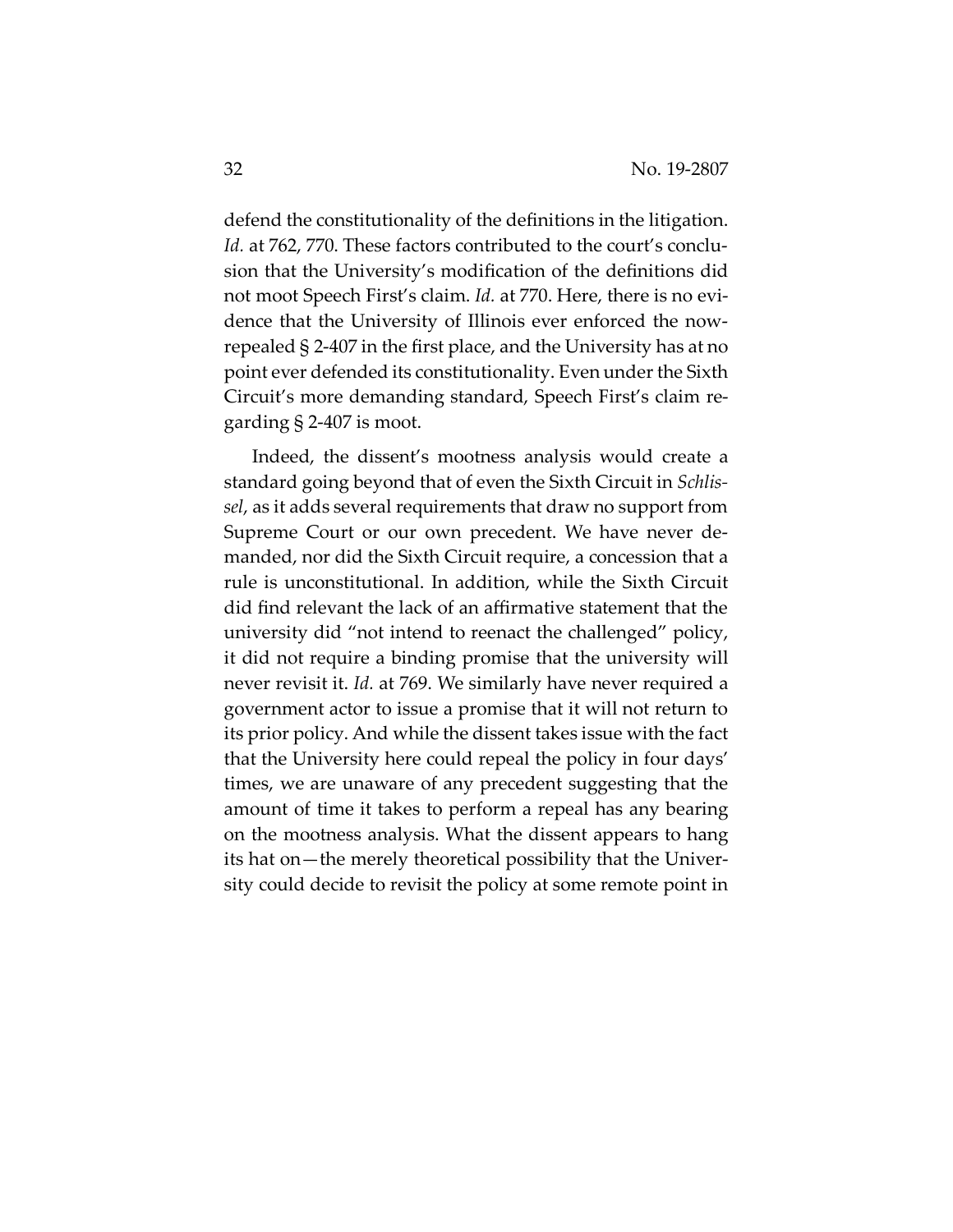defend the constitutionality of the definitions in the litigation. *Id.* at 762, 770. These factors contributed to the court's conclusion that the University's modification of the definitions did not moot Speech First's claim. *Id.* at 770. Here, there is no evidence that the University of Illinois ever enforced the now-repealed § 2-407 in the first place, and the University has at no point ever defended its constitutionality. Even under the Sixth Circuit's more demanding standard, Speech First's claim regarding § 2-407 is moot.

Indeed, the dissent's mootness analysis would create a standard going beyond that of even the Sixth Circuit in *Schlissel*, as it adds several requirements that draw no support from Supreme Court or our own precedent. We have never demanded, nor did the Sixth Circuit require, a concession that a rule is unconstitutional. In addition, while the Sixth Circuit did find relevant the lack of an affirmative statement that the university did "not intend to reenact the challenged" policy, it did not require a binding promise that the university will never revisit it. *Id.* at 769. We similarly have never required a government actor to issue a promise that it will not return to its prior policy. And while the dissent takes issue with the fact that the University here could repeal the policy in four days' times, we are unaware of any precedent suggesting that the amount of time it takes to perform a repeal has any bearing on the mootness analysis. What the dissent appears to hang its hat on—the merely theoretical possibility that the University could decide to revisit the policy at some remote point in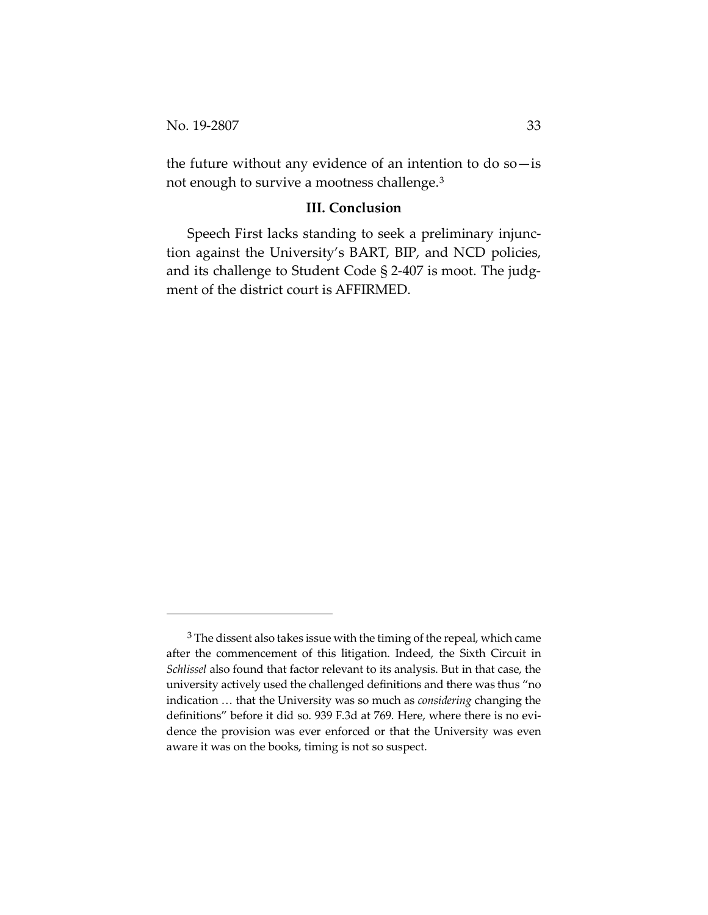the future without any evidence of an intention to do so—is not enough to survive a mootness challenge.[3]

### III. Conclusion

Speech First lacks standing to seek a preliminary injunction against the University's BART, BIP, and NCD policies, and its challenge to Student Code § 2-407 is moot. The judgment of the district court is AFFIRMED.

---

[3] The dissent also takes issue with the timing of the repeal, which came after the commencement of this litigation. Indeed, the Sixth Circuit in *Schlissel* also found that factor relevant to its analysis. But in that case, the university actively used the challenged definitions and there was thus "no indication … that the University was so much as *considering* changing the definitions" before it did so. 939 F.3d at 769. Here, where there is no evidence the provision was ever enforced or that the University was even aware it was on the books, timing is not so suspect.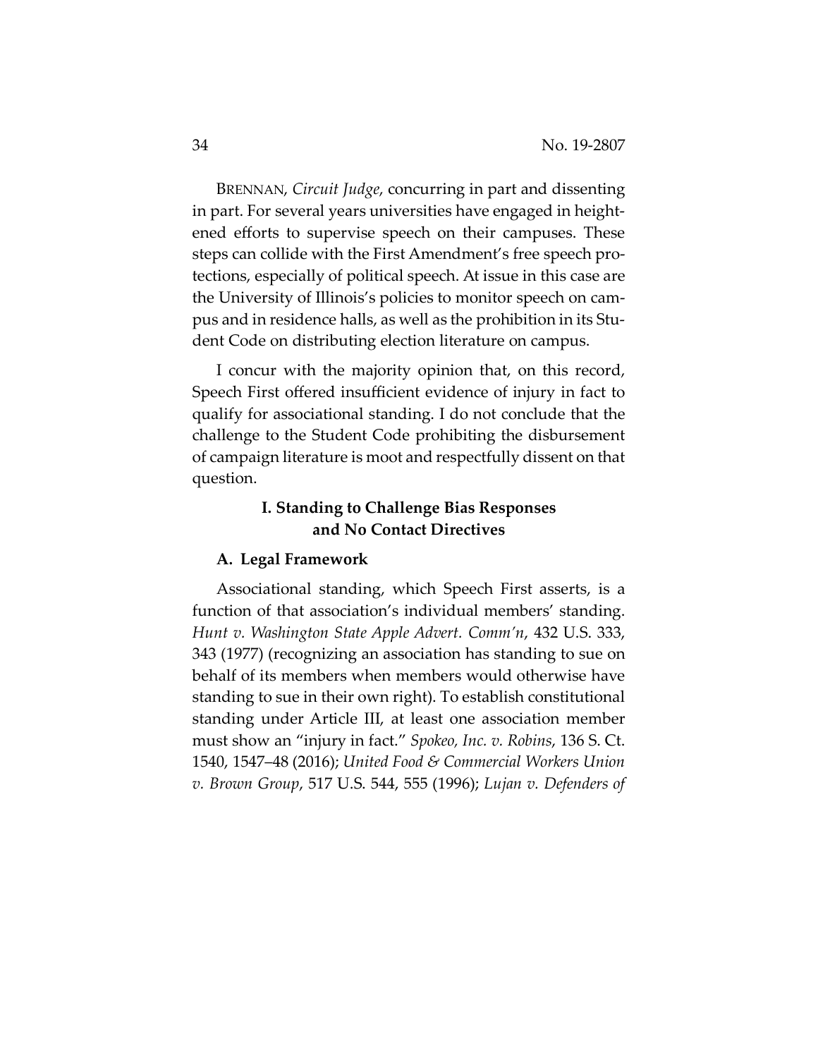BRENNAN, *Circuit Judge*, concurring in part and dissenting in part. For several years universities have engaged in heightened efforts to supervise speech on their campuses. These steps can collide with the First Amendment's free speech protections, especially of political speech. At issue in this case are the University of Illinois's policies to monitor speech on campus and in residence halls, as well as the prohibition in its Student Code on distributing election literature on campus.

I concur with the majority opinion that, on this record, Speech First offered insufficient evidence of injury in fact to qualify for associational standing. I do not conclude that the challenge to the Student Code prohibiting the disbursement of campaign literature is moot and respectfully dissent on that question.

## I. Standing to Challenge Bias Responses and No Contact Directives

### A. Legal Framework

Associational standing, which Speech First asserts, is a function of that association's individual members' standing. *Hunt v. Washington State Apple Advert. Comm'n*, 432 U.S. 333, 343 (1977) (recognizing an association has standing to sue on behalf of its members when members would otherwise have standing to sue in their own right). To establish constitutional standing under Article III, at least one association member must show an "injury in fact." *Spokeo, Inc. v. Robins*, 136 S. Ct. 1540, 1547–48 (2016); *United Food & Commercial Workers Union v. Brown Group*, 517 U.S. 544, 555 (1996); *Lujan v. Defenders of*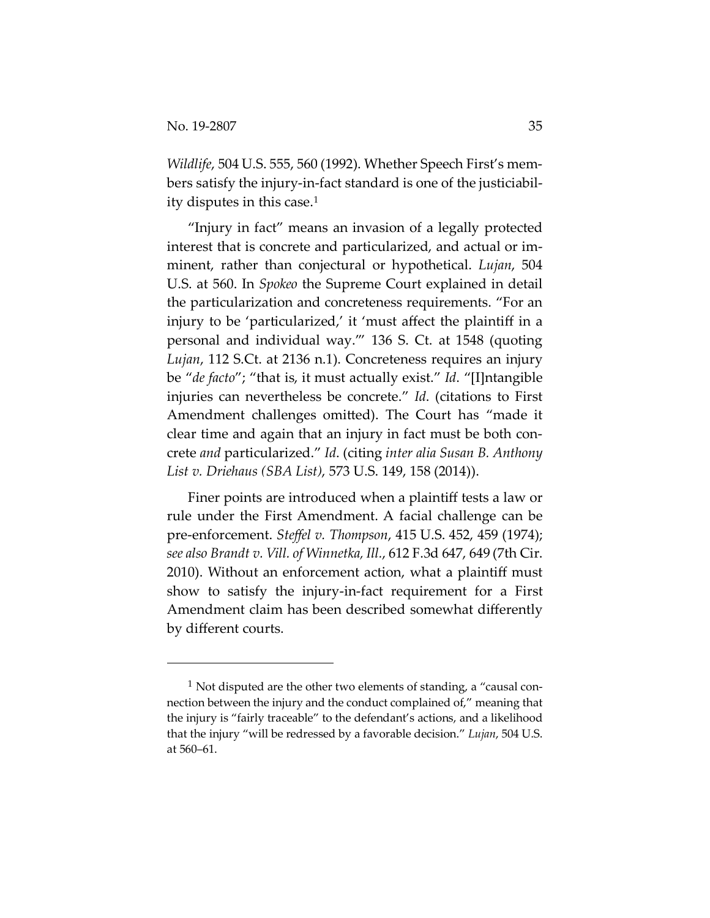*Wildlife*, 504 U.S. 555, 560 (1992). Whether Speech First's members satisfy the injury-in-fact standard is one of the justiciability disputes in this case.[1]

"Injury in fact" means an invasion of a legally protected interest that is concrete and particularized, and actual or imminent, rather than conjectural or hypothetical. *Lujan*, 504 U.S. at 560. In *Spokeo* the Supreme Court explained in detail the particularization and concreteness requirements. "For an injury to be 'particularized,' it 'must affect the plaintiff in a personal and individual way.'" 136 S. Ct. at 1548 (quoting *Lujan*, 112 S.Ct. at 2136 n.1). Concreteness requires an injury be "*de facto*"; "that is, it must actually exist." *Id*. "[I]ntangible injuries can nevertheless be concrete." *Id*. (citations to First Amendment challenges omitted). The Court has "made it clear time and again that an injury in fact must be both concrete *and* particularized." *Id*. (citing *inter alia Susan B. Anthony List v. Driehaus (SBA List)*, 573 U.S. 149, 158 (2014)).

Finer points are introduced when a plaintiff tests a law or rule under the First Amendment. A facial challenge can be pre-enforcement. *Steffel v. Thompson*, 415 U.S. 452, 459 (1974); *see also Brandt v. Vill. of Winnetka, Ill.*, 612 F.3d 647, 649 (7th Cir. 2010). Without an enforcement action, what a plaintiff must show to satisfy the injury-in-fact requirement for a First Amendment claim has been described somewhat differently by different courts.

---

[1] Not disputed are the other two elements of standing, a "causal connection between the injury and the conduct complained of," meaning that the injury is "fairly traceable" to the defendant's actions, and a likelihood that the injury "will be redressed by a favorable decision." *Lujan*, 504 U.S. at 560–61.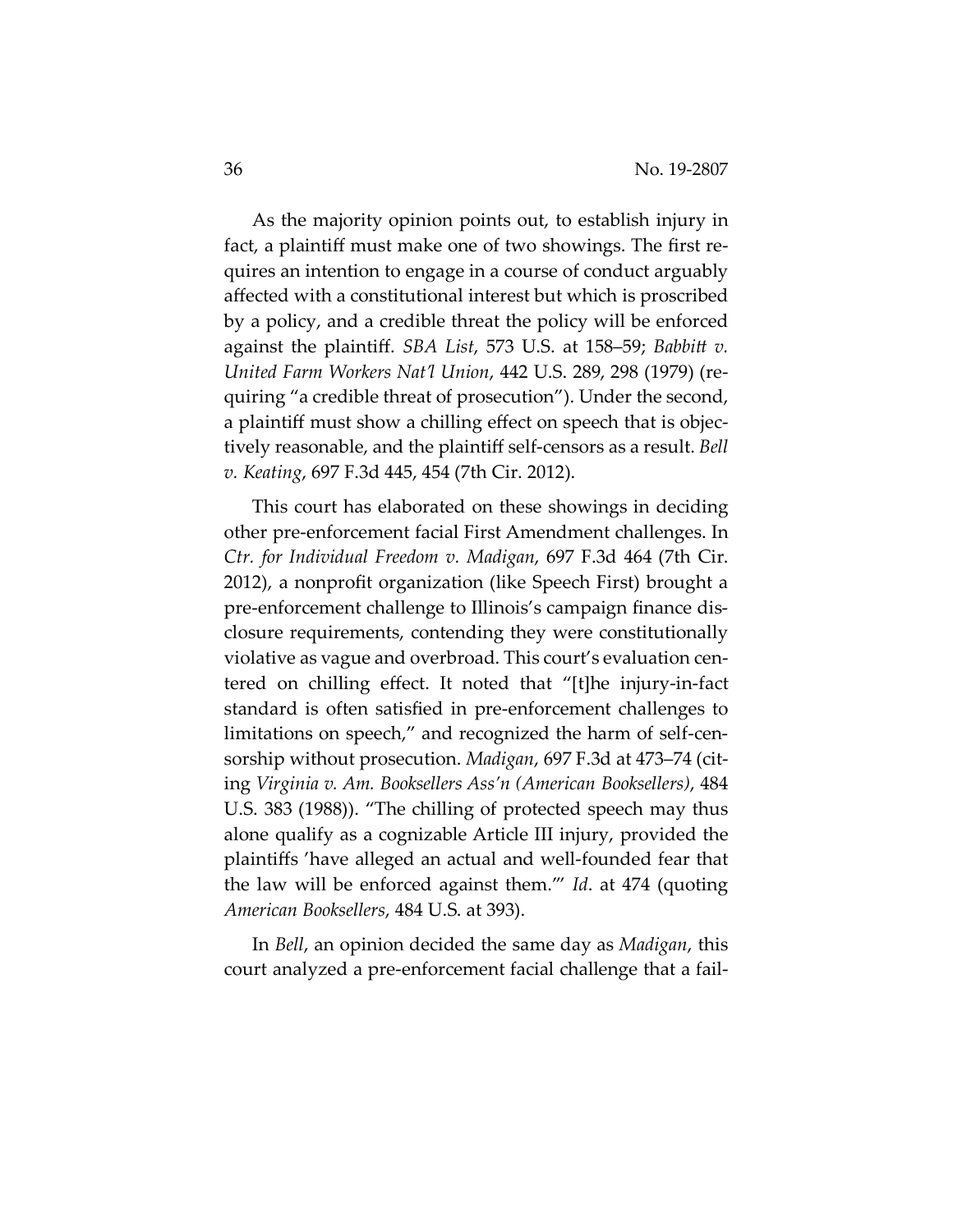As the majority opinion points out, to establish injury in fact, a plaintiff must make one of two showings. The first requires an intention to engage in a course of conduct arguably affected with a constitutional interest but which is proscribed by a policy, and a credible threat the policy will be enforced against the plaintiff. *SBA List*, 573 U.S. at 158–59; *Babbitt v. United Farm Workers Nat'l Union*, 442 U.S. 289, 298 (1979) (requiring "a credible threat of prosecution"). Under the second, a plaintiff must show a chilling effect on speech that is objectively reasonable, and the plaintiff self-censors as a result. *Bell v. Keating*, 697 F.3d 445, 454 (7th Cir. 2012).

This court has elaborated on these showings in deciding other pre-enforcement facial First Amendment challenges. In *Ctr. for Individual Freedom v. Madigan*, 697 F.3d 464 (7th Cir. 2012), a nonprofit organization (like Speech First) brought a pre-enforcement challenge to Illinois's campaign finance disclosure requirements, contending they were constitutionally violative as vague and overbroad. This court's evaluation centered on chilling effect. It noted that "[t]he injury-in-fact standard is often satisfied in pre-enforcement challenges to limitations on speech," and recognized the harm of self-censorship without prosecution. *Madigan*, 697 F.3d at 473–74 (citing *Virginia v. Am. Booksellers Ass'n (American Booksellers)*, 484 U.S. 383 (1988)). "The chilling of protected speech may thus alone qualify as a cognizable Article III injury, provided the plaintiffs 'have alleged an actual and well-founded fear that the law will be enforced against them.'" *Id*. at 474 (quoting *American Booksellers*, 484 U.S. at 393).

In *Bell*, an opinion decided the same day as *Madigan*, this court analyzed a pre-enforcement facial challenge that a fail-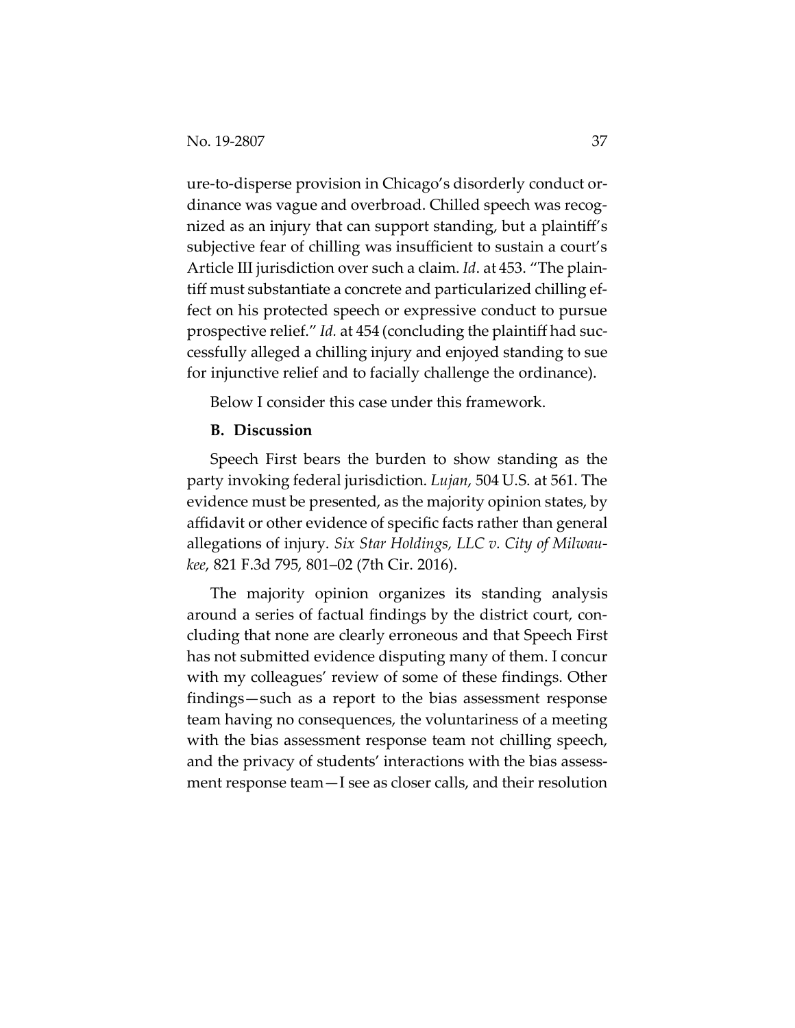ure-to-disperse provision in Chicago's disorderly conduct ordinance was vague and overbroad. Chilled speech was recognized as an injury that can support standing, but a plaintiff's subjective fear of chilling was insufficient to sustain a court's Article III jurisdiction over such a claim. *Id*. at 453. "The plaintiff must substantiate a concrete and particularized chilling effect on his protected speech or expressive conduct to pursue prospective relief." *Id.* at 454 (concluding the plaintiff had successfully alleged a chilling injury and enjoyed standing to sue for injunctive relief and to facially challenge the ordinance).

Below I consider this case under this framework.

**B. Discussion**

Speech First bears the burden to show standing as the party invoking federal jurisdiction. *Lujan*, 504 U.S. at 561. The evidence must be presented, as the majority opinion states, by affidavit or other evidence of specific facts rather than general allegations of injury. *Six Star Holdings, LLC v. City of Milwaukee*, 821 F.3d 795, 801–02 (7th Cir. 2016).

The majority opinion organizes its standing analysis around a series of factual findings by the district court, concluding that none are clearly erroneous and that Speech First has not submitted evidence disputing many of them. I concur with my colleagues' review of some of these findings. Other findings—such as a report to the bias assessment response team having no consequences, the voluntariness of a meeting with the bias assessment response team not chilling speech, and the privacy of students' interactions with the bias assessment response team—I see as closer calls, and their resolution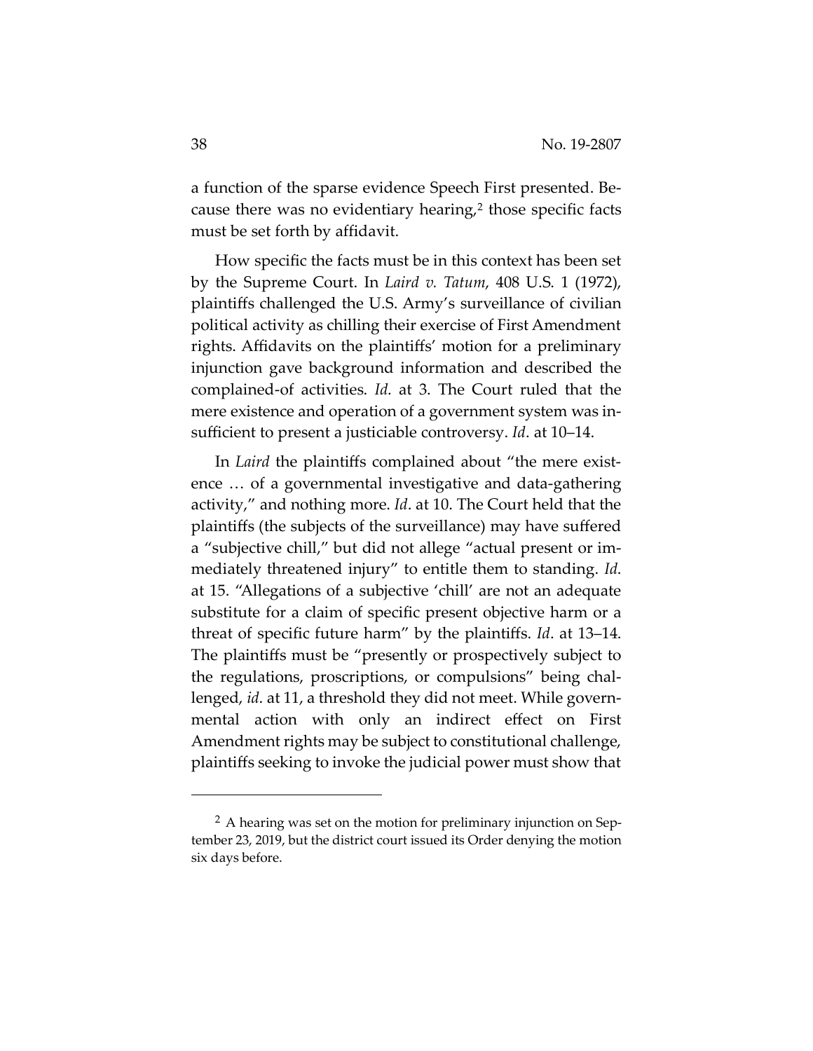a function of the sparse evidence Speech First presented. Because there was no evidentiary hearing,[2] those specific facts must be set forth by affidavit.

How specific the facts must be in this context has been set by the Supreme Court. In *Laird v. Tatum*, 408 U.S. 1 (1972), plaintiffs challenged the U.S. Army's surveillance of civilian political activity as chilling their exercise of First Amendment rights. Affidavits on the plaintiffs' motion for a preliminary injunction gave background information and described the complained-of activities. *Id.* at 3. The Court ruled that the mere existence and operation of a government system was insufficient to present a justiciable controversy. *Id*. at 10–14.

In *Laird* the plaintiffs complained about "the mere existence … of a governmental investigative and data-gathering activity," and nothing more. *Id*. at 10. The Court held that the plaintiffs (the subjects of the surveillance) may have suffered a "subjective chill," but did not allege "actual present or immediately threatened injury" to entitle them to standing. *Id*. at 15. "Allegations of a subjective 'chill' are not an adequate substitute for a claim of specific present objective harm or a threat of specific future harm" by the plaintiffs. *Id*. at 13–14. The plaintiffs must be "presently or prospectively subject to the regulations, proscriptions, or compulsions" being challenged, *id*. at 11, a threshold they did not meet. While governmental action with only an indirect effect on First Amendment rights may be subject to constitutional challenge, plaintiffs seeking to invoke the judicial power must show that

[2] A hearing was set on the motion for preliminary injunction on September 23, 2019, but the district court issued its Order denying the motion six days before.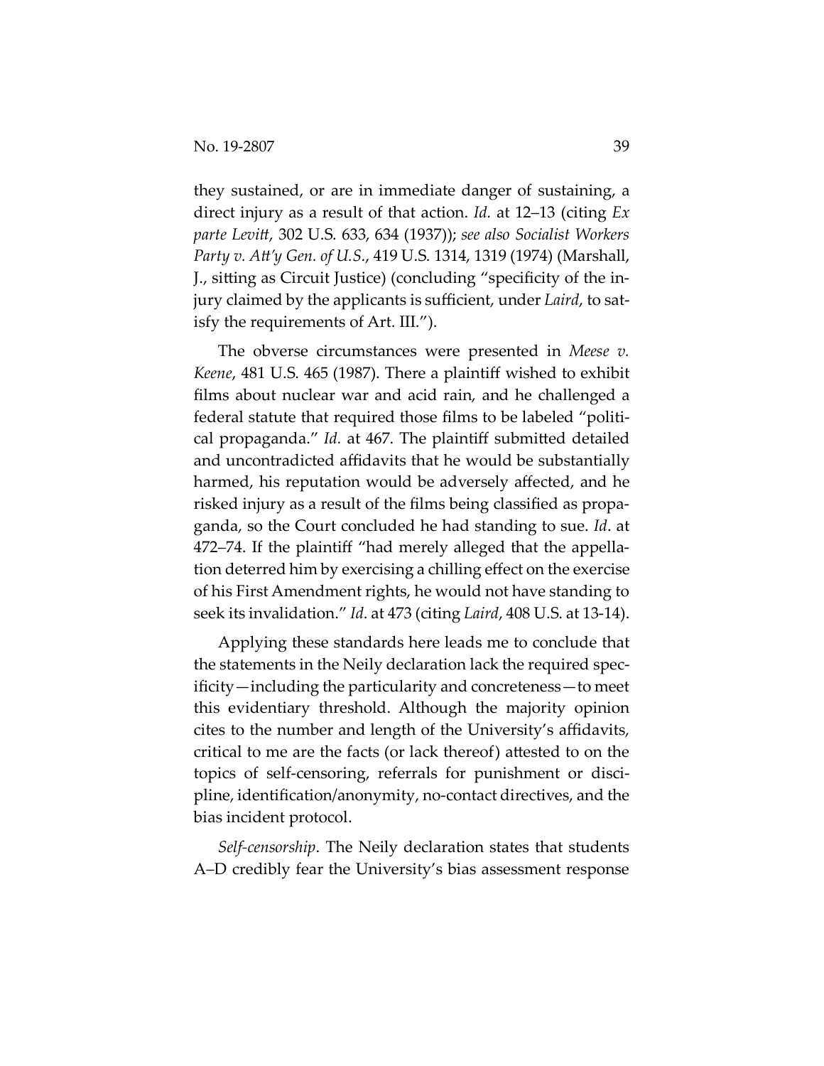they sustained, or are in immediate danger of sustaining, a direct injury as a result of that action. *Id.* at 12–13 (citing *Ex parte Levitt*, 302 U.S. 633, 634 (1937)); *see also Socialist Workers Party v. Att'y Gen. of U.S.*, 419 U.S. 1314, 1319 (1974) (Marshall, J., sitting as Circuit Justice) (concluding "specificity of the injury claimed by the applicants is sufficient, under *Laird*, to satisfy the requirements of Art. III.").

The obverse circumstances were presented in *Meese v. Keene*, 481 U.S. 465 (1987). There a plaintiff wished to exhibit films about nuclear war and acid rain, and he challenged a federal statute that required those films to be labeled "political propaganda." *Id.* at 467. The plaintiff submitted detailed and uncontradicted affidavits that he would be substantially harmed, his reputation would be adversely affected, and he risked injury as a result of the films being classified as propaganda, so the Court concluded he had standing to sue. *Id*. at 472–74. If the plaintiff "had merely alleged that the appellation deterred him by exercising a chilling effect on the exercise of his First Amendment rights, he would not have standing to seek its invalidation." *Id*. at 473 (citing *Laird*, 408 U.S. at 13-14).

Applying these standards here leads me to conclude that the statements in the Neily declaration lack the required specificity—including the particularity and concreteness—to meet this evidentiary threshold. Although the majority opinion cites to the number and length of the University's affidavits, critical to me are the facts (or lack thereof) attested to on the topics of self-censoring, referrals for punishment or discipline, identification/anonymity, no-contact directives, and the bias incident protocol.

*Self-censorship*. The Neily declaration states that students A–D credibly fear the University's bias assessment response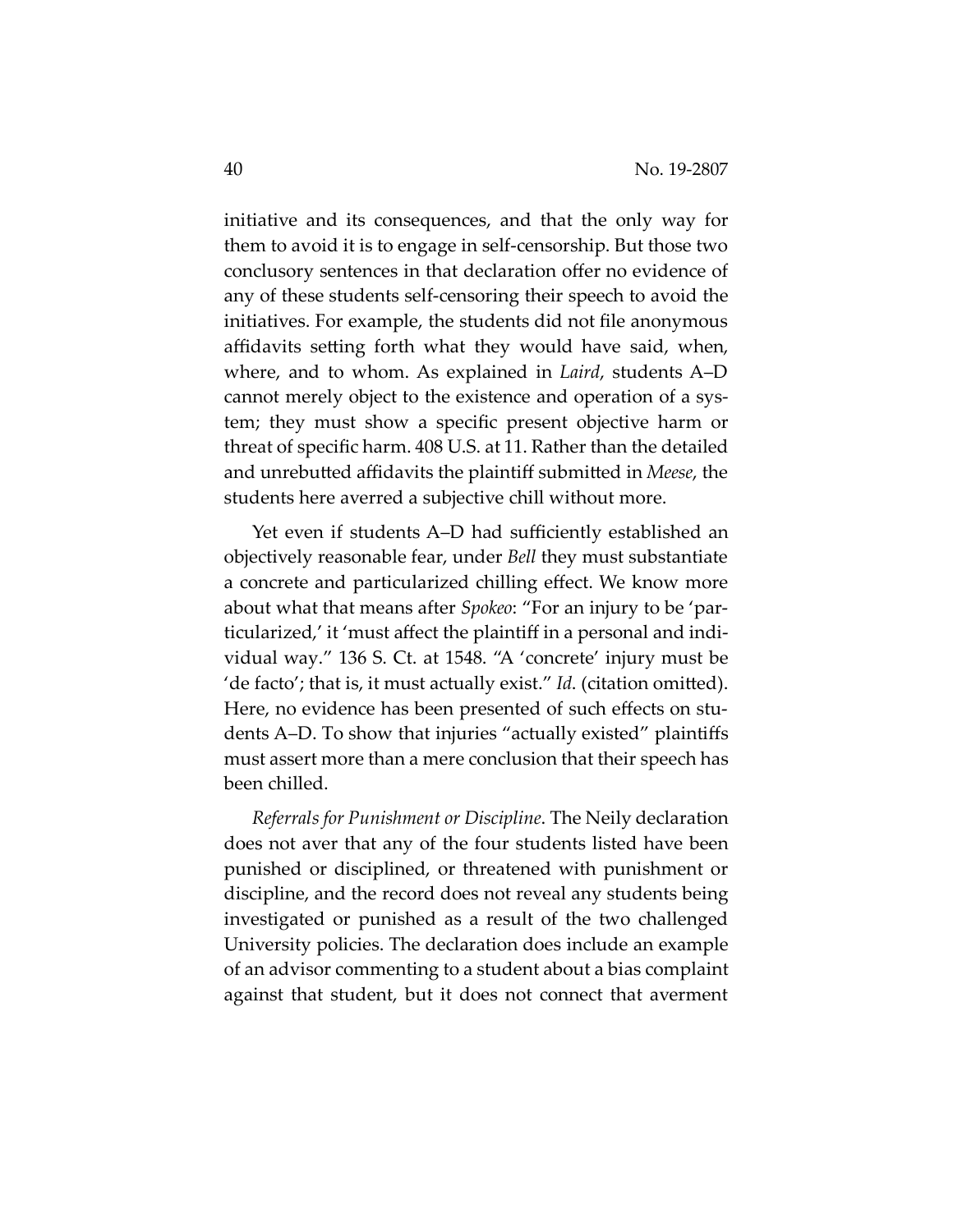initiative and its consequences, and that the only way for them to avoid it is to engage in self-censorship. But those two conclusory sentences in that declaration offer no evidence of any of these students self-censoring their speech to avoid the initiatives. For example, the students did not file anonymous affidavits setting forth what they would have said, when, where, and to whom. As explained in *Laird*, students A–D cannot merely object to the existence and operation of a system; they must show a specific present objective harm or threat of specific harm. 408 U.S. at 11. Rather than the detailed and unrebutted affidavits the plaintiff submitted in *Meese*, the students here averred a subjective chill without more.

Yet even if students A–D had sufficiently established an objectively reasonable fear, under *Bell* they must substantiate a concrete and particularized chilling effect. We know more about what that means after *Spokeo*: "For an injury to be 'particularized,' it 'must affect the plaintiff in a personal and individual way." 136 S. Ct. at 1548. "A 'concrete' injury must be 'de facto'; that is, it must actually exist." *Id.* (citation omitted). Here, no evidence has been presented of such effects on students A–D. To show that injuries "actually existed" plaintiffs must assert more than a mere conclusion that their speech has been chilled.

*Referrals for Punishment or Discipline*. The Neily declaration does not aver that any of the four students listed have been punished or disciplined, or threatened with punishment or discipline, and the record does not reveal any students being investigated or punished as a result of the two challenged University policies. The declaration does include an example of an advisor commenting to a student about a bias complaint against that student, but it does not connect that averment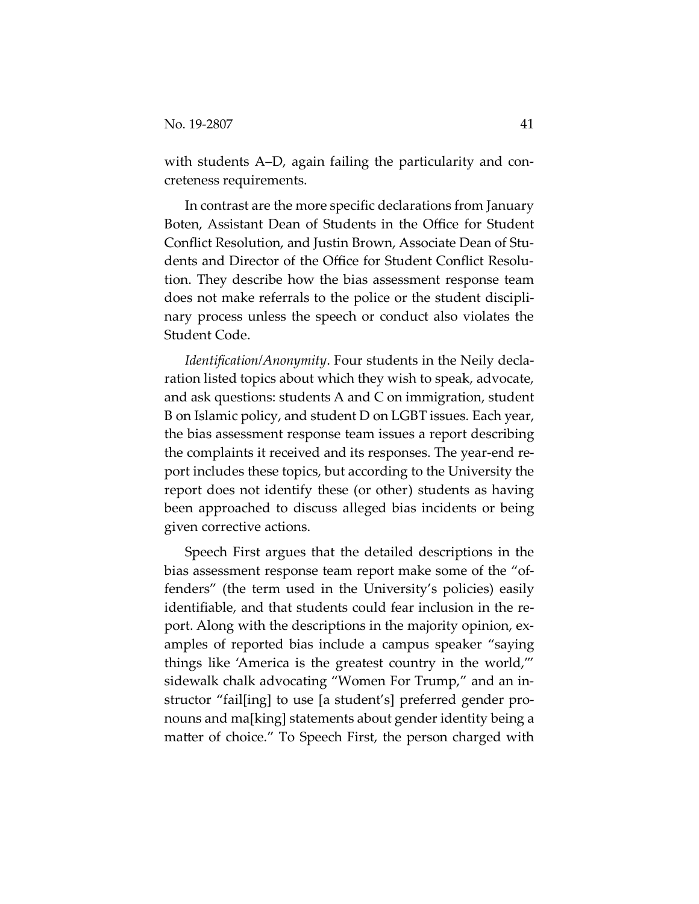with students A–D, again failing the particularity and concreteness requirements.

In contrast are the more specific declarations from January Boten, Assistant Dean of Students in the Office for Student Conflict Resolution, and Justin Brown, Associate Dean of Students and Director of the Office for Student Conflict Resolution. They describe how the bias assessment response team does not make referrals to the police or the student disciplinary process unless the speech or conduct also violates the Student Code.

*Identification/Anonymity*. Four students in the Neily declaration listed topics about which they wish to speak, advocate, and ask questions: students A and C on immigration, student B on Islamic policy, and student D on LGBT issues. Each year, the bias assessment response team issues a report describing the complaints it received and its responses. The year-end report includes these topics, but according to the University the report does not identify these (or other) students as having been approached to discuss alleged bias incidents or being given corrective actions.

Speech First argues that the detailed descriptions in the bias assessment response team report make some of the "offenders" (the term used in the University's policies) easily identifiable, and that students could fear inclusion in the report. Along with the descriptions in the majority opinion, examples of reported bias include a campus speaker "saying things like 'America is the greatest country in the world,'" sidewalk chalk advocating "Women For Trump," and an instructor "fail[ing] to use [a student's] preferred gender pronouns and ma[king] statements about gender identity being a matter of choice." To Speech First, the person charged with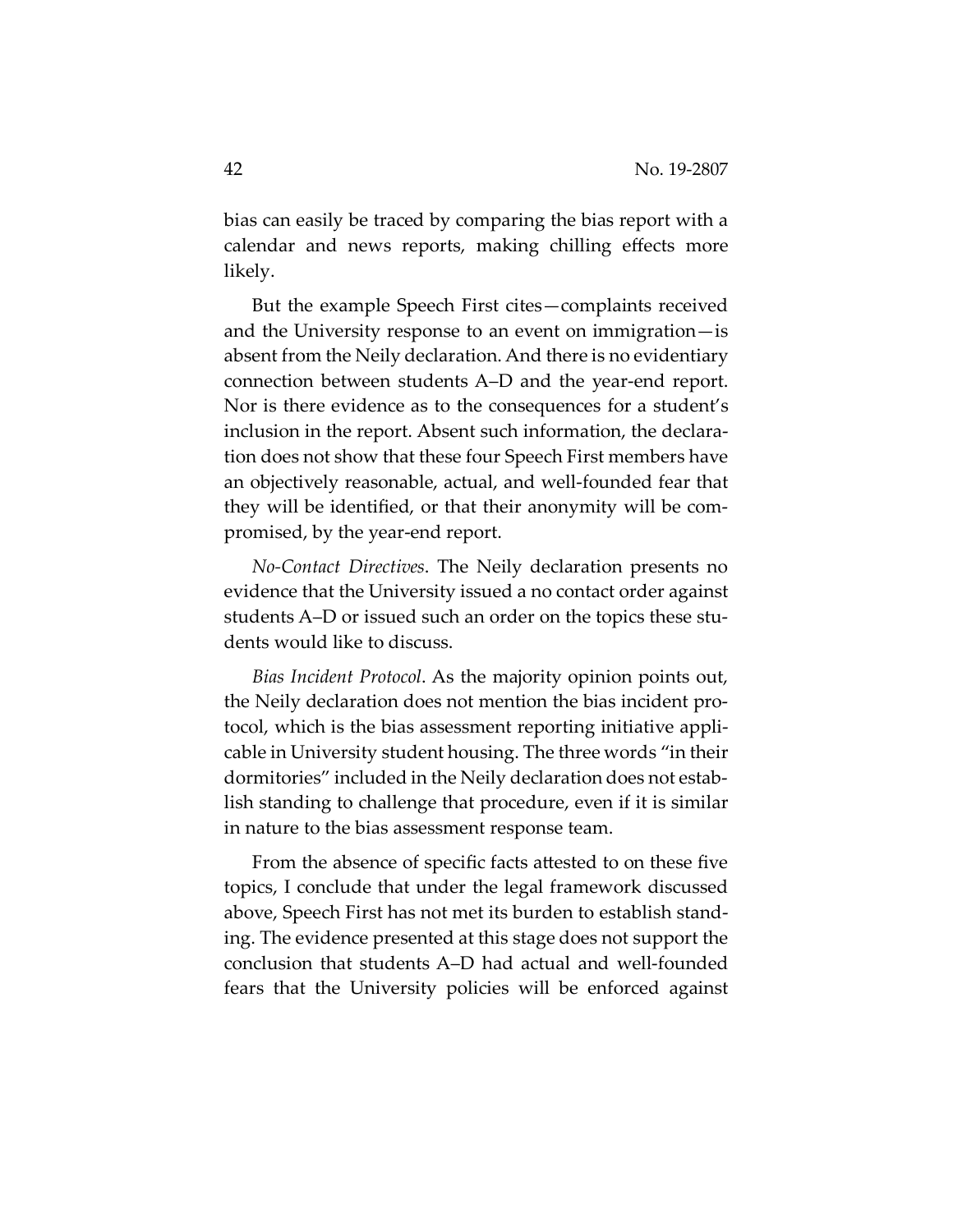bias can easily be traced by comparing the bias report with a calendar and news reports, making chilling effects more likely.

But the example Speech First cites—complaints received and the University response to an event on immigration—is absent from the Neily declaration. And there is no evidentiary connection between students A–D and the year-end report. Nor is there evidence as to the consequences for a student's inclusion in the report. Absent such information, the declaration does not show that these four Speech First members have an objectively reasonable, actual, and well-founded fear that they will be identified, or that their anonymity will be compromised, by the year-end report.

*No-Contact Directives*. The Neily declaration presents no evidence that the University issued a no contact order against students A–D or issued such an order on the topics these students would like to discuss.

*Bias Incident Protocol*. As the majority opinion points out, the Neily declaration does not mention the bias incident protocol, which is the bias assessment reporting initiative applicable in University student housing. The three words "in their dormitories" included in the Neily declaration does not establish standing to challenge that procedure, even if it is similar in nature to the bias assessment response team.

From the absence of specific facts attested to on these five topics, I conclude that under the legal framework discussed above, Speech First has not met its burden to establish standing. The evidence presented at this stage does not support the conclusion that students A–D had actual and well-founded fears that the University policies will be enforced against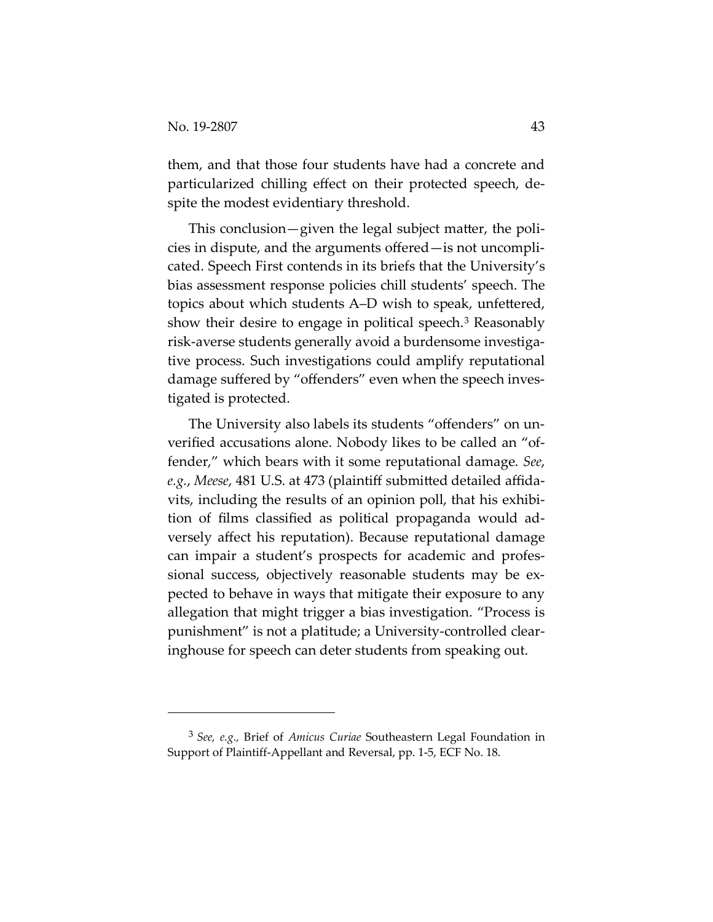them, and that those four students have had a concrete and particularized chilling effect on their protected speech, despite the modest evidentiary threshold.

This conclusion—given the legal subject matter, the policies in dispute, and the arguments offered—is not uncomplicated. Speech First contends in its briefs that the University's bias assessment response policies chill students' speech. The topics about which students A–D wish to speak, unfettered, show their desire to engage in political speech.[3] Reasonably risk-averse students generally avoid a burdensome investigative process. Such investigations could amplify reputational damage suffered by "offenders" even when the speech investigated is protected.

The University also labels its students "offenders" on unverified accusations alone. Nobody likes to be called an "offender," which bears with it some reputational damage. *See, e.g.*, *Meese*, 481 U.S. at 473 (plaintiff submitted detailed affidavits, including the results of an opinion poll, that his exhibition of films classified as political propaganda would adversely affect his reputation). Because reputational damage can impair a student's prospects for academic and professional success, objectively reasonable students may be expected to behave in ways that mitigate their exposure to any allegation that might trigger a bias investigation. "Process is punishment" is not a platitude; a University-controlled clearinghouse for speech can deter students from speaking out.

---

[3] *See, e.g.*, Brief of *Amicus Curiae* Southeastern Legal Foundation in Support of Plaintiff-Appellant and Reversal, pp. 1-5, ECF No. 18.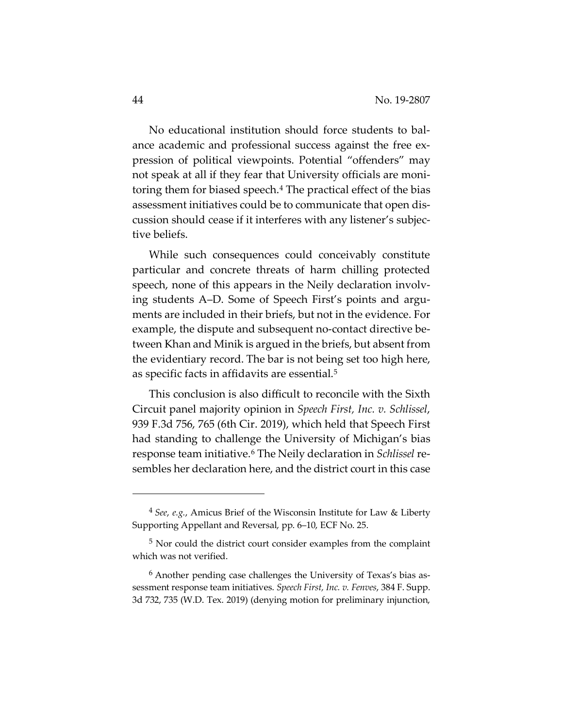No educational institution should force students to balance academic and professional success against the free expression of political viewpoints. Potential "offenders" may not speak at all if they fear that University officials are monitoring them for biased speech.[4] The practical effect of the bias assessment initiatives could be to communicate that open discussion should cease if it interferes with any listener's subjective beliefs.

While such consequences could conceivably constitute particular and concrete threats of harm chilling protected speech, none of this appears in the Neily declaration involving students A–D. Some of Speech First's points and arguments are included in their briefs, but not in the evidence. For example, the dispute and subsequent no-contact directive between Khan and Minik is argued in the briefs, but absent from the evidentiary record. The bar is not being set too high here, as specific facts in affidavits are essential.[5]

This conclusion is also difficult to reconcile with the Sixth Circuit panel majority opinion in *Speech First, Inc. v. Schlissel*, 939 F.3d 756, 765 (6th Cir. 2019), which held that Speech First had standing to challenge the University of Michigan's bias response team initiative.[6] The Neily declaration in *Schlissel* resembles her declaration here, and the district court in this case

---

[4] *See, e.g.*, Amicus Brief of the Wisconsin Institute for Law & Liberty Supporting Appellant and Reversal, pp. 6–10, ECF No. 25.

[5] Nor could the district court consider examples from the complaint which was not verified.

[6] Another pending case challenges the University of Texas's bias assessment response team initiatives. *Speech First, Inc. v. Fenves*, 384 F. Supp. 3d 732, 735 (W.D. Tex. 2019) (denying motion for preliminary injunction,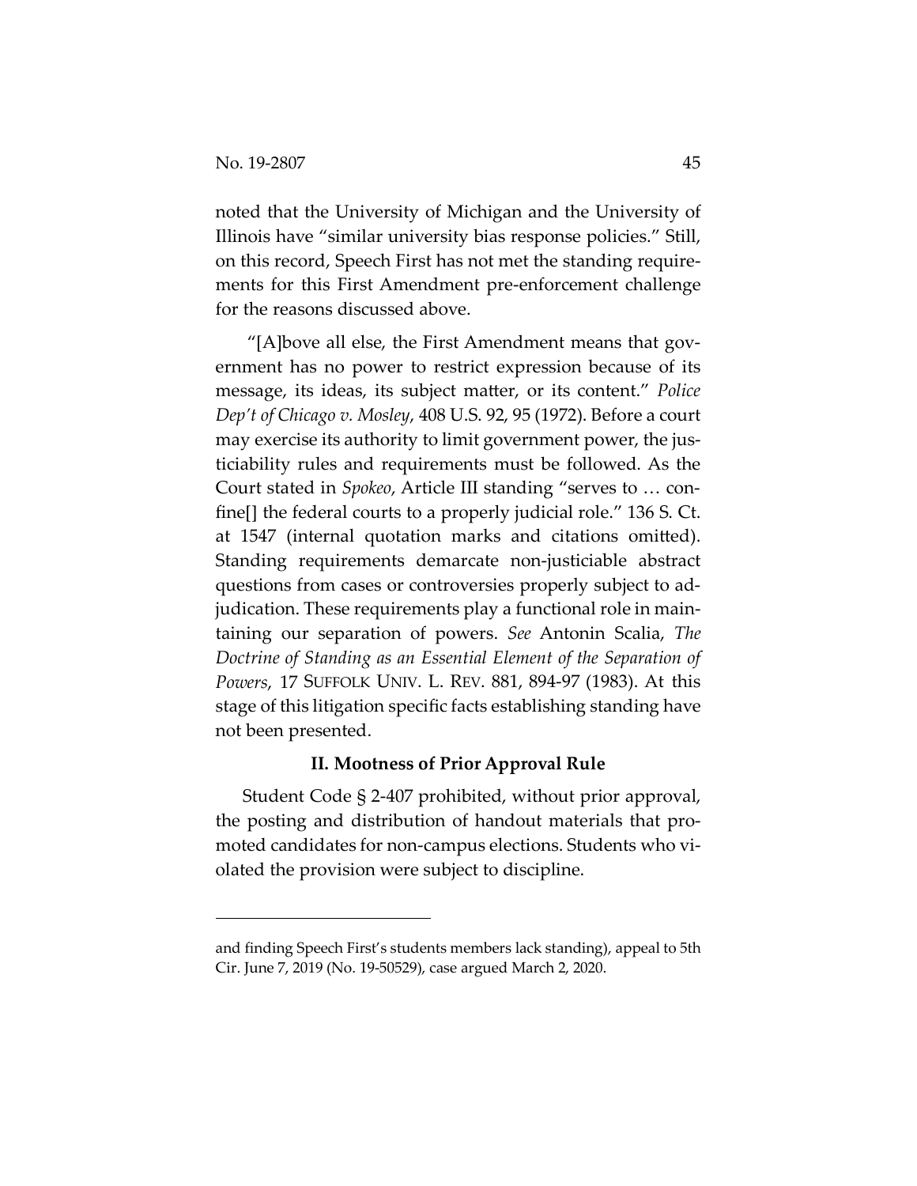noted that the University of Michigan and the University of Illinois have "similar university bias response policies." Still, on this record, Speech First has not met the standing requirements for this First Amendment pre-enforcement challenge for the reasons discussed above.

"[A]bove all else, the First Amendment means that government has no power to restrict expression because of its message, its ideas, its subject matter, or its content." *Police Dep't of Chicago v. Mosley*, 408 U.S. 92, 95 (1972). Before a court may exercise its authority to limit government power, the justiciability rules and requirements must be followed. As the Court stated in *Spokeo*, Article III standing "serves to … confine[] the federal courts to a properly judicial role." 136 S. Ct. at 1547 (internal quotation marks and citations omitted). Standing requirements demarcate non-justiciable abstract questions from cases or controversies properly subject to adjudication. These requirements play a functional role in maintaining our separation of powers. *See* Antonin Scalia, *The Doctrine of Standing as an Essential Element of the Separation of Powers*, 17 SUFFOLK UNIV. L. REV. 881, 894-97 (1983). At this stage of this litigation specific facts establishing standing have not been presented.

### II. Mootness of Prior Approval Rule

Student Code § 2-407 prohibited, without prior approval, the posting and distribution of handout materials that promoted candidates for non-campus elections. Students who violated the provision were subject to discipline.

---

and finding Speech First's students members lack standing), appeal to 5th Cir. June 7, 2019 (No. 19-50529), case argued March 2, 2020.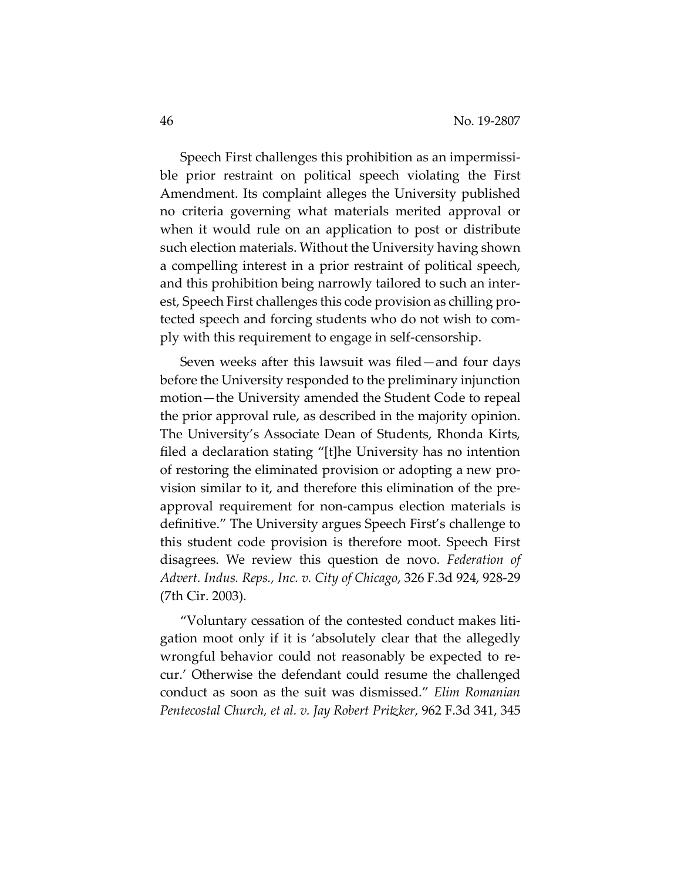Speech First challenges this prohibition as an impermissible prior restraint on political speech violating the First Amendment. Its complaint alleges the University published no criteria governing what materials merited approval or when it would rule on an application to post or distribute such election materials. Without the University having shown a compelling interest in a prior restraint of political speech, and this prohibition being narrowly tailored to such an interest, Speech First challenges this code provision as chilling protected speech and forcing students who do not wish to comply with this requirement to engage in self-censorship.

Seven weeks after this lawsuit was filed—and four days before the University responded to the preliminary injunction motion—the University amended the Student Code to repeal the prior approval rule, as described in the majority opinion. The University's Associate Dean of Students, Rhonda Kirts, filed a declaration stating "[t]he University has no intention of restoring the eliminated provision or adopting a new provision similar to it, and therefore this elimination of the pre-approval requirement for non-campus election materials is definitive." The University argues Speech First's challenge to this student code provision is therefore moot. Speech First disagrees. We review this question de novo. *Federation of Advert. Indus. Reps., Inc. v. City of Chicago*, 326 F.3d 924, 928-29 (7th Cir. 2003).

"Voluntary cessation of the contested conduct makes litigation moot only if it is 'absolutely clear that the allegedly wrongful behavior could not reasonably be expected to recur.' Otherwise the defendant could resume the challenged conduct as soon as the suit was dismissed." *Elim Romanian Pentecostal Church, et al. v. Jay Robert Pritzker*, 962 F.3d 341, 345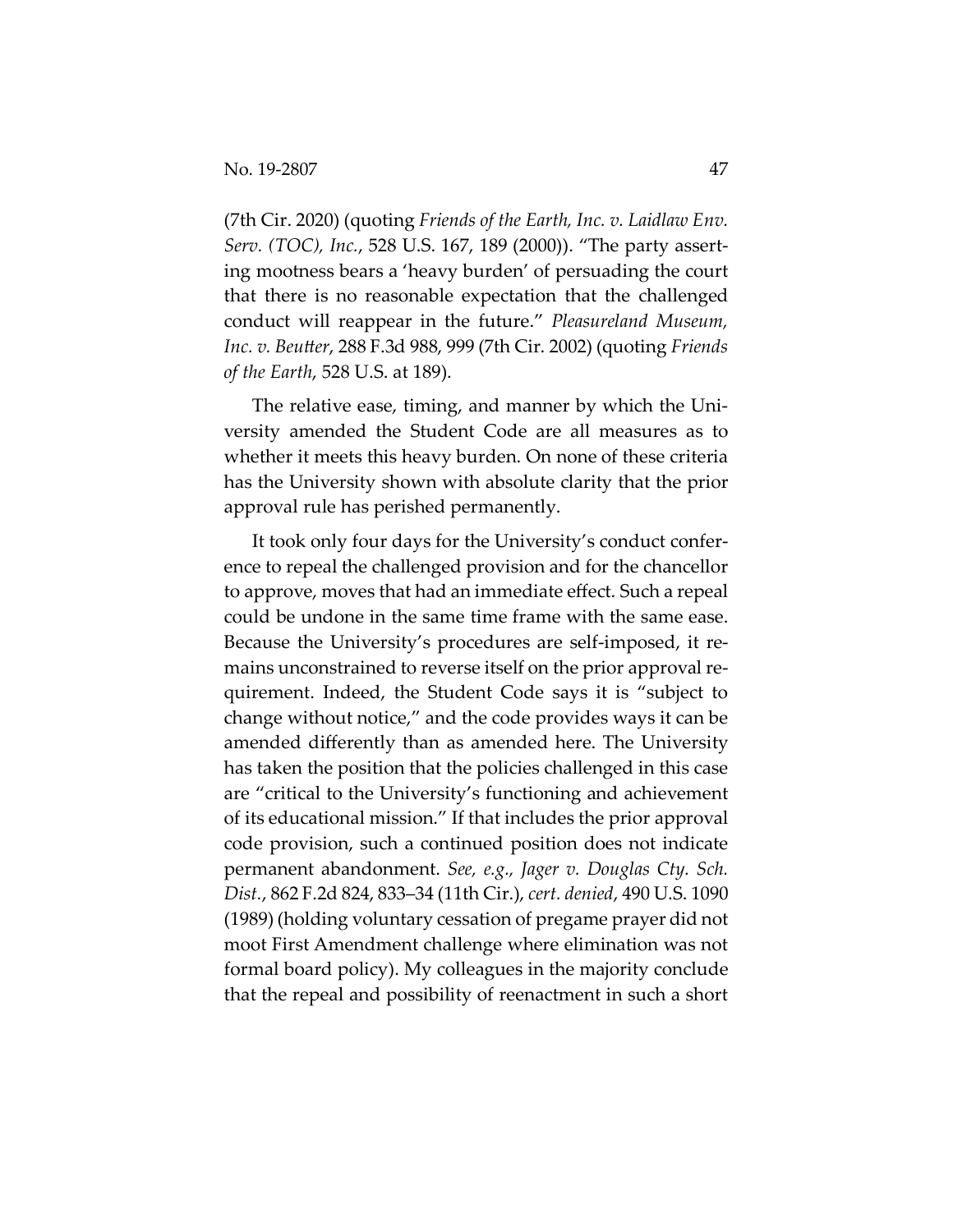(7th Cir. 2020) (quoting *Friends of the Earth, Inc. v. Laidlaw Env. Serv. (TOC), Inc.*, 528 U.S. 167, 189 (2000)). "The party asserting mootness bears a 'heavy burden' of persuading the court that there is no reasonable expectation that the challenged conduct will reappear in the future." *Pleasureland Museum, Inc. v. Beutter*, 288 F.3d 988, 999 (7th Cir. 2002) (quoting *Friends of the Earth*, 528 U.S. at 189).

The relative ease, timing, and manner by which the University amended the Student Code are all measures as to whether it meets this heavy burden. On none of these criteria has the University shown with absolute clarity that the prior approval rule has perished permanently.

It took only four days for the University's conduct conference to repeal the challenged provision and for the chancellor to approve, moves that had an immediate effect. Such a repeal could be undone in the same time frame with the same ease. Because the University's procedures are self-imposed, it remains unconstrained to reverse itself on the prior approval requirement. Indeed, the Student Code says it is "subject to change without notice," and the code provides ways it can be amended differently than as amended here. The University has taken the position that the policies challenged in this case are "critical to the University's functioning and achievement of its educational mission." If that includes the prior approval code provision, such a continued position does not indicate permanent abandonment. *See, e.g., Jager v. Douglas Cty. Sch. Dist.*, 862 F.2d 824, 833–34 (11th Cir.), *cert. denied*, 490 U.S. 1090 (1989) (holding voluntary cessation of pregame prayer did not moot First Amendment challenge where elimination was not formal board policy). My colleagues in the majority conclude that the repeal and possibility of reenactment in such a short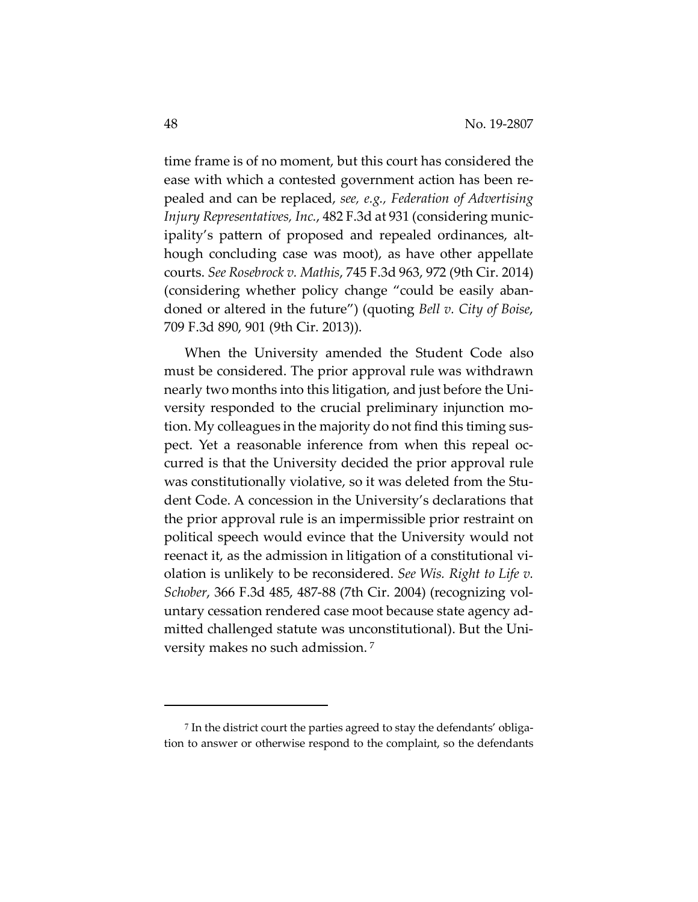time frame is of no moment, but this court has considered the ease with which a contested government action has been repealed and can be replaced, *see, e.g.*, *Federation of Advertising Injury Representatives, Inc.*, 482 F.3d at 931 (considering municipality's pattern of proposed and repealed ordinances, although concluding case was moot), as have other appellate courts. *See Rosebrock v. Mathis*, 745 F.3d 963, 972 (9th Cir. 2014) (considering whether policy change "could be easily abandoned or altered in the future") (quoting *Bell v. City of Boise*, 709 F.3d 890, 901 (9th Cir. 2013)).

When the University amended the Student Code also must be considered. The prior approval rule was withdrawn nearly two months into this litigation, and just before the University responded to the crucial preliminary injunction motion. My colleagues in the majority do not find this timing suspect. Yet a reasonable inference from when this repeal occurred is that the University decided the prior approval rule was constitutionally violative, so it was deleted from the Student Code. A concession in the University's declarations that the prior approval rule is an impermissible prior restraint on political speech would evince that the University would not reenact it, as the admission in litigation of a constitutional violation is unlikely to be reconsidered. *See Wis. Right to Life v. Schober*, 366 F.3d 485, 487-88 (7th Cir. 2004) (recognizing voluntary cessation rendered case moot because state agency admitted challenged statute was unconstitutional). But the University makes no such admission. [7]

---

[7] In the district court the parties agreed to stay the defendants' obligation to answer or otherwise respond to the complaint, so the defendants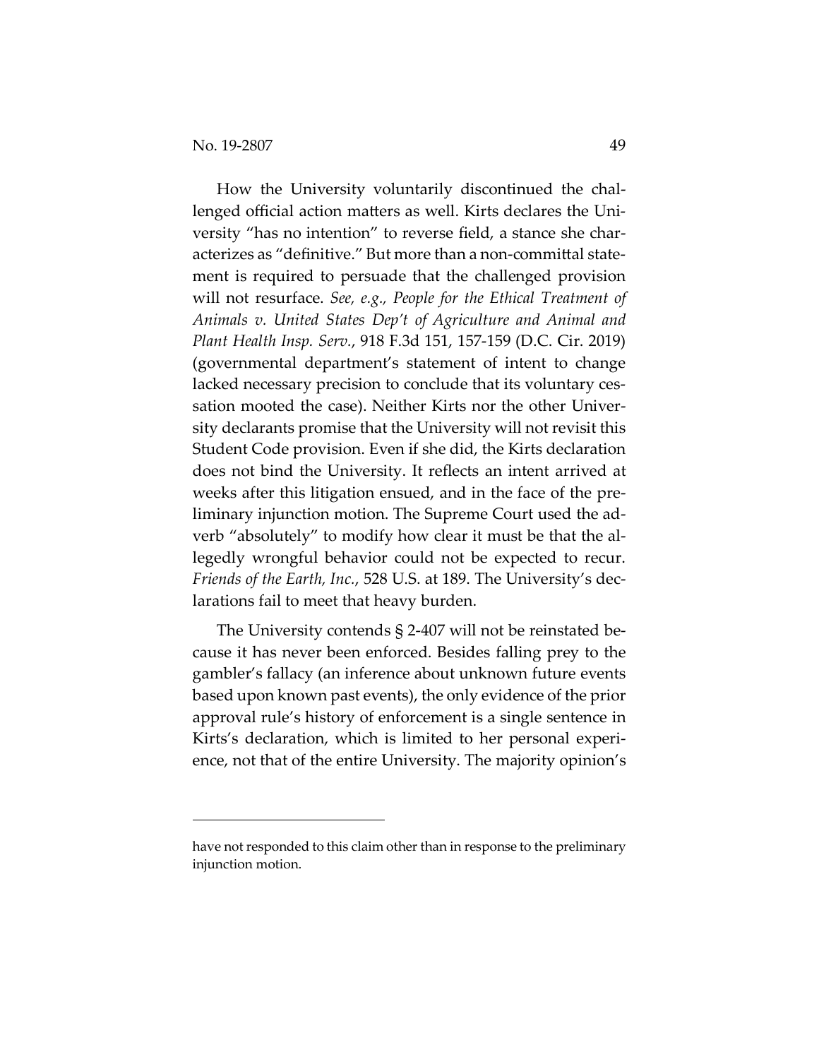How the University voluntarily discontinued the challenged official action matters as well. Kirts declares the University "has no intention" to reverse field, a stance she characterizes as "definitive." But more than a non-committal statement is required to persuade that the challenged provision will not resurface. *See, e.g., People for the Ethical Treatment of Animals v. United States Dep't of Agriculture and Animal and Plant Health Insp. Serv.*, 918 F.3d 151, 157-159 (D.C. Cir. 2019) (governmental department's statement of intent to change lacked necessary precision to conclude that its voluntary cessation mooted the case). Neither Kirts nor the other University declarants promise that the University will not revisit this Student Code provision. Even if she did, the Kirts declaration does not bind the University. It reflects an intent arrived at weeks after this litigation ensued, and in the face of the preliminary injunction motion. The Supreme Court used the adverb "absolutely" to modify how clear it must be that the allegedly wrongful behavior could not be expected to recur. *Friends of the Earth, Inc.*, 528 U.S. at 189. The University's declarations fail to meet that heavy burden.

The University contends § 2-407 will not be reinstated because it has never been enforced. Besides falling prey to the gambler's fallacy (an inference about unknown future events based upon known past events), the only evidence of the prior approval rule's history of enforcement is a single sentence in Kirts's declaration, which is limited to her personal experience, not that of the entire University. The majority opinion's

---

have not responded to this claim other than in response to the preliminary injunction motion.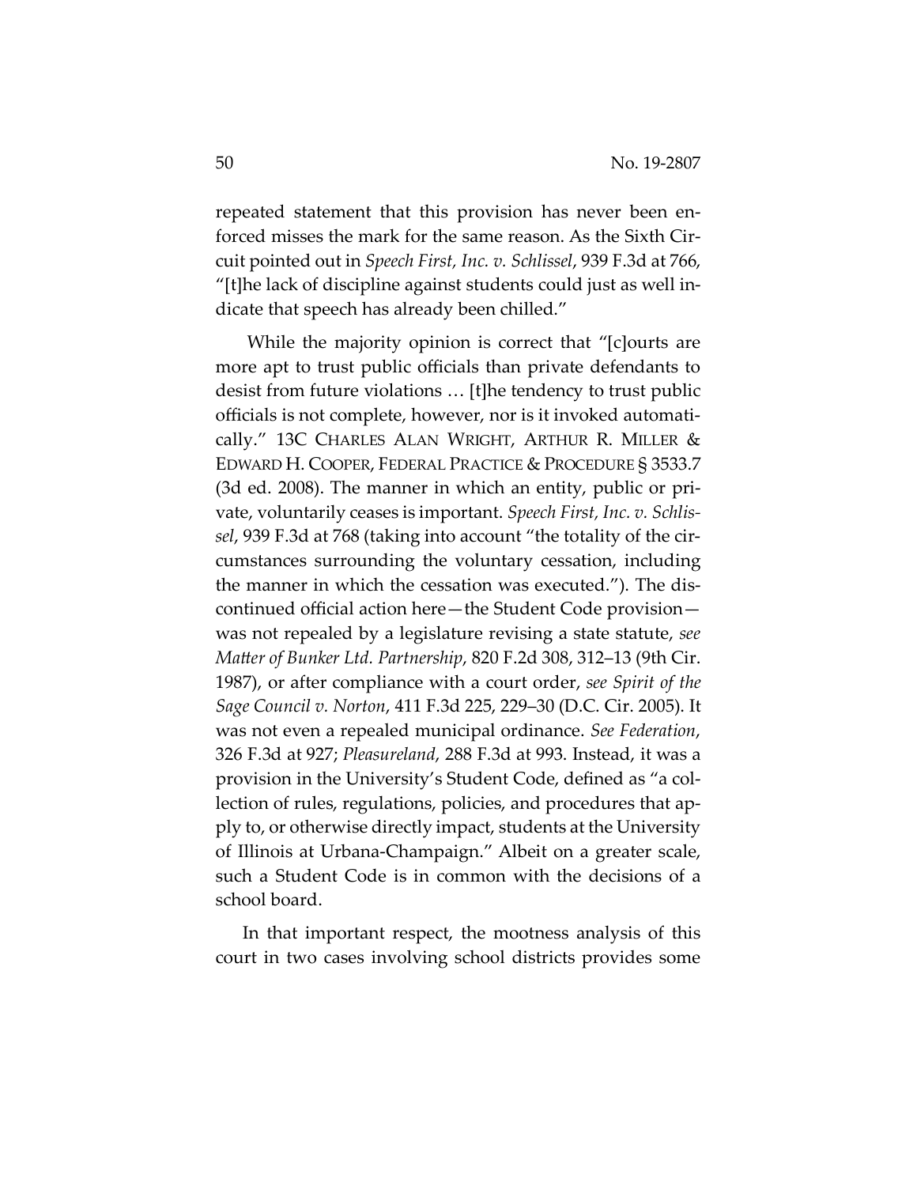repeated statement that this provision has never been enforced misses the mark for the same reason. As the Sixth Circuit pointed out in *Speech First, Inc. v. Schlissel*, 939 F.3d at 766, "[t]he lack of discipline against students could just as well indicate that speech has already been chilled."

While the majority opinion is correct that "[c]ourts are more apt to trust public officials than private defendants to desist from future violations … [t]he tendency to trust public officials is not complete, however, nor is it invoked automatically." 13C CHARLES ALAN WRIGHT, ARTHUR R. MILLER & EDWARD H. COOPER, FEDERAL PRACTICE & PROCEDURE § 3533.7 (3d ed. 2008). The manner in which an entity, public or private, voluntarily ceases is important. *Speech First, Inc. v. Schlissel*, 939 F.3d at 768 (taking into account "the totality of the circumstances surrounding the voluntary cessation, including the manner in which the cessation was executed."). The discontinued official action here—the Student Code provision—was not repealed by a legislature revising a state statute, *see Matter of Bunker Ltd. Partnership*, 820 F.2d 308, 312–13 (9th Cir. 1987), or after compliance with a court order, *see Spirit of the Sage Council v. Norton*, 411 F.3d 225, 229–30 (D.C. Cir. 2005). It was not even a repealed municipal ordinance. *See Federation*, 326 F.3d at 927; *Pleasureland*, 288 F.3d at 993. Instead, it was a provision in the University's Student Code, defined as "a collection of rules, regulations, policies, and procedures that apply to, or otherwise directly impact, students at the University of Illinois at Urbana-Champaign." Albeit on a greater scale, such a Student Code is in common with the decisions of a school board.

In that important respect, the mootness analysis of this court in two cases involving school districts provides some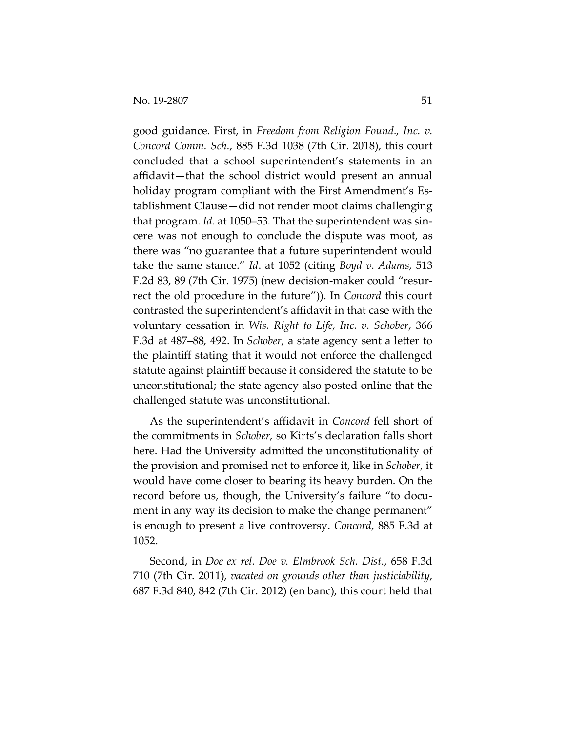good guidance. First, in *Freedom from Religion Found., Inc. v. Concord Comm. Sch.*, 885 F.3d 1038 (7th Cir. 2018), this court concluded that a school superintendent's statements in an affidavit—that the school district would present an annual holiday program compliant with the First Amendment's Establishment Clause—did not render moot claims challenging that program. *Id*. at 1050–53. That the superintendent was sincere was not enough to conclude the dispute was moot, as there was "no guarantee that a future superintendent would take the same stance." *Id*. at 1052 (citing *Boyd v. Adams*, 513 F.2d 83, 89 (7th Cir. 1975) (new decision-maker could "resurrect the old procedure in the future")). In *Concord* this court contrasted the superintendent's affidavit in that case with the voluntary cessation in *Wis. Right to Life, Inc. v. Schober*, 366 F.3d at 487–88, 492. In *Schober*, a state agency sent a letter to the plaintiff stating that it would not enforce the challenged statute against plaintiff because it considered the statute to be unconstitutional; the state agency also posted online that the challenged statute was unconstitutional.

As the superintendent's affidavit in *Concord* fell short of the commitments in *Schober*, so Kirts's declaration falls short here. Had the University admitted the unconstitutionality of the provision and promised not to enforce it, like in *Schober*, it would have come closer to bearing its heavy burden. On the record before us, though, the University's failure "to document in any way its decision to make the change permanent" is enough to present a live controversy. *Concord*, 885 F.3d at 1052.

Second, in *Doe ex rel. Doe v. Elmbrook Sch. Dist.*, 658 F.3d 710 (7th Cir. 2011), *vacated on grounds other than justiciability*, 687 F.3d 840, 842 (7th Cir. 2012) (en banc), this court held that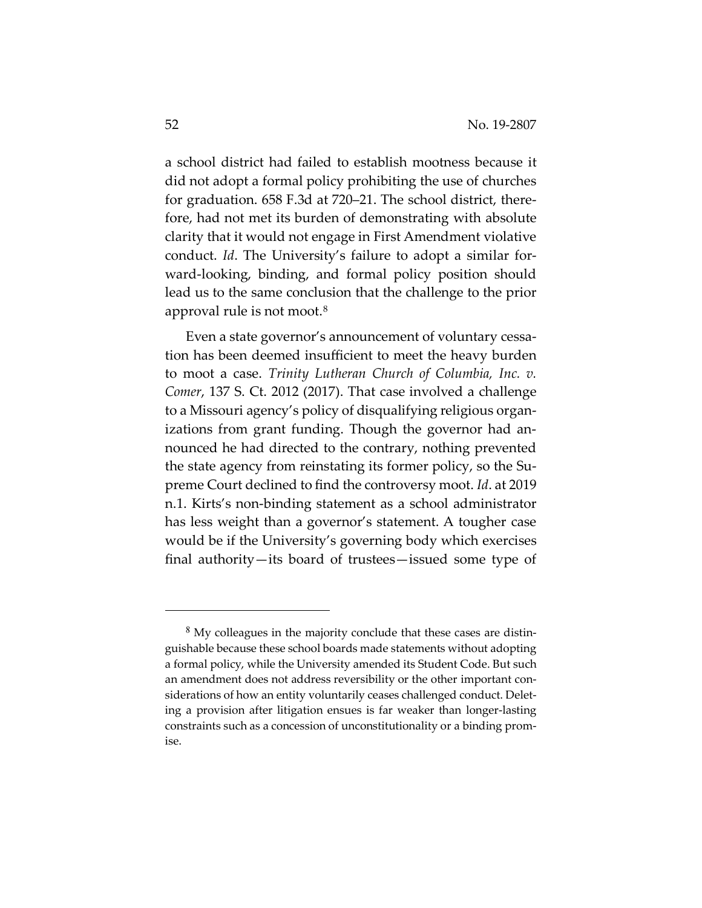a school district had failed to establish mootness because it did not adopt a formal policy prohibiting the use of churches for graduation. 658 F.3d at 720–21. The school district, therefore, had not met its burden of demonstrating with absolute clarity that it would not engage in First Amendment violative conduct. *Id*. The University's failure to adopt a similar forward-looking, binding, and formal policy position should lead us to the same conclusion that the challenge to the prior approval rule is not moot.[8]

Even a state governor's announcement of voluntary cessation has been deemed insufficient to meet the heavy burden to moot a case. *Trinity Lutheran Church of Columbia, Inc. v. Comer*, 137 S. Ct. 2012 (2017). That case involved a challenge to a Missouri agency's policy of disqualifying religious organizations from grant funding. Though the governor had announced he had directed to the contrary, nothing prevented the state agency from reinstating its former policy, so the Supreme Court declined to find the controversy moot. *Id*. at 2019 n.1. Kirts's non-binding statement as a school administrator has less weight than a governor's statement. A tougher case would be if the University's governing body which exercises final authority—its board of trustees—issued some type of

---

[8] My colleagues in the majority conclude that these cases are distinguishable because these school boards made statements without adopting a formal policy, while the University amended its Student Code. But such an amendment does not address reversibility or the other important considerations of how an entity voluntarily ceases challenged conduct. Deleting a provision after litigation ensues is far weaker than longer-lasting constraints such as a concession of unconstitutionality or a binding promise.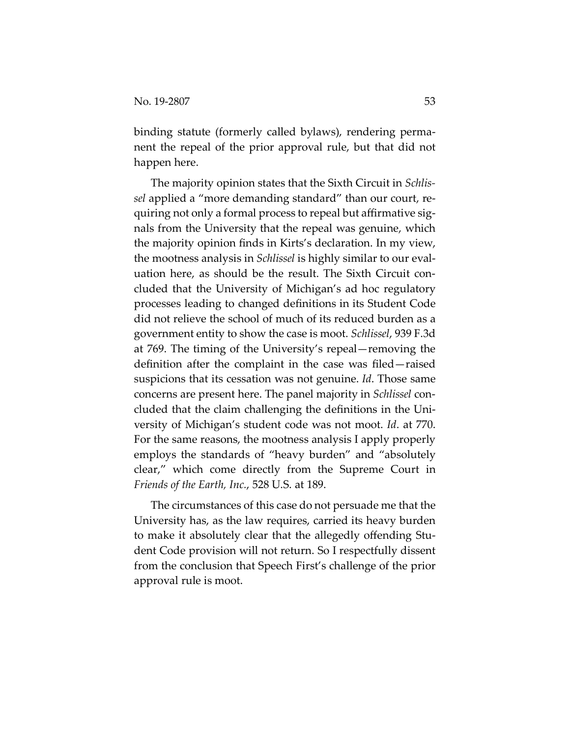binding statute (formerly called bylaws), rendering permanent the repeal of the prior approval rule, but that did not happen here.

The majority opinion states that the Sixth Circuit in *Schlissel* applied a "more demanding standard" than our court, requiring not only a formal process to repeal but affirmative signals from the University that the repeal was genuine, which the majority opinion finds in Kirts's declaration. In my view, the mootness analysis in *Schlissel* is highly similar to our evaluation here, as should be the result. The Sixth Circuit concluded that the University of Michigan's ad hoc regulatory processes leading to changed definitions in its Student Code did not relieve the school of much of its reduced burden as a government entity to show the case is moot. *Schlissel*, 939 F.3d at 769. The timing of the University's repeal—removing the definition after the complaint in the case was filed—raised suspicions that its cessation was not genuine. *Id*. Those same concerns are present here. The panel majority in *Schlissel* concluded that the claim challenging the definitions in the University of Michigan's student code was not moot. *Id*. at 770. For the same reasons, the mootness analysis I apply properly employs the standards of "heavy burden" and "absolutely clear," which come directly from the Supreme Court in *Friends of the Earth, Inc.*, 528 U.S. at 189.

The circumstances of this case do not persuade me that the University has, as the law requires, carried its heavy burden to make it absolutely clear that the allegedly offending Student Code provision will not return. So I respectfully dissent from the conclusion that Speech First's challenge of the prior approval rule is moot.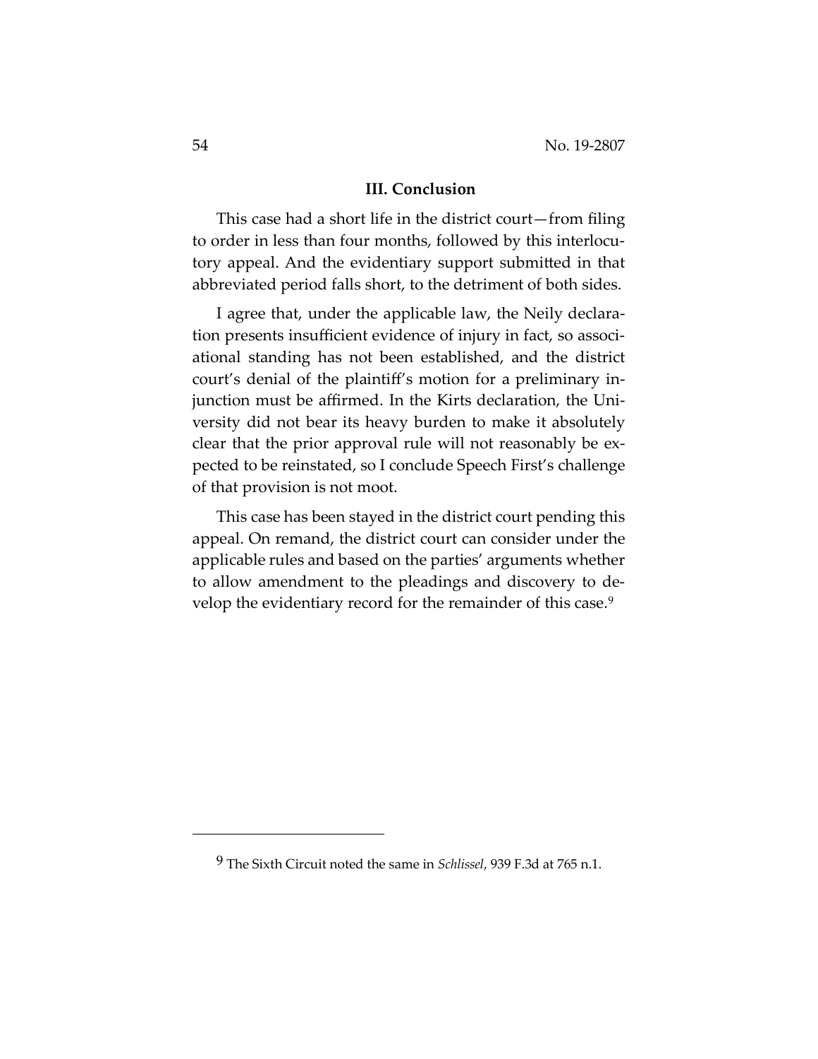### III. Conclusion

This case had a short life in the district court—from filing to order in less than four months, followed by this interlocutory appeal. And the evidentiary support submitted in that abbreviated period falls short, to the detriment of both sides.

I agree that, under the applicable law, the Neily declaration presents insufficient evidence of injury in fact, so associational standing has not been established, and the district court's denial of the plaintiff's motion for a preliminary injunction must be affirmed. In the Kirts declaration, the University did not bear its heavy burden to make it absolutely clear that the prior approval rule will not reasonably be expected to be reinstated, so I conclude Speech First's challenge of that provision is not moot.

This case has been stayed in the district court pending this appeal. On remand, the district court can consider under the applicable rules and based on the parties' arguments whether to allow amendment to the pleadings and discovery to develop the evidentiary record for the remainder of this case.[9]

---

[9] The Sixth Circuit noted the same in *Schlissel*, 939 F.3d at 765 n.1.